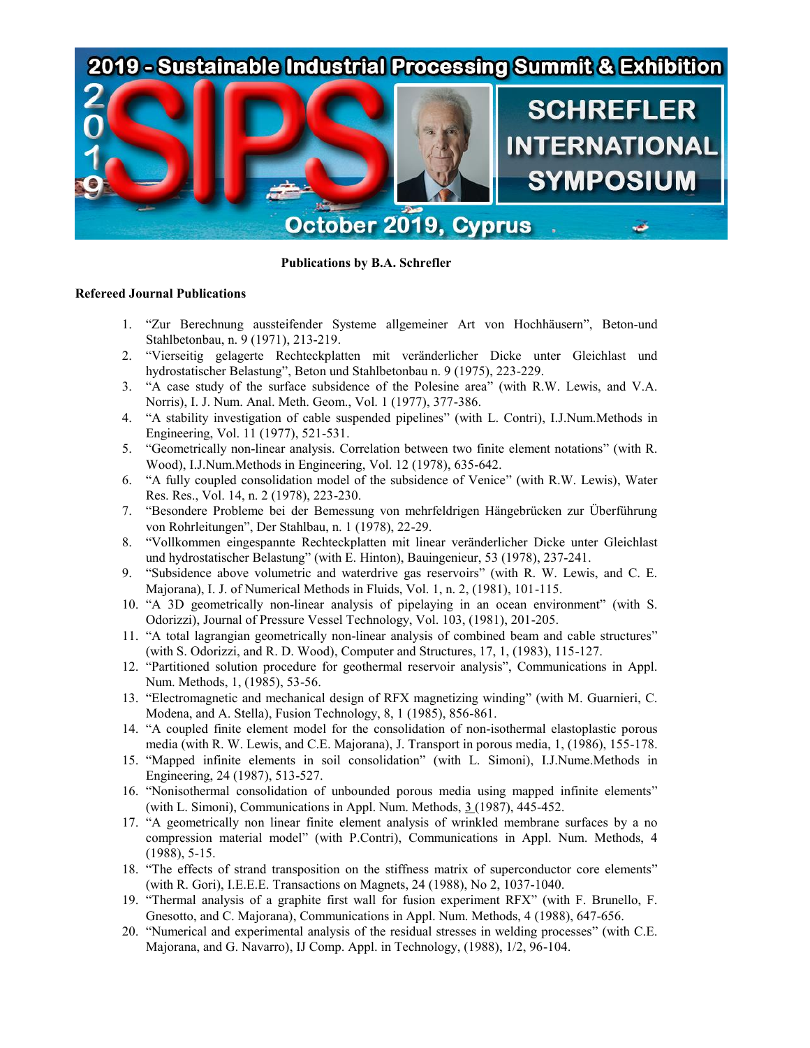# Publications by B.A. Schrefler

## Refereed Journal Publications

1. "Zur Berechnung aussteifender Systeme allgemeiner Art von Hochhäusern", Beton-und Stahlbetonbau, n. 9 (1971), 213-219.
2. "Vierseitig gelagerte Rechteckplatten mit veränderlicher Dicke unter Gleichlast und hydrostatischer Belastung", Beton und Stahlbetonbau n. 9 (1975), 223-229.
3. "A case study of the surface subsidence of the Polesine area" (with R.W. Lewis, and V.A. Norris), I. J. Num. Anal. Meth. Geom., Vol. 1 (1977), 377-386.
4. "A stability investigation of cable suspended pipelines" (with L. Contri), I.J.Num.Methods in Engineering, Vol. 11 (1977), 521-531.
5. "Geometrically non-linear analysis. Correlation between two finite element notations" (with R. Wood), I.J.Num.Methods in Engineering, Vol. 12 (1978), 635-642.
6. "A fully coupled consolidation model of the subsidence of Venice" (with R.W. Lewis), Water Res. Res., Vol. 14, n. 2 (1978), 223-230.
7. "Besondere Probleme bei der Bemessung von mehrfeldrigen Hängebrücken zur Überführung von Rohrleitungen", Der Stahlbau, n. 1 (1978), 22-29.
8. "Vollkommen eingespannte Rechteckplatten mit linear veränderlicher Dicke unter Gleichlast und hydrostatischer Belastung" (with E. Hinton), Bauingenieur, 53 (1978), 237-241.
9. "Subsidence above volumetric and waterdrive gas reservoirs" (with R. W. Lewis, and C. E. Majorana), I. J. of Numerical Methods in Fluids, Vol. 1, n. 2, (1981), 101-115.
10. "A 3D geometrically non-linear analysis of pipelaying in an ocean environment" (with S. Odorizzi), Journal of Pressure Vessel Technology, Vol. 103, (1981), 201-205.
11. "A total lagrangian geometrically non-linear analysis of combined beam and cable structures" (with S. Odorizzi, and R. D. Wood), Computer and Structures, 17, 1, (1983), 115-127.
12. "Partitioned solution procedure for geothermal reservoir analysis", Communications in Appl. Num. Methods, 1, (1985), 53-56.
13. "Electromagnetic and mechanical design of RFX magnetizing winding" (with M. Guarnieri, C. Modena, and A. Stella), Fusion Technology, 8, 1 (1985), 856-861.
14. "A coupled finite element model for the consolidation of non-isothermal elastoplastic porous media (with R. W. Lewis, and C.E. Majorana), J. Transport in porous media, 1, (1986), 155-178.
15. "Mapped infinite elements in soil consolidation" (with L. Simoni), I.J.Nume.Methods in Engineering, 24 (1987), 513-527.
16. "Nonisothermal consolidation of unbounded porous media using mapped infinite elements" (with L. Simoni), Communications in Appl. Num. Methods, 3 (1987), 445-452.
17. "A geometrically non linear finite element analysis of wrinkled membrane surfaces by a no compression material model" (with P.Contri), Communications in Appl. Num. Methods, 4 (1988), 5-15.
18. "The effects of strand transposition on the stiffness matrix of superconductor core elements" (with R. Gori), I.E.E.E. Transactions on Magnets, 24 (1988), No 2, 1037-1040.
19. "Thermal analysis of a graphite first wall for fusion experiment RFX" (with F. Brunello, F. Gnesotto, and C. Majorana), Communications in Appl. Num. Methods, 4 (1988), 647-656.
20. "Numerical and experimental analysis of the residual stresses in welding processes" (with C.E. Majorana, and G. Navarro), IJ Comp. Appl. in Technology, (1988), 1/2, 96-104.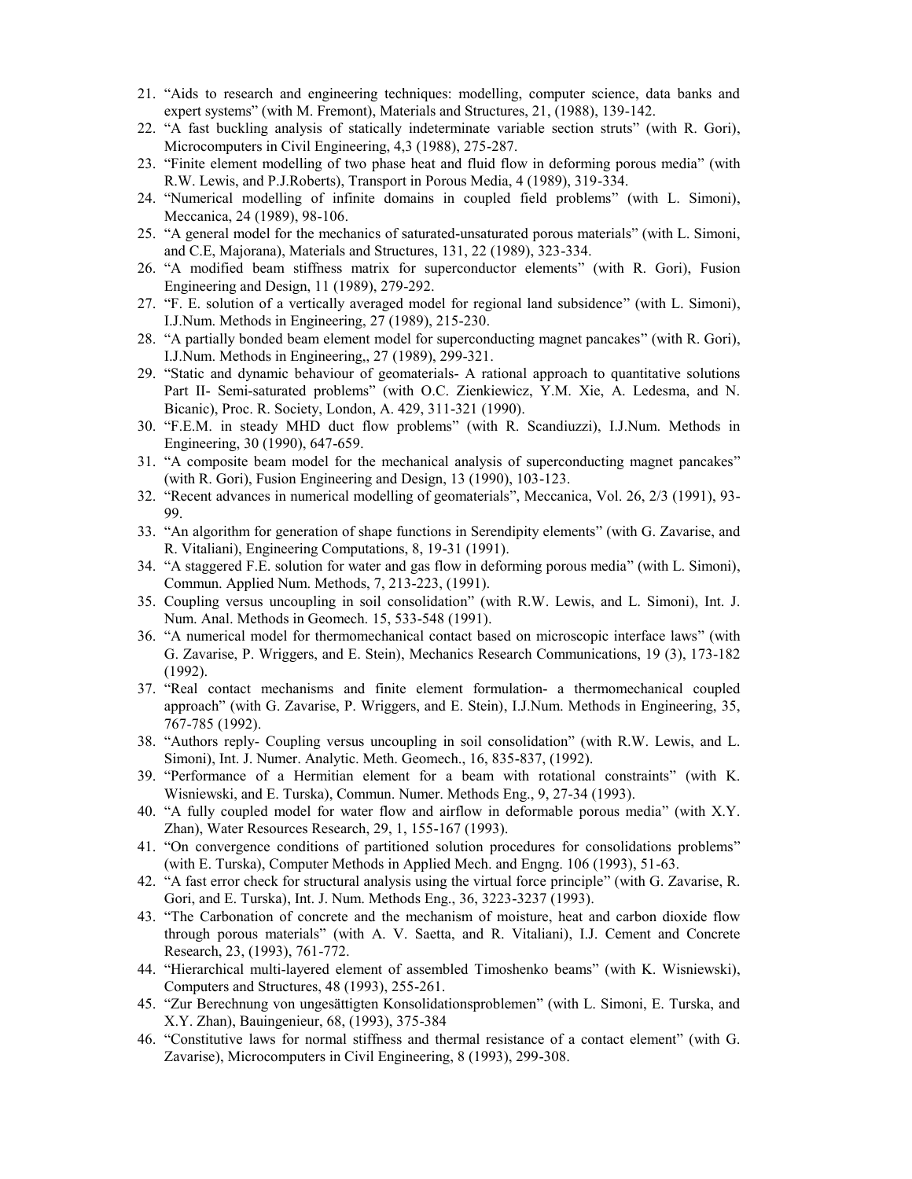21. "Aids to research and engineering techniques: modelling, computer science, data banks and expert systems" (with M. Fremont), Materials and Structures, 21, (1988), 139-142.
22. "A fast buckling analysis of statically indeterminate variable section struts" (with R. Gori), Microcomputers in Civil Engineering, 4,3 (1988), 275-287.
23. "Finite element modelling of two phase heat and fluid flow in deforming porous media" (with R.W. Lewis, and P.J.Roberts), Transport in Porous Media, 4 (1989), 319-334.
24. "Numerical modelling of infinite domains in coupled field problems" (with L. Simoni), Meccanica, 24 (1989), 98-106.
25. "A general model for the mechanics of saturated-unsaturated porous materials" (with L. Simoni, and C.E, Majorana), Materials and Structures, 131, 22 (1989), 323-334.
26. "A modified beam stiffness matrix for superconductor elements" (with R. Gori), Fusion Engineering and Design, 11 (1989), 279-292.
27. "F. E. solution of a vertically averaged model for regional land subsidence" (with L. Simoni), I.J.Num. Methods in Engineering, 27 (1989), 215-230.
28. "A partially bonded beam element model for superconducting magnet pancakes" (with R. Gori), I.J.Num. Methods in Engineering,, 27 (1989), 299-321.
29. "Static and dynamic behaviour of geomaterials- A rational approach to quantitative solutions Part II- Semi-saturated problems" (with O.C. Zienkiewicz, Y.M. Xie, A. Ledesma, and N. Bicanic), Proc. R. Society, London, A. 429, 311-321 (1990).
30. "F.E.M. in steady MHD duct flow problems" (with R. Scandiuzzi), I.J.Num. Methods in Engineering, 30 (1990), 647-659.
31. "A composite beam model for the mechanical analysis of superconducting magnet pancakes" (with R. Gori), Fusion Engineering and Design, 13 (1990), 103-123.
32. "Recent advances in numerical modelling of geomaterials", Meccanica, Vol. 26, 2/3 (1991), 93-99.
33. "An algorithm for generation of shape functions in Serendipity elements" (with G. Zavarise, and R. Vitaliani), Engineering Computations, 8, 19-31 (1991).
34. "A staggered F.E. solution for water and gas flow in deforming porous media" (with L. Simoni), Commun. Applied Num. Methods, 7, 213-223, (1991).
35. Coupling versus uncoupling in soil consolidation" (with R.W. Lewis, and L. Simoni), Int. J. Num. Anal. Methods in Geomech. 15, 533-548 (1991).
36. "A numerical model for thermomechanical contact based on microscopic interface laws" (with G. Zavarise, P. Wriggers, and E. Stein), Mechanics Research Communications, 19 (3), 173-182 (1992).
37. "Real contact mechanisms and finite element formulation- a thermomechanical coupled approach" (with G. Zavarise, P. Wriggers, and E. Stein), I.J.Num. Methods in Engineering, 35, 767-785 (1992).
38. "Authors reply- Coupling versus uncoupling in soil consolidation" (with R.W. Lewis, and L. Simoni), Int. J. Numer. Analytic. Meth. Geomech., 16, 835-837, (1992).
39. "Performance of a Hermitian element for a beam with rotational constraints" (with K. Wisniewski, and E. Turska), Commun. Numer. Methods Eng., 9, 27-34 (1993).
40. "A fully coupled model for water flow and airflow in deformable porous media" (with X.Y. Zhan), Water Resources Research, 29, 1, 155-167 (1993).
41. "On convergence conditions of partitioned solution procedures for consolidations problems" (with E. Turska), Computer Methods in Applied Mech. and Engng. 106 (1993), 51-63.
42. "A fast error check for structural analysis using the virtual force principle" (with G. Zavarise, R. Gori, and E. Turska), Int. J. Num. Methods Eng., 36, 3223-3237 (1993).
43. "The Carbonation of concrete and the mechanism of moisture, heat and carbon dioxide flow through porous materials" (with A. V. Saetta, and R. Vitaliani), I.J. Cement and Concrete Research, 23, (1993), 761-772.
44. "Hierarchical multi-layered element of assembled Timoshenko beams" (with K. Wisniewski), Computers and Structures, 48 (1993), 255-261.
45. "Zur Berechnung von ungesättigten Konsolidationsproblemen" (with L. Simoni, E. Turska, and X.Y. Zhan), Bauingenieur, 68, (1993), 375-384
46. "Constitutive laws for normal stiffness and thermal resistance of a contact element" (with G. Zavarise), Microcomputers in Civil Engineering, 8 (1993), 299-308.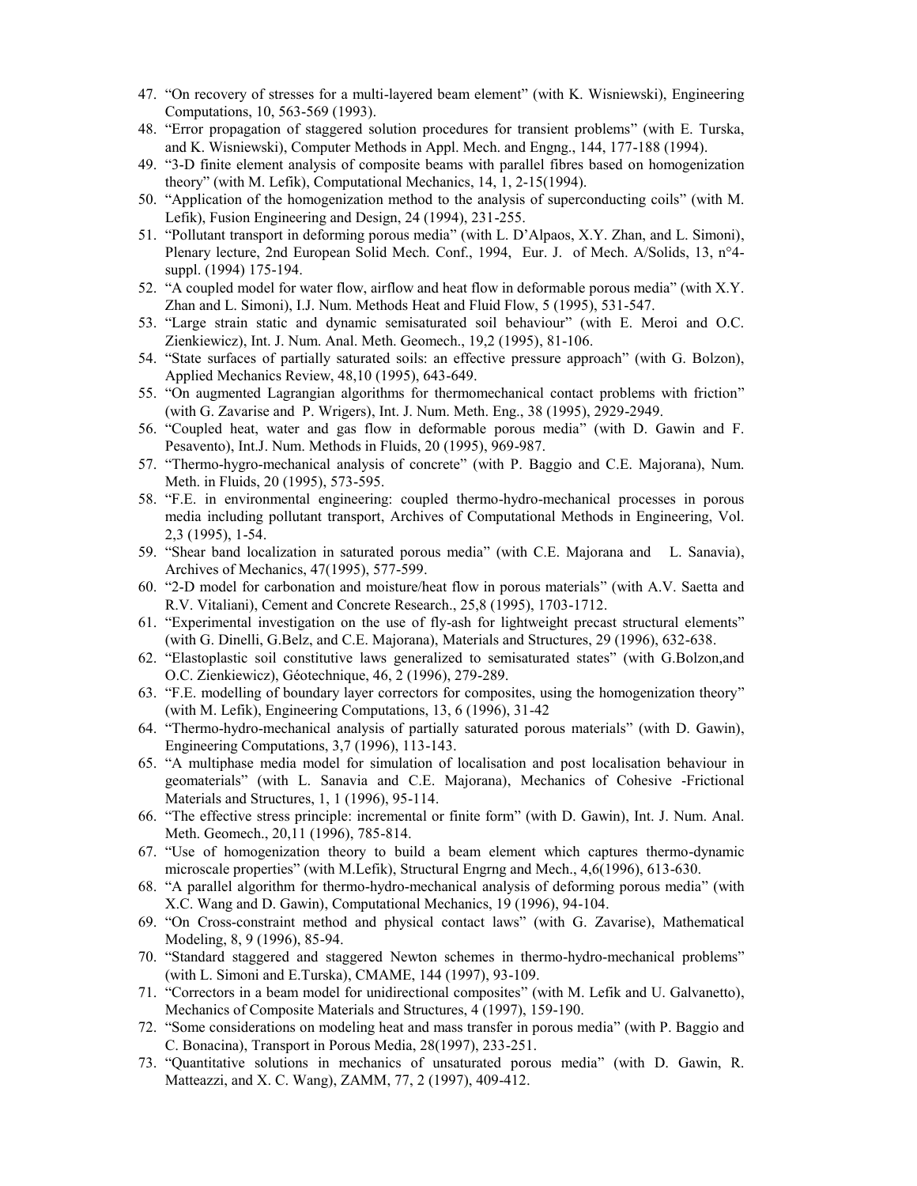47. "On recovery of stresses for a multi-layered beam element" (with K. Wisniewski), Engineering Computations, 10, 563-569 (1993).
48. "Error propagation of staggered solution procedures for transient problems" (with E. Turska, and K. Wisniewski), Computer Methods in Appl. Mech. and Engng., 144, 177-188 (1994).
49. "3-D finite element analysis of composite beams with parallel fibres based on homogenization theory" (with M. Lefik), Computational Mechanics, 14, 1, 2-15(1994).
50. "Application of the homogenization method to the analysis of superconducting coils" (with M. Lefik), Fusion Engineering and Design, 24 (1994), 231-255.
51. "Pollutant transport in deforming porous media" (with L. D'Alpaos, X.Y. Zhan, and L. Simoni), Plenary lecture, 2nd European Solid Mech. Conf., 1994, Eur. J. of Mech. A/Solids, 13, n°4-suppl. (1994) 175-194.
52. "A coupled model for water flow, airflow and heat flow in deformable porous media" (with X.Y. Zhan and L. Simoni), I.J. Num. Methods Heat and Fluid Flow, 5 (1995), 531-547.
53. "Large strain static and dynamic semisaturated soil behaviour" (with E. Meroi and O.C. Zienkiewicz), Int. J. Num. Anal. Meth. Geomech., 19,2 (1995), 81-106.
54. "State surfaces of partially saturated soils: an effective pressure approach" (with G. Bolzon), Applied Mechanics Review, 48,10 (1995), 643-649.
55. "On augmented Lagrangian algorithms for thermomechanical contact problems with friction" (with G. Zavarise and P. Wrigers), Int. J. Num. Meth. Eng., 38 (1995), 2929-2949.
56. "Coupled heat, water and gas flow in deformable porous media" (with D. Gawin and F. Pesavento), Int.J. Num. Methods in Fluids, 20 (1995), 969-987.
57. "Thermo-hygro-mechanical analysis of concrete" (with P. Baggio and C.E. Majorana), Num. Meth. in Fluids, 20 (1995), 573-595.
58. "F.E. in environmental engineering: coupled thermo-hydro-mechanical processes in porous media including pollutant transport, Archives of Computational Methods in Engineering, Vol. 2,3 (1995), 1-54.
59. "Shear band localization in saturated porous media" (with C.E. Majorana and L. Sanavia), Archives of Mechanics, 47(1995), 577-599.
60. "2-D model for carbonation and moisture/heat flow in porous materials" (with A.V. Saetta and R.V. Vitaliani), Cement and Concrete Research., 25,8 (1995), 1703-1712.
61. "Experimental investigation on the use of fly-ash for lightweight precast structural elements" (with G. Dinelli, G.Belz, and C.E. Majorana), Materials and Structures, 29 (1996), 632-638.
62. "Elastoplastic soil constitutive laws generalized to semisaturated states" (with G.Bolzon,and O.C. Zienkiewicz), Géotechnique, 46, 2 (1996), 279-289.
63. "F.E. modelling of boundary layer correctors for composites, using the homogenization theory" (with M. Lefik), Engineering Computations, 13, 6 (1996), 31-42
64. "Thermo-hydro-mechanical analysis of partially saturated porous materials" (with D. Gawin), Engineering Computations, 3,7 (1996), 113-143.
65. "A multiphase media model for simulation of localisation and post localisation behaviour in geomaterials" (with L. Sanavia and C.E. Majorana), Mechanics of Cohesive -Frictional Materials and Structures, 1, 1 (1996), 95-114.
66. "The effective stress principle: incremental or finite form" (with D. Gawin), Int. J. Num. Anal. Meth. Geomech., 20,11 (1996), 785-814.
67. "Use of homogenization theory to build a beam element which captures thermo-dynamic microscale properties" (with M.Lefik), Structural Engrng and Mech., 4,6(1996), 613-630.
68. "A parallel algorithm for thermo-hydro-mechanical analysis of deforming porous media" (with X.C. Wang and D. Gawin), Computational Mechanics, 19 (1996), 94-104.
69. "On Cross-constraint method and physical contact laws" (with G. Zavarise), Mathematical Modeling, 8, 9 (1996), 85-94.
70. "Standard staggered and staggered Newton schemes in thermo-hydro-mechanical problems" (with L. Simoni and E.Turska), CMAME, 144 (1997), 93-109.
71. "Correctors in a beam model for unidirectional composites" (with M. Lefik and U. Galvanetto), Mechanics of Composite Materials and Structures, 4 (1997), 159-190.
72. "Some considerations on modeling heat and mass transfer in porous media" (with P. Baggio and C. Bonacina), Transport in Porous Media, 28(1997), 233-251.
73. "Quantitative solutions in mechanics of unsaturated porous media" (with D. Gawin, R. Matteazzi, and X. C. Wang), ZAMM, 77, 2 (1997), 409-412.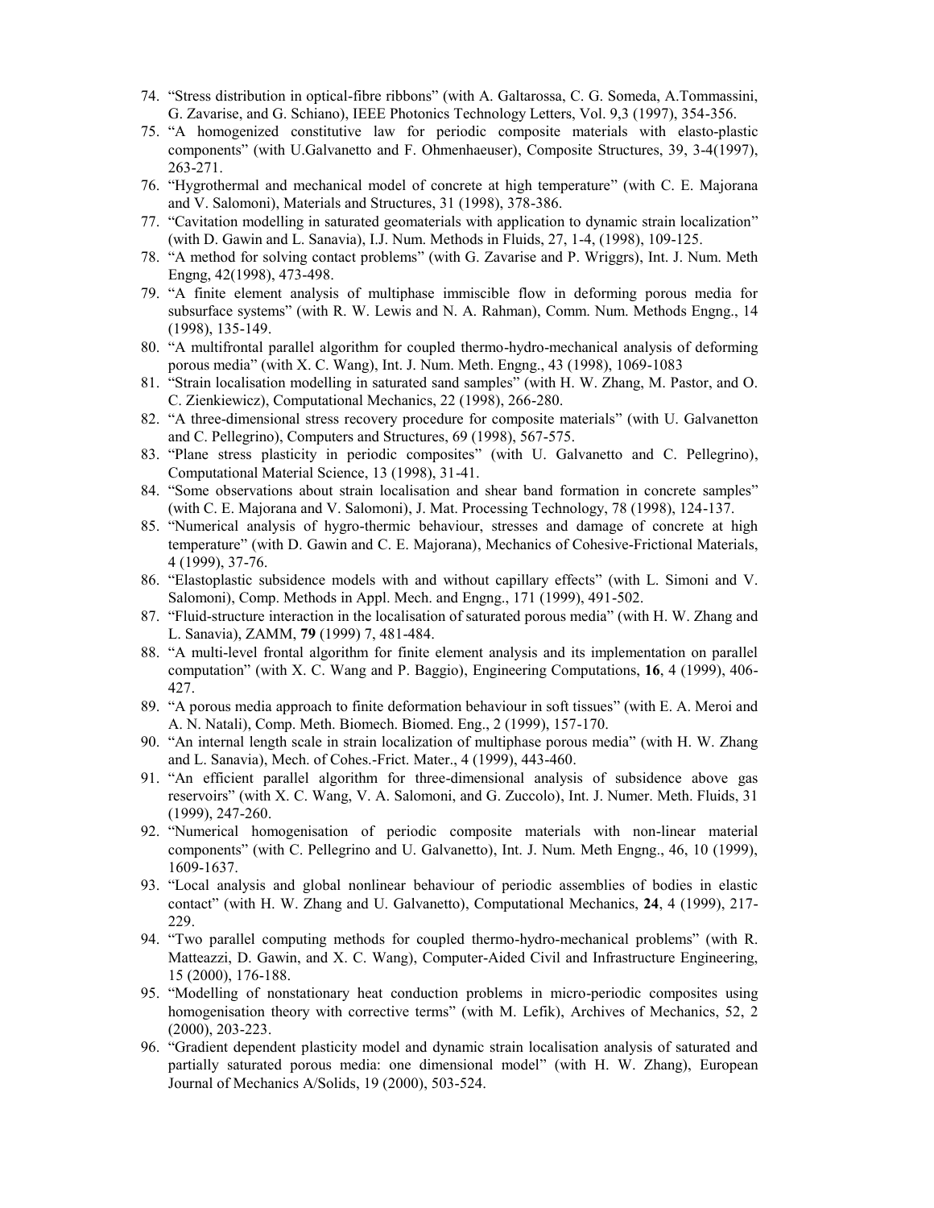74. "Stress distribution in optical-fibre ribbons" (with A. Galtarossa, C. G. Someda, A.Tommassini, G. Zavarise, and G. Schiano), IEEE Photonics Technology Letters, Vol. 9,3 (1997), 354-356.
75. "A homogenized constitutive law for periodic composite materials with elasto-plastic components" (with U.Galvanetto and F. Ohmenhaeuser), Composite Structures, 39, 3-4(1997), 263-271.
76. "Hygrothermal and mechanical model of concrete at high temperature" (with C. E. Majorana and V. Salomoni), Materials and Structures, 31 (1998), 378-386.
77. "Cavitation modelling in saturated geomaterials with application to dynamic strain localization" (with D. Gawin and L. Sanavia), I.J. Num. Methods in Fluids, 27, 1-4, (1998), 109-125.
78. "A method for solving contact problems" (with G. Zavarise and P. Wriggrs), Int. J. Num. Meth Engng, 42(1998), 473-498.
79. "A finite element analysis of multiphase immiscible flow in deforming porous media for subsurface systems" (with R. W. Lewis and N. A. Rahman), Comm. Num. Methods Engng., 14 (1998), 135-149.
80. "A multifrontal parallel algorithm for coupled thermo-hydro-mechanical analysis of deforming porous media" (with X. C. Wang), Int. J. Num. Meth. Engng., 43 (1998), 1069-1083
81. "Strain localisation modelling in saturated sand samples" (with H. W. Zhang, M. Pastor, and O. C. Zienkiewicz), Computational Mechanics, 22 (1998), 266-280.
82. "A three-dimensional stress recovery procedure for composite materials" (with U. Galvanetton and C. Pellegrino), Computers and Structures, 69 (1998), 567-575.
83. "Plane stress plasticity in periodic composites" (with U. Galvanetto and C. Pellegrino), Computational Material Science, 13 (1998), 31-41.
84. "Some observations about strain localisation and shear band formation in concrete samples" (with C. E. Majorana and V. Salomoni), J. Mat. Processing Technology, 78 (1998), 124-137.
85. "Numerical analysis of hygro-thermic behaviour, stresses and damage of concrete at high temperature" (with D. Gawin and C. E. Majorana), Mechanics of Cohesive-Frictional Materials, 4 (1999), 37-76.
86. "Elastoplastic subsidence models with and without capillary effects" (with L. Simoni and V. Salomoni), Comp. Methods in Appl. Mech. and Engng., 171 (1999), 491-502.
87. "Fluid-structure interaction in the localisation of saturated porous media" (with H. W. Zhang and L. Sanavia), ZAMM, **79** (1999) 7, 481-484.
88. "A multi-level frontal algorithm for finite element analysis and its implementation on parallel computation" (with X. C. Wang and P. Baggio), Engineering Computations, **16**, 4 (1999), 406-427.
89. "A porous media approach to finite deformation behaviour in soft tissues" (with E. A. Meroi and A. N. Natali), Comp. Meth. Biomech. Biomed. Eng., 2 (1999), 157-170.
90. "An internal length scale in strain localization of multiphase porous media" (with H. W. Zhang and L. Sanavia), Mech. of Cohes.-Frict. Mater., 4 (1999), 443-460.
91. "An efficient parallel algorithm for three-dimensional analysis of subsidence above gas reservoirs" (with X. C. Wang, V. A. Salomoni, and G. Zuccolo), Int. J. Numer. Meth. Fluids, 31 (1999), 247-260.
92. "Numerical homogenisation of periodic composite materials with non-linear material components" (with C. Pellegrino and U. Galvanetto), Int. J. Num. Meth Engng., 46, 10 (1999), 1609-1637.
93. "Local analysis and global nonlinear behaviour of periodic assemblies of bodies in elastic contact" (with H. W. Zhang and U. Galvanetto), Computational Mechanics, **24**, 4 (1999), 217-229.
94. "Two parallel computing methods for coupled thermo-hydro-mechanical problems" (with R. Matteazzi, D. Gawin, and X. C. Wang), Computer-Aided Civil and Infrastructure Engineering, 15 (2000), 176-188.
95. "Modelling of nonstationary heat conduction problems in micro-periodic composites using homogenisation theory with corrective terms" (with M. Lefik), Archives of Mechanics, 52, 2 (2000), 203-223.
96. "Gradient dependent plasticity model and dynamic strain localisation analysis of saturated and partially saturated porous media: one dimensional model" (with H. W. Zhang), European Journal of Mechanics A/Solids, 19 (2000), 503-524.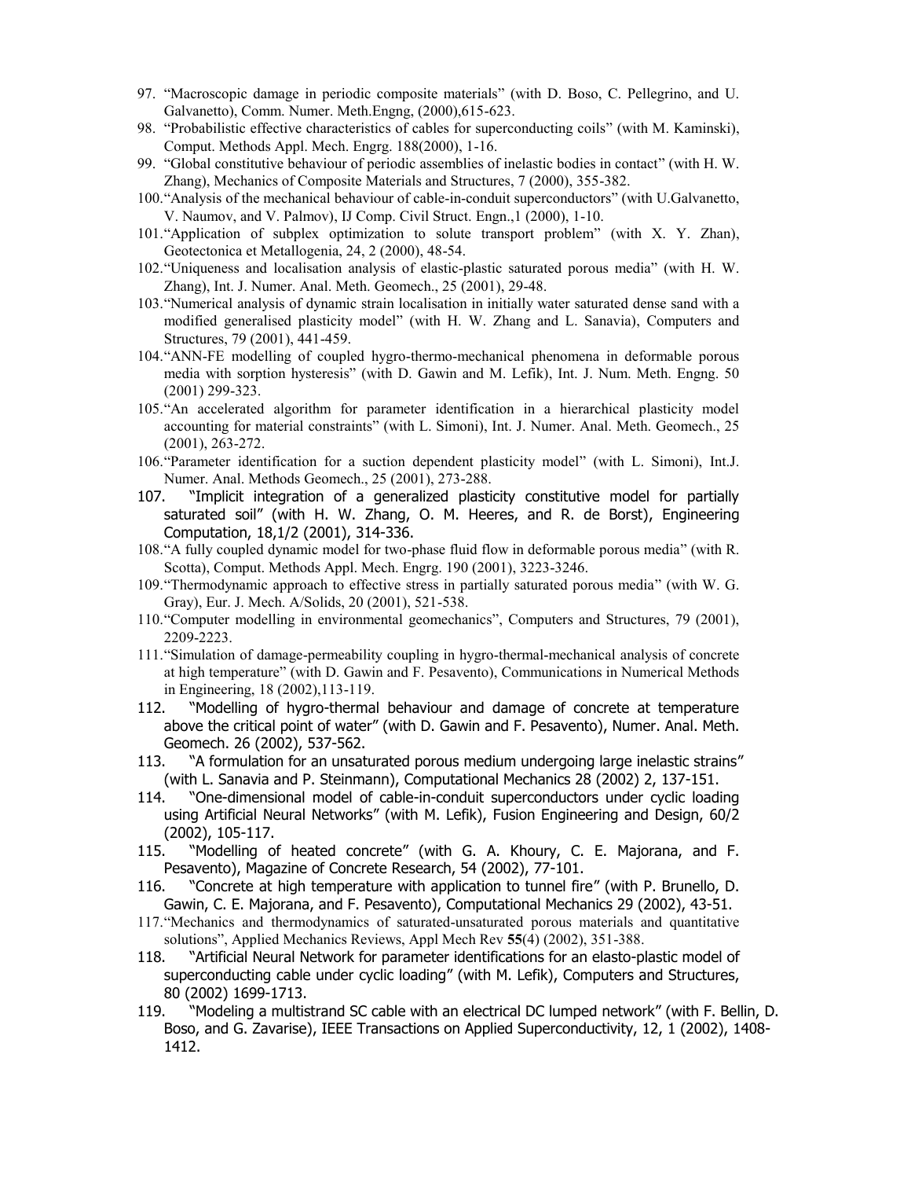97. "Macroscopic damage in periodic composite materials" (with D. Boso, C. Pellegrino, and U. Galvanetto), Comm. Numer. Meth.Engng, (2000),615-623.
98. "Probabilistic effective characteristics of cables for superconducting coils" (with M. Kaminski), Comput. Methods Appl. Mech. Engrg. 188(2000), 1-16.
99. "Global constitutive behaviour of periodic assemblies of inelastic bodies in contact" (with H. W. Zhang), Mechanics of Composite Materials and Structures, 7 (2000), 355-382.
100. "Analysis of the mechanical behaviour of cable-in-conduit superconductors" (with U.Galvanetto, V. Naumov, and V. Palmov), IJ Comp. Civil Struct. Engn.,1 (2000), 1-10.
101. "Application of subplex optimization to solute transport problem" (with X. Y. Zhan), Geotectonica et Metallogenia, 24, 2 (2000), 48-54.
102. "Uniqueness and localisation analysis of elastic-plastic saturated porous media" (with H. W. Zhang), Int. J. Numer. Anal. Meth. Geomech., 25 (2001), 29-48.
103. "Numerical analysis of dynamic strain localisation in initially water saturated dense sand with a modified generalised plasticity model" (with H. W. Zhang and L. Sanavia), Computers and Structures, 79 (2001), 441-459.
104. "ANN-FE modelling of coupled hygro-thermo-mechanical phenomena in deformable porous media with sorption hysteresis" (with D. Gawin and M. Lefik), Int. J. Num. Meth. Engng. 50 (2001) 299-323.
105. "An accelerated algorithm for parameter identification in a hierarchical plasticity model accounting for material constraints" (with L. Simoni), Int. J. Numer. Anal. Meth. Geomech., 25 (2001), 263-272.
106. "Parameter identification for a suction dependent plasticity model" (with L. Simoni), Int.J. Numer. Anal. Methods Geomech., 25 (2001), 273-288.
107. "Implicit integration of a generalized plasticity constitutive model for partially saturated soil" (with H. W. Zhang, O. M. Heeres, and R. de Borst), Engineering Computation, 18,1/2 (2001), 314-336.
108. "A fully coupled dynamic model for two-phase fluid flow in deformable porous media" (with R. Scotta), Comput. Methods Appl. Mech. Engrg. 190 (2001), 3223-3246.
109. "Thermodynamic approach to effective stress in partially saturated porous media" (with W. G. Gray), Eur. J. Mech. A/Solids, 20 (2001), 521-538.
110. "Computer modelling in environmental geomechanics", Computers and Structures, 79 (2001), 2209-2223.
111. "Simulation of damage-permeability coupling in hygro-thermal-mechanical analysis of concrete at high temperature" (with D. Gawin and F. Pesavento), Communications in Numerical Methods in Engineering, 18 (2002),113-119.
112. "Modelling of hygro-thermal behaviour and damage of concrete at temperature above the critical point of water" (with D. Gawin and F. Pesavento), Numer. Anal. Meth. Geomech. 26 (2002), 537-562.
113. "A formulation for an unsaturated porous medium undergoing large inelastic strains" (with L. Sanavia and P. Steinmann), Computational Mechanics 28 (2002) 2, 137-151.
114. "One-dimensional model of cable-in-conduit superconductors under cyclic loading using Artificial Neural Networks" (with M. Lefik), Fusion Engineering and Design, 60/2 (2002), 105-117.
115. "Modelling of heated concrete" (with G. A. Khoury, C. E. Majorana, and F. Pesavento), Magazine of Concrete Research, 54 (2002), 77-101.
116. "Concrete at high temperature with application to tunnel fire" (with P. Brunello, D. Gawin, C. E. Majorana, and F. Pesavento), Computational Mechanics 29 (2002), 43-51.
117. "Mechanics and thermodynamics of saturated-unsaturated porous materials and quantitative solutions", Applied Mechanics Reviews, Appl Mech Rev **55**(4) (2002), 351-388.
118. "Artificial Neural Network for parameter identifications for an elasto-plastic model of superconducting cable under cyclic loading" (with M. Lefik), Computers and Structures, 80 (2002) 1699-1713.
119. "Modeling a multistrand SC cable with an electrical DC lumped network" (with F. Bellin, D. Boso, and G. Zavarise), IEEE Transactions on Applied Superconductivity, 12, 1 (2002), 1408-1412.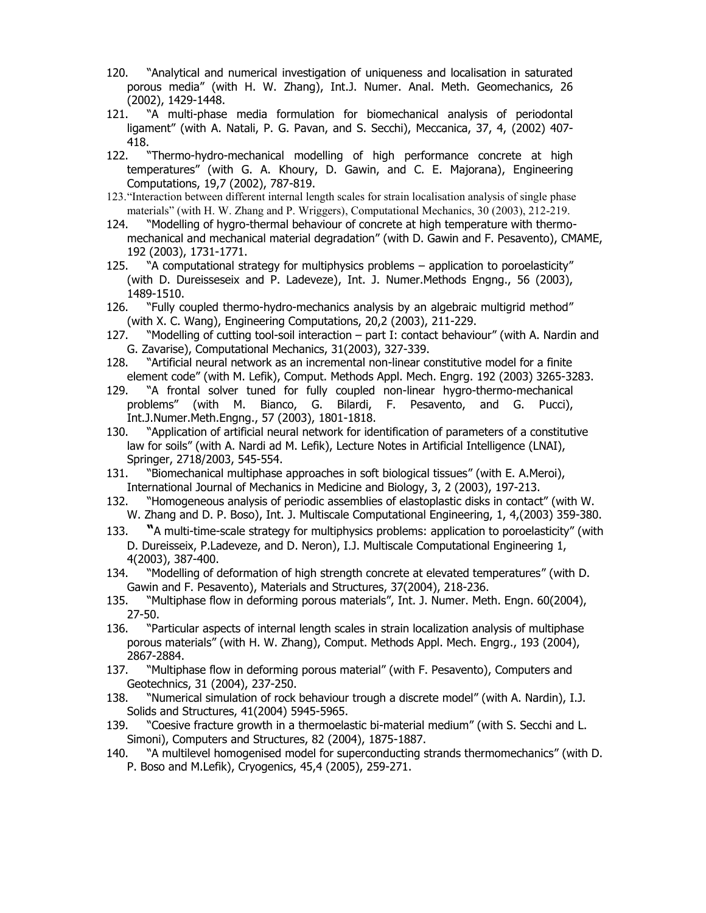120. "Analytical and numerical investigation of uniqueness and localisation in saturated porous media" (with H. W. Zhang), Int.J. Numer. Anal. Meth. Geomechanics, 26 (2002), 1429-1448.
121. "A multi-phase media formulation for biomechanical analysis of periodontal ligament" (with A. Natali, P. G. Pavan, and S. Secchi), Meccanica, 37, 4, (2002) 407-418.
122. "Thermo-hydro-mechanical modelling of high performance concrete at high temperatures" (with G. A. Khoury, D. Gawin, and C. E. Majorana), Engineering Computations, 19,7 (2002), 787-819.
123. "Interaction between different internal length scales for strain localisation analysis of single phase materials" (with H. W. Zhang and P. Wriggers), Computational Mechanics, 30 (2003), 212-219.
124. "Modelling of hygro-thermal behaviour of concrete at high temperature with thermo-mechanical and mechanical material degradation" (with D. Gawin and F. Pesavento), CMAME, 192 (2003), 1731-1771.
125. "A computational strategy for multiphysics problems – application to poroelasticity" (with D. Dureisseseix and P. Ladeveze), Int. J. Numer.Methods Engng., 56 (2003), 1489-1510.
126. "Fully coupled thermo-hydro-mechanics analysis by an algebraic multigrid method" (with X. C. Wang), Engineering Computations, 20,2 (2003), 211-229.
127. "Modelling of cutting tool-soil interaction – part I: contact behaviour" (with A. Nardin and G. Zavarise), Computational Mechanics, 31(2003), 327-339.
128. "Artificial neural network as an incremental non-linear constitutive model for a finite element code" (with M. Lefik), Comput. Methods Appl. Mech. Engrg. 192 (2003) 3265-3283.
129. "A frontal solver tuned for fully coupled non-linear hygro-thermo-mechanical problems" (with M. Bianco, G. Bilardi, F. Pesavento, and G. Pucci), Int.J.Numer.Meth.Engng., 57 (2003), 1801-1818.
130. "Application of artificial neural network for identification of parameters of a constitutive law for soils" (with A. Nardi ad M. Lefik), Lecture Notes in Artificial Intelligence (LNAI), Springer, 2718/2003, 545-554.
131. "Biomechanical multiphase approaches in soft biological tissues" (with E. A.Meroi), International Journal of Mechanics in Medicine and Biology, 3, 2 (2003), 197-213.
132. "Homogeneous analysis of periodic assemblies of elastoplastic disks in contact" (with W. W. Zhang and D. P. Boso), Int. J. Multiscale Computational Engineering, 1, 4,(2003) 359-380.
133. "A multi-time-scale strategy for multiphysics problems: application to poroelasticity" (with D. Dureisseix, P.Ladeveze, and D. Neron), I.J. Multiscale Computational Engineering 1, 4(2003), 387-400.
134. "Modelling of deformation of high strength concrete at elevated temperatures" (with D. Gawin and F. Pesavento), Materials and Structures, 37(2004), 218-236.
135. "Multiphase flow in deforming porous materials", Int. J. Numer. Meth. Engn. 60(2004), 27-50.
136. "Particular aspects of internal length scales in strain localization analysis of multiphase porous materials" (with H. W. Zhang), Comput. Methods Appl. Mech. Engrg., 193 (2004), 2867-2884.
137. "Multiphase flow in deforming porous material" (with F. Pesavento), Computers and Geotechnics, 31 (2004), 237-250.
138. "Numerical simulation of rock behaviour trough a discrete model" (with A. Nardin), I.J. Solids and Structures, 41(2004) 5945-5965.
139. "Coesive fracture growth in a thermoelastic bi-material medium" (with S. Secchi and L. Simoni), Computers and Structures, 82 (2004), 1875-1887.
140. "A multilevel homogenised model for superconducting strands thermomechanics" (with D. P. Boso and M.Lefik), Cryogenics, 45,4 (2005), 259-271.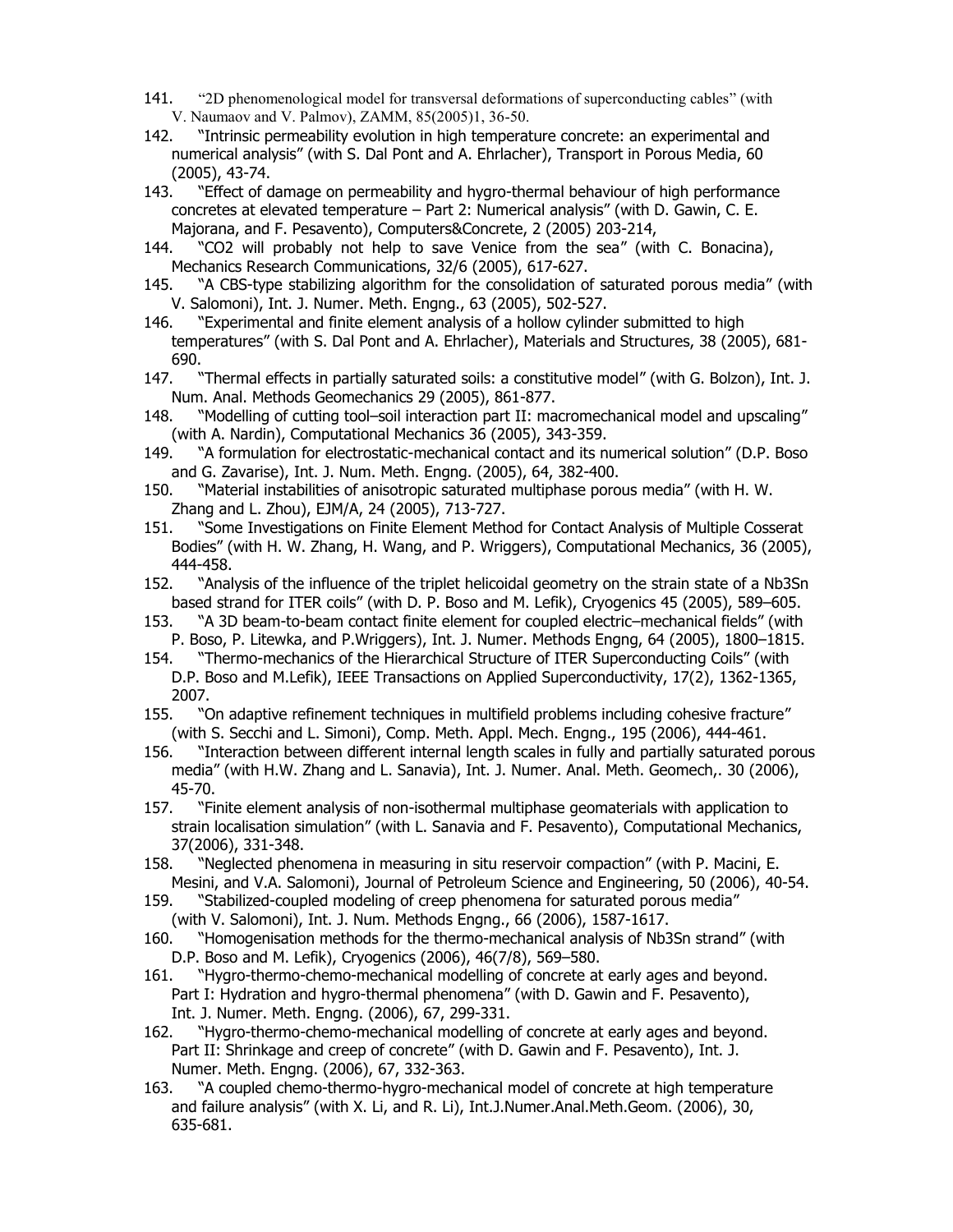141. "2D phenomenological model for transversal deformations of superconducting cables" (with V. Naumaov and V. Palmov), ZAMM, 85(2005)1, 36-50.
142. "Intrinsic permeability evolution in high temperature concrete: an experimental and numerical analysis" (with S. Dal Pont and A. Ehrlacher), Transport in Porous Media, 60 (2005), 43-74.
143. "Effect of damage on permeability and hygro-thermal behaviour of high performance concretes at elevated temperature – Part 2: Numerical analysis" (with D. Gawin, C. E. Majorana, and F. Pesavento), Computers&Concrete, 2 (2005) 203-214,
144. "CO2 will probably not help to save Venice from the sea" (with C. Bonacina), Mechanics Research Communications, 32/6 (2005), 617-627.
145. "A CBS-type stabilizing algorithm for the consolidation of saturated porous media" (with V. Salomoni), Int. J. Numer. Meth. Engng., 63 (2005), 502-527.
146. "Experimental and finite element analysis of a hollow cylinder submitted to high temperatures" (with S. Dal Pont and A. Ehrlacher), Materials and Structures, 38 (2005), 681-690.
147. "Thermal effects in partially saturated soils: a constitutive model" (with G. Bolzon), Int. J. Num. Anal. Methods Geomechanics 29 (2005), 861-877.
148. "Modelling of cutting tool–soil interaction part II: macromechanical model and upscaling" (with A. Nardin), Computational Mechanics 36 (2005), 343-359.
149. "A formulation for electrostatic-mechanical contact and its numerical solution" (D.P. Boso and G. Zavarise), Int. J. Num. Meth. Engng. (2005), 64, 382-400.
150. "Material instabilities of anisotropic saturated multiphase porous media" (with H. W. Zhang and L. Zhou), EJM/A, 24 (2005), 713-727.
151. "Some Investigations on Finite Element Method for Contact Analysis of Multiple Cosserat Bodies" (with H. W. Zhang, H. Wang, and P. Wriggers), Computational Mechanics, 36 (2005), 444-458.
152. "Analysis of the influence of the triplet helicoidal geometry on the strain state of a Nb3Sn based strand for ITER coils" (with D. P. Boso and M. Lefik), Cryogenics 45 (2005), 589–605.
153. "A 3D beam-to-beam contact finite element for coupled electric–mechanical fields" (with P. Boso, P. Litewka, and P.Wriggers), Int. J. Numer. Methods Engng, 64 (2005), 1800–1815.
154. "Thermo-mechanics of the Hierarchical Structure of ITER Superconducting Coils" (with D.P. Boso and M.Lefik), IEEE Transactions on Applied Superconductivity, 17(2), 1362-1365, 2007.
155. "On adaptive refinement techniques in multifield problems including cohesive fracture" (with S. Secchi and L. Simoni), Comp. Meth. Appl. Mech. Engng., 195 (2006), 444-461.
156. "Interaction between different internal length scales in fully and partially saturated porous media" (with H.W. Zhang and L. Sanavia), Int. J. Numer. Anal. Meth. Geomech,. 30 (2006), 45-70.
157. "Finite element analysis of non-isothermal multiphase geomaterials with application to strain localisation simulation" (with L. Sanavia and F. Pesavento), Computational Mechanics, 37(2006), 331-348.
158. "Neglected phenomena in measuring in situ reservoir compaction" (with P. Macini, E. Mesini, and V.A. Salomoni), Journal of Petroleum Science and Engineering, 50 (2006), 40-54.
159. "Stabilized-coupled modeling of creep phenomena for saturated porous media" (with V. Salomoni), Int. J. Num. Methods Engng., 66 (2006), 1587-1617.
160. "Homogenisation methods for the thermo-mechanical analysis of Nb3Sn strand" (with D.P. Boso and M. Lefik), Cryogenics (2006), 46(7/8), 569–580.
161. "Hygro-thermo-chemo-mechanical modelling of concrete at early ages and beyond. Part I: Hydration and hygro-thermal phenomena" (with D. Gawin and F. Pesavento), Int. J. Numer. Meth. Engng. (2006), 67, 299-331.
162. "Hygro-thermo-chemo-mechanical modelling of concrete at early ages and beyond. Part II: Shrinkage and creep of concrete" (with D. Gawin and F. Pesavento), Int. J. Numer. Meth. Engng. (2006), 67, 332-363.
163. "A coupled chemo-thermo-hygro-mechanical model of concrete at high temperature and failure analysis" (with X. Li, and R. Li), Int.J.Numer.Anal.Meth.Geom. (2006), 30, 635-681.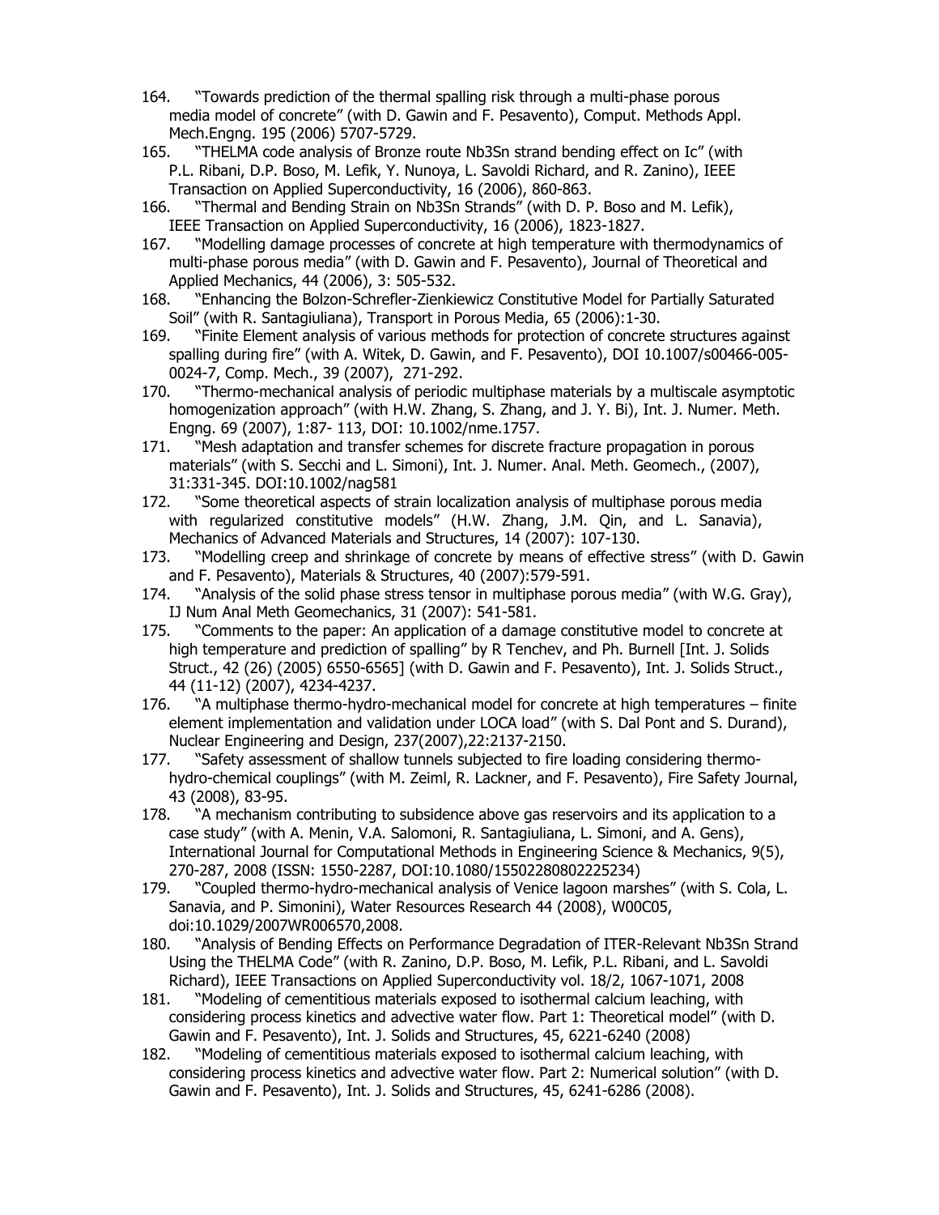164. "Towards prediction of the thermal spalling risk through a multi-phase porous media model of concrete" (with D. Gawin and F. Pesavento), Comput. Methods Appl. Mech.Engng. 195 (2006) 5707-5729.
165. "THELMA code analysis of Bronze route Nb3Sn strand bending effect on Ic" (with P.L. Ribani, D.P. Boso, M. Lefik, Y. Nunoya, L. Savoldi Richard, and R. Zanino), IEEE Transaction on Applied Superconductivity, 16 (2006), 860-863.
166. "Thermal and Bending Strain on Nb3Sn Strands" (with D. P. Boso and M. Lefik), IEEE Transaction on Applied Superconductivity, 16 (2006), 1823-1827.
167. "Modelling damage processes of concrete at high temperature with thermodynamics of multi-phase porous media" (with D. Gawin and F. Pesavento), Journal of Theoretical and Applied Mechanics, 44 (2006), 3: 505-532.
168. "Enhancing the Bolzon-Schrefler-Zienkiewicz Constitutive Model for Partially Saturated Soil" (with R. Santagiuliana), Transport in Porous Media, 65 (2006):1-30.
169. "Finite Element analysis of various methods for protection of concrete structures against spalling during fire" (with A. Witek, D. Gawin, and F. Pesavento), DOI 10.1007/s00466-005-0024-7, Comp. Mech., 39 (2007), 271-292.
170. "Thermo-mechanical analysis of periodic multiphase materials by a multiscale asymptotic homogenization approach" (with H.W. Zhang, S. Zhang, and J. Y. Bi), Int. J. Numer. Meth. Engng. 69 (2007), 1:87- 113, DOI: 10.1002/nme.1757.
171. "Mesh adaptation and transfer schemes for discrete fracture propagation in porous materials" (with S. Secchi and L. Simoni), Int. J. Numer. Anal. Meth. Geomech., (2007), 31:331-345. DOI:10.1002/nag581
172. "Some theoretical aspects of strain localization analysis of multiphase porous media with regularized constitutive models" (H.W. Zhang, J.M. Qin, and L. Sanavia), Mechanics of Advanced Materials and Structures, 14 (2007): 107-130.
173. "Modelling creep and shrinkage of concrete by means of effective stress" (with D. Gawin and F. Pesavento), Materials & Structures, 40 (2007):579-591.
174. "Analysis of the solid phase stress tensor in multiphase porous media" (with W.G. Gray), IJ Num Anal Meth Geomechanics, 31 (2007): 541-581.
175. "Comments to the paper: An application of a damage constitutive model to concrete at high temperature and prediction of spalling" by R Tenchev, and Ph. Burnell [Int. J. Solids Struct., 42 (26) (2005) 6550-6565] (with D. Gawin and F. Pesavento), Int. J. Solids Struct., 44 (11-12) (2007), 4234-4237.
176. "A multiphase thermo-hydro-mechanical model for concrete at high temperatures – finite element implementation and validation under LOCA load" (with S. Dal Pont and S. Durand), Nuclear Engineering and Design, 237(2007),22:2137-2150.
177. "Safety assessment of shallow tunnels subjected to fire loading considering thermo-hydro-chemical couplings" (with M. Zeiml, R. Lackner, and F. Pesavento), Fire Safety Journal, 43 (2008), 83-95.
178. "A mechanism contributing to subsidence above gas reservoirs and its application to a case study" (with A. Menin, V.A. Salomoni, R. Santagiuliana, L. Simoni, and A. Gens), International Journal for Computational Methods in Engineering Science & Mechanics, 9(5), 270-287, 2008 (ISSN: 1550-2287, DOI:10.1080/15502280802225234)
179. "Coupled thermo-hydro-mechanical analysis of Venice lagoon marshes" (with S. Cola, L. Sanavia, and P. Simonini), Water Resources Research 44 (2008), W00C05, doi:10.1029/2007WR006570,2008.
180. "Analysis of Bending Effects on Performance Degradation of ITER-Relevant Nb3Sn Strand Using the THELMA Code" (with R. Zanino, D.P. Boso, M. Lefik, P.L. Ribani, and L. Savoldi Richard), IEEE Transactions on Applied Superconductivity vol. 18/2, 1067-1071, 2008
181. "Modeling of cementitious materials exposed to isothermal calcium leaching, with considering process kinetics and advective water flow. Part 1: Theoretical model" (with D. Gawin and F. Pesavento), Int. J. Solids and Structures, 45, 6221-6240 (2008)
182. "Modeling of cementitious materials exposed to isothermal calcium leaching, with considering process kinetics and advective water flow. Part 2: Numerical solution" (with D. Gawin and F. Pesavento), Int. J. Solids and Structures, 45, 6241-6286 (2008).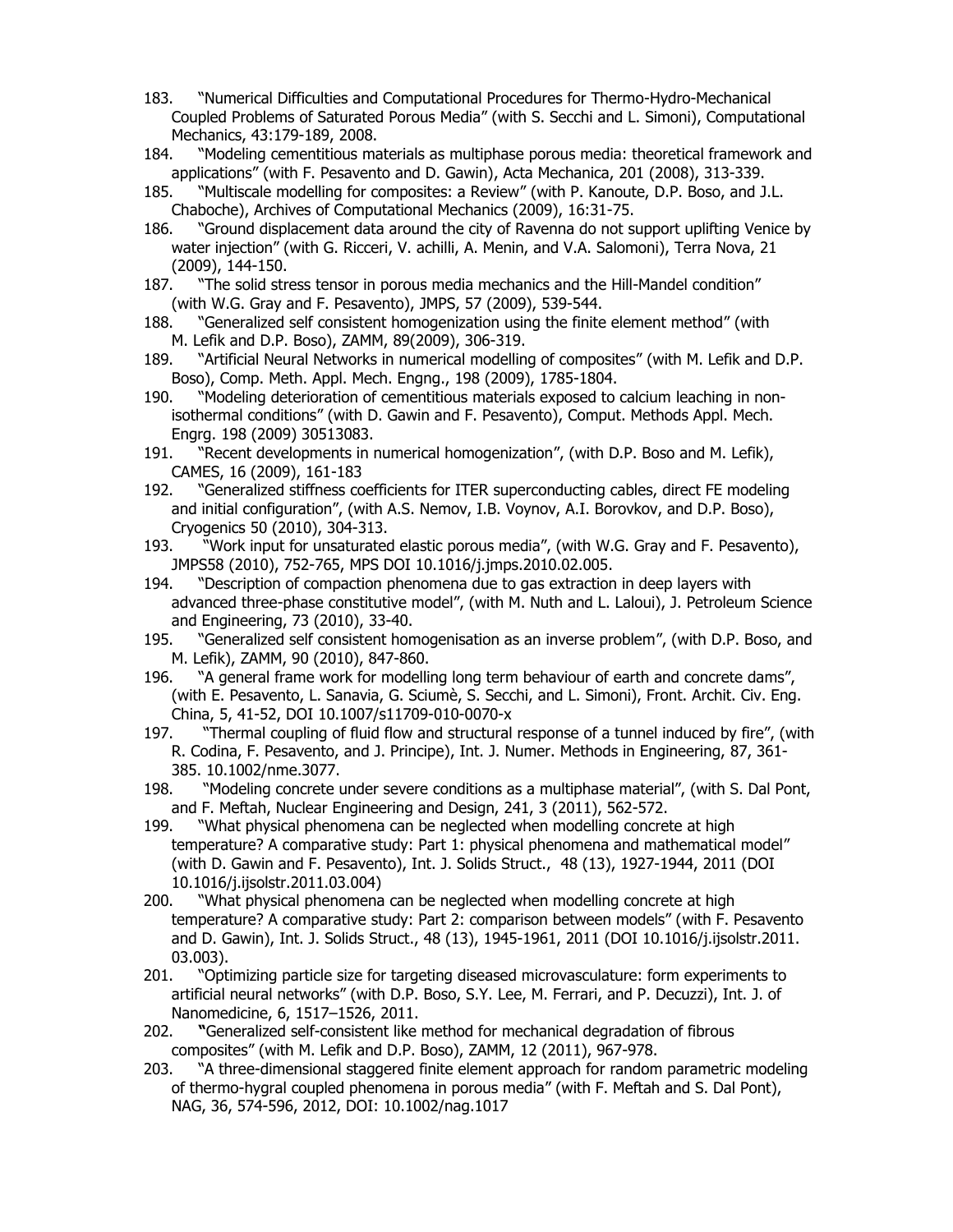183. "Numerical Difficulties and Computational Procedures for Thermo-Hydro-Mechanical Coupled Problems of Saturated Porous Media" (with S. Secchi and L. Simoni), Computational Mechanics, 43:179-189, 2008.
184. "Modeling cementitious materials as multiphase porous media: theoretical framework and applications" (with F. Pesavento and D. Gawin), Acta Mechanica, 201 (2008), 313-339.
185. "Multiscale modelling for composites: a Review" (with P. Kanoute, D.P. Boso, and J.L. Chaboche), Archives of Computational Mechanics (2009), 16:31-75.
186. "Ground displacement data around the city of Ravenna do not support uplifting Venice by water injection" (with G. Ricceri, V. achilli, A. Menin, and V.A. Salomoni), Terra Nova, 21 (2009), 144-150.
187. "The solid stress tensor in porous media mechanics and the Hill-Mandel condition" (with W.G. Gray and F. Pesavento), JMPS, 57 (2009), 539-544.
188. "Generalized self consistent homogenization using the finite element method" (with M. Lefik and D.P. Boso), ZAMM, 89(2009), 306-319.
189. "Artificial Neural Networks in numerical modelling of composites" (with M. Lefik and D.P. Boso), Comp. Meth. Appl. Mech. Engng., 198 (2009), 1785-1804.
190. "Modeling deterioration of cementitious materials exposed to calcium leaching in non-isothermal conditions" (with D. Gawin and F. Pesavento), Comput. Methods Appl. Mech. Engrg. 198 (2009) 30513083.
191. "Recent developments in numerical homogenization", (with D.P. Boso and M. Lefik), CAMES, 16 (2009), 161-183
192. "Generalized stiffness coefficients for ITER superconducting cables, direct FE modeling and initial configuration", (with A.S. Nemov, I.B. Voynov, A.I. Borovkov, and D.P. Boso), Cryogenics 50 (2010), 304-313.
193. "Work input for unsaturated elastic porous media", (with W.G. Gray and F. Pesavento), JMPS58 (2010), 752-765, MPS DOI 10.1016/j.jmps.2010.02.005.
194. "Description of compaction phenomena due to gas extraction in deep layers with advanced three-phase constitutive model", (with M. Nuth and L. Laloui), J. Petroleum Science and Engineering, 73 (2010), 33-40.
195. "Generalized self consistent homogenisation as an inverse problem", (with D.P. Boso, and M. Lefik), ZAMM, 90 (2010), 847-860.
196. "A general frame work for modelling long term behaviour of earth and concrete dams", (with E. Pesavento, L. Sanavia, G. Sciumè, S. Secchi, and L. Simoni), Front. Archit. Civ. Eng. China, 5, 41-52, DOI 10.1007/s11709-010-0070-x
197. "Thermal coupling of fluid flow and structural response of a tunnel induced by fire", (with R. Codina, F. Pesavento, and J. Principe), Int. J. Numer. Methods in Engineering, 87, 361-385. 10.1002/nme.3077.
198. "Modeling concrete under severe conditions as a multiphase material", (with S. Dal Pont, and F. Meftah, Nuclear Engineering and Design, 241, 3 (2011), 562-572.
199. "What physical phenomena can be neglected when modelling concrete at high temperature? A comparative study: Part 1: physical phenomena and mathematical model" (with D. Gawin and F. Pesavento), Int. J. Solids Struct., 48 (13), 1927-1944, 2011 (DOI 10.1016/j.ijsolstr.2011.03.004)
200. "What physical phenomena can be neglected when modelling concrete at high temperature? A comparative study: Part 2: comparison between models" (with F. Pesavento and D. Gawin), Int. J. Solids Struct., 48 (13), 1945-1961, 2011 (DOI 10.1016/j.ijsolstr.2011. 03.003).
201. "Optimizing particle size for targeting diseased microvasculature: form experiments to artificial neural networks" (with D.P. Boso, S.Y. Lee, M. Ferrari, and P. Decuzzi), Int. J. of Nanomedicine, 6, 1517–1526, 2011.
202. "Generalized self-consistent like method for mechanical degradation of fibrous composites" (with M. Lefik and D.P. Boso), ZAMM, 12 (2011), 967-978.
203. "A three-dimensional staggered finite element approach for random parametric modeling of thermo-hygral coupled phenomena in porous media" (with F. Meftah and S. Dal Pont), NAG, 36, 574-596, 2012, DOI: 10.1002/nag.1017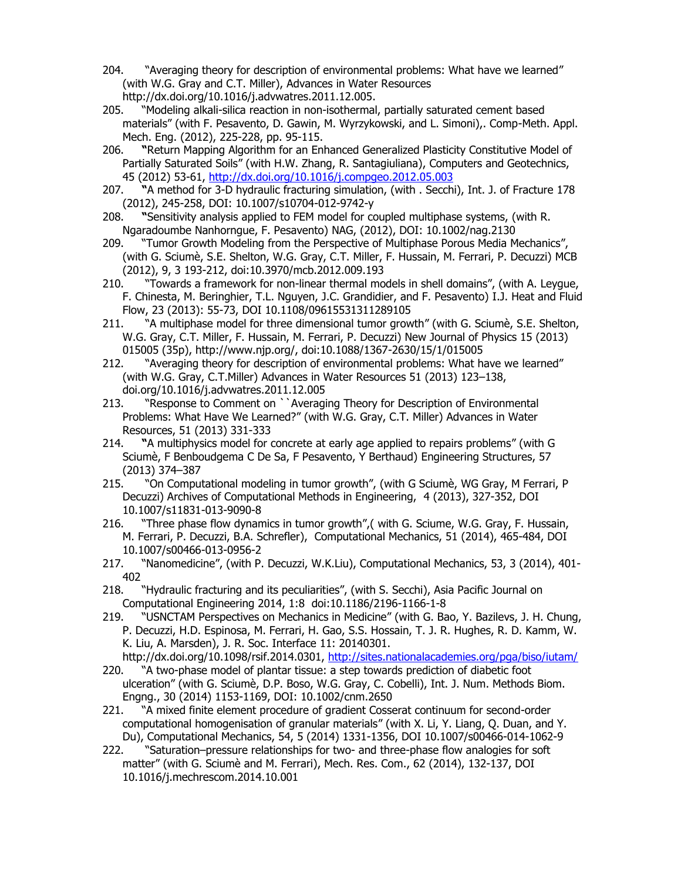204. "Averaging theory for description of environmental problems: What have we learned" (with W.G. Gray and C.T. Miller), Advances in Water Resources http://dx.doi.org/10.1016/j.advwatres.2011.12.005.
205. "Modeling alkali-silica reaction in non-isothermal, partially saturated cement based materials" (with F. Pesavento, D. Gawin, M. Wyrzykowski, and L. Simoni),. Comp-Meth. Appl. Mech. Eng. (2012), 225-228, pp. 95-115.
206. "Return Mapping Algorithm for an Enhanced Generalized Plasticity Constitutive Model of Partially Saturated Soils" (with H.W. Zhang, R. Santagiuliana), Computers and Geotechnics, 45 (2012) 53-61, http://dx.doi.org/10.1016/j.compgeo.2012.05.003
207. "A method for 3-D hydraulic fracturing simulation, (with . Secchi), Int. J. of Fracture 178 (2012), 245-258, DOI: 10.1007/s10704-012-9742-y
208. "Sensitivity analysis applied to FEM model for coupled multiphase systems, (with R. Ngaradoumbe Nanhorngue, F. Pesavento) NAG, (2012), DOI: 10.1002/nag.2130
209. "Tumor Growth Modeling from the Perspective of Multiphase Porous Media Mechanics", (with G. Sciumè, S.E. Shelton, W.G. Gray, C.T. Miller, F. Hussain, M. Ferrari, P. Decuzzi) MCB (2012), 9, 3 193-212, doi:10.3970/mcb.2012.009.193
210. "Towards a framework for non-linear thermal models in shell domains", (with A. Leygue, F. Chinesta, M. Beringhier, T.L. Nguyen, J.C. Grandidier, and F. Pesavento) I.J. Heat and Fluid Flow, 23 (2013): 55-73, DOI 10.1108/09615531311289105
211. "A multiphase model for three dimensional tumor growth" (with G. Sciumè, S.E. Shelton, W.G. Gray, C.T. Miller, F. Hussain, M. Ferrari, P. Decuzzi) New Journal of Physics 15 (2013) 015005 (35p), http://www.njp.org/, doi:10.1088/1367-2630/15/1/015005
212. "Averaging theory for description of environmental problems: What have we learned" (with W.G. Gray, C.T.Miller) Advances in Water Resources 51 (2013) 123–138, doi.org/10.1016/j.advwatres.2011.12.005
213. "Response to Comment on ``Averaging Theory for Description of Environmental Problems: What Have We Learned?" (with W.G. Gray, C.T. Miller) Advances in Water Resources, 51 (2013) 331-333
214. "A multiphysics model for concrete at early age applied to repairs problems" (with G Sciumè, F Benboudgema C De Sa, F Pesavento, Y Berthaud) Engineering Structures, 57 (2013) 374–387
215. "On Computational modeling in tumor growth", (with G Sciumè, WG Gray, M Ferrari, P Decuzzi) Archives of Computational Methods in Engineering, 4 (2013), 327-352, DOI 10.1007/s11831-013-9090-8
216. "Three phase flow dynamics in tumor growth",( with G. Sciume, W.G. Gray, F. Hussain, M. Ferrari, P. Decuzzi, B.A. Schrefler), Computational Mechanics, 51 (2014), 465-484, DOI 10.1007/s00466-013-0956-2
217. "Nanomedicine", (with P. Decuzzi, W.K.Liu), Computational Mechanics, 53, 3 (2014), 401-402
218. "Hydraulic fracturing and its peculiarities", (with S. Secchi), Asia Pacific Journal on Computational Engineering 2014, 1:8 doi:10.1186/2196-1166-1-8
219. "USNCTAM Perspectives on Mechanics in Medicine" (with G. Bao, Y. Bazilevs, J. H. Chung, P. Decuzzi, H.D. Espinosa, M. Ferrari, H. Gao, S.S. Hossain, T. J. R. Hughes, R. D. Kamm, W. K. Liu, A. Marsden), J. R. Soc. Interface 11: 20140301. http://dx.doi.org/10.1098/rsif.2014.0301, http://sites.nationalacademies.org/pga/biso/iutam/
220. "A two-phase model of plantar tissue: a step towards prediction of diabetic foot ulceration" (with G. Sciumè, D.P. Boso, W.G. Gray, C. Cobelli), Int. J. Num. Methods Biom. Engng., 30 (2014) 1153-1169, DOI: 10.1002/cnm.2650
221. "A mixed finite element procedure of gradient Cosserat continuum for second-order computational homogenisation of granular materials" (with X. Li, Y. Liang, Q. Duan, and Y. Du), Computational Mechanics, 54, 5 (2014) 1331-1356, DOI 10.1007/s00466-014-1062-9
222. "Saturation–pressure relationships for two- and three-phase flow analogies for soft matter" (with G. Sciumè and M. Ferrari), Mech. Res. Com., 62 (2014), 132-137, DOI 10.1016/j.mechrescom.2014.10.001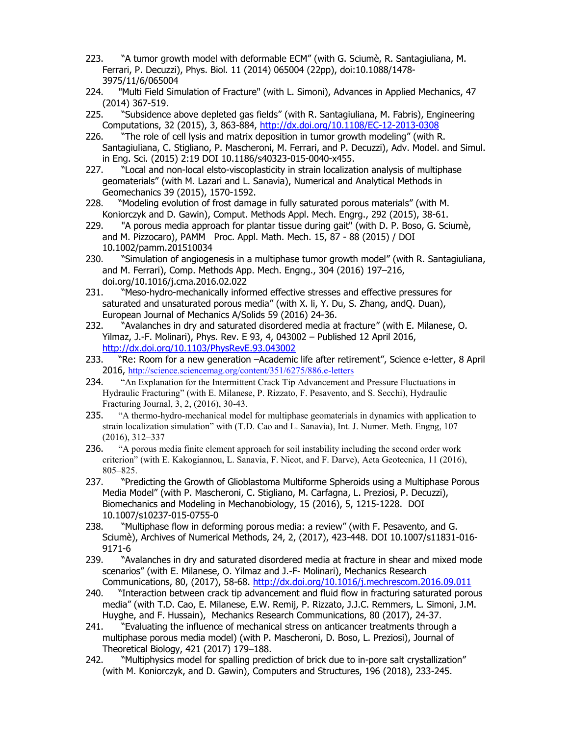223. "A tumor growth model with deformable ECM" (with G. Sciumè, R. Santagiuliana, M. Ferrari, P. Decuzzi), Phys. Biol. 11 (2014) 065004 (22pp), doi:10.1088/1478-3975/11/6/065004
224. "Multi Field Simulation of Fracture" (with L. Simoni), Advances in Applied Mechanics, 47 (2014) 367-519.
225. "Subsidence above depleted gas fields" (with R. Santagiuliana, M. Fabris), Engineering Computations, 32 (2015), 3, 863-884, http://dx.doi.org/10.1108/EC-12-2013-0308
226. "The role of cell lysis and matrix deposition in tumor growth modeling" (with R. Santagiuliana, C. Stigliano, P. Mascheroni, M. Ferrari, and P. Decuzzi), Adv. Model. and Simul. in Eng. Sci. (2015) 2:19 DOI 10.1186/s40323-015-0040-x455.
227. "Local and non-local elsto-viscoplasticity in strain localization analysis of multiphase geomaterials" (with M. Lazari and L. Sanavia), Numerical and Analytical Methods in Geomechanics 39 (2015), 1570-1592.
228. "Modeling evolution of frost damage in fully saturated porous materials" (with M. Koniorczyk and D. Gawin), Comput. Methods Appl. Mech. Engrg., 292 (2015), 38-61.
229. "A porous media approach for plantar tissue during gait" (with D. P. Boso, G. Sciumè, and M. Pizzocaro), PAMM Proc. Appl. Math. Mech. 15, 87 - 88 (2015) / DOI 10.1002/pamm.201510034
230. "Simulation of angiogenesis in a multiphase tumor growth model" (with R. Santagiuliana, and M. Ferrari), Comp. Methods App. Mech. Engng., 304 (2016) 197–216, doi.org/10.1016/j.cma.2016.02.022
231. "Meso-hydro-mechanically informed effective stresses and effective pressures for saturated and unsaturated porous media" (with X. li, Y. Du, S. Zhang, andQ. Duan), European Journal of Mechanics A/Solids 59 (2016) 24-36.
232. "Avalanches in dry and saturated disordered media at fracture" (with E. Milanese, O. Yilmaz, J.-F. Molinari), Phys. Rev. E 93, 4, 043002 – Published 12 April 2016, http://dx.doi.org/10.1103/PhysRevE.93.043002
233. "Re: Room for a new generation –Academic life after retirement", Science e-letter, 8 April 2016, http://science.sciencemag.org/content/351/6275/886.e-letters
234. "An Explanation for the Intermittent Crack Tip Advancement and Pressure Fluctuations in Hydraulic Fracturing" (with E. Milanese, P. Rizzato, F. Pesavento, and S. Secchi), Hydraulic Fracturing Journal, 3, 2, (2016), 30-43.
235. "A thermo-hydro-mechanical model for multiphase geomaterials in dynamics with application to strain localization simulation" with (T.D. Cao and L. Sanavia), Int. J. Numer. Meth. Engng, 107 (2016), 312–337
236. "A porous media finite element approach for soil instability including the second order work criterion" (with E. Kakogiannou, L. Sanavia, F. Nicot, and F. Darve), Acta Geotecnica, 11 (2016), 805–825.
237. "Predicting the Growth of Glioblastoma Multiforme Spheroids using a Multiphase Porous Media Model" (with P. Mascheroni, C. Stigliano, M. Carfagna, L. Preziosi, P. Decuzzi), Biomechanics and Modeling in Mechanobiology, 15 (2016), 5, 1215-1228. DOI 10.1007/s10237-015-0755-0
238. "Multiphase flow in deforming porous media: a review" (with F. Pesavento, and G. Sciumè), Archives of Numerical Methods, 24, 2, (2017), 423-448. DOI 10.1007/s11831-016-9171-6
239. "Avalanches in dry and saturated disordered media at fracture in shear and mixed mode scenarios" (with E. Milanese, O. Yilmaz and J.-F- Molinari), Mechanics Research Communications, 80, (2017), 58-68. http://dx.doi.org/10.1016/j.mechrescom.2016.09.011
240. "Interaction between crack tip advancement and fluid flow in fracturing saturated porous media" (with T.D. Cao, E. Milanese, E.W. Remij, P. Rizzato, J.J.C. Remmers, L. Simoni, J.M. Huyghe, and F. Hussain), Mechanics Research Communications, 80 (2017), 24-37.
241. "Evaluating the influence of mechanical stress on anticancer treatments through a multiphase porous media model) (with P. Mascheroni, D. Boso, L. Preziosi), Journal of Theoretical Biology, 421 (2017) 179–188.
242. "Multiphysics model for spalling prediction of brick due to in-pore salt crystallization" (with M. Koniorczyk, and D. Gawin), Computers and Structures, 196 (2018), 233-245.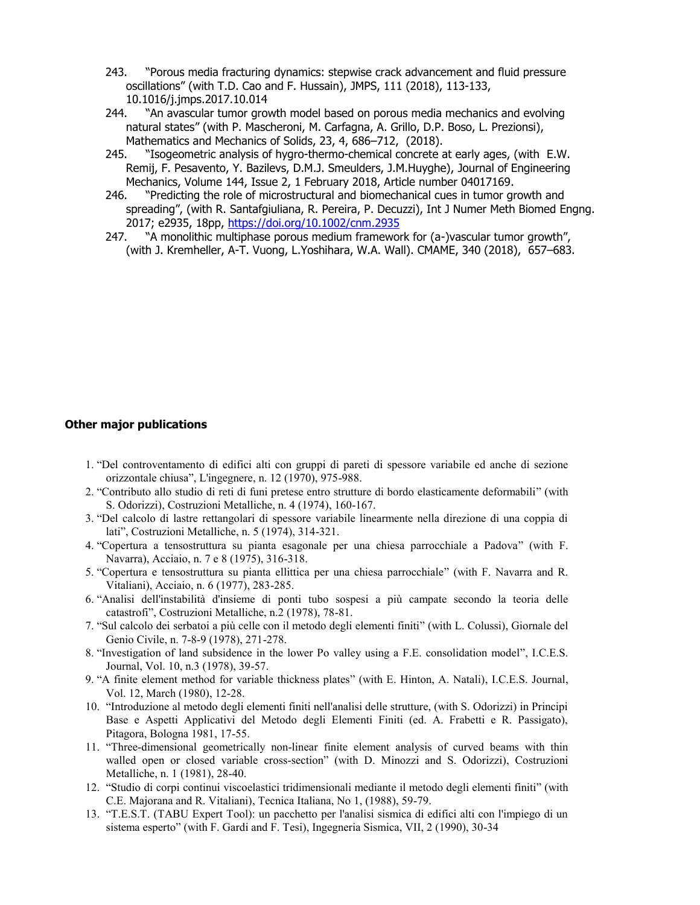243. "Porous media fracturing dynamics: stepwise crack advancement and fluid pressure oscillations" (with T.D. Cao and F. Hussain), JMPS, 111 (2018), 113-133, 10.1016/j.jmps.2017.10.014
244. "An avascular tumor growth model based on porous media mechanics and evolving natural states" (with P. Mascheroni, M. Carfagna, A. Grillo, D.P. Boso, L. Preziosi), Mathematics and Mechanics of Solids, 23, 4, 686–712, (2018).
245. "Isogeometric analysis of hygro-thermo-chemical concrete at early ages, (with E.W. Remij, F. Pesavento, Y. Bazilevs, D.M.J. Smeulders, J.M.Huyghe), Journal of Engineering Mechanics, Volume 144, Issue 2, 1 February 2018, Article number 04017169.
246. "Predicting the role of microstructural and biomechanical cues in tumor growth and spreading", (with R. Santafgiuliana, R. Pereira, P. Decuzzi), Int J Numer Meth Biomed Engng. 2017; e2935, 18pp, https://doi.org/10.1002/cnm.2935
247. "A monolithic multiphase porous medium framework for (a-)vascular tumor growth", (with J. Kremheller, A-T. Vuong, L.Yoshihara, W.A. Wall). CMAME, 340 (2018), 657–683.

**Other major publications**

1. "Del controventamento di edifici alti con gruppi di pareti di spessore variabile ed anche di sezione orizzontale chiusa", L'ingegnere, n. 12 (1970), 975-988.
2. "Contributo allo studio di reti di funi pretese entro strutture di bordo elasticamente deformabili" (with S. Odorizzi), Costruzioni Metalliche, n. 4 (1974), 160-167.
3. "Del calcolo di lastre rettangolari di spessore variabile linearmente nella direzione di una coppia di lati", Costruzioni Metalliche, n. 5 (1974), 314-321.
4. "Copertura a tensostruttura su pianta esagonale per una chiesa parrocchiale a Padova" (with F. Navarra), Acciaio, n. 7 e 8 (1975), 316-318.
5. "Copertura e tensostruttura su pianta ellittica per una chiesa parrocchiale" (with F. Navarra and R. Vitaliani), Acciaio, n. 6 (1977), 283-285.
6. "Analisi dell'instabilità d'insieme di ponti tubo sospesi a più campate secondo la teoria delle catastrofi", Costruzioni Metalliche, n.2 (1978), 78-81.
7. "Sul calcolo dei serbatoi a più celle con il metodo degli elementi finiti" (with L. Colussi), Giornale del Genio Civile, n. 7-8-9 (1978), 271-278.
8. "Investigation of land subsidence in the lower Po valley using a F.E. consolidation model", I.C.E.S. Journal, Vol. 10, n.3 (1978), 39-57.
9. "A finite element method for variable thickness plates" (with E. Hinton, A. Natali), I.C.E.S. Journal, Vol. 12, March (1980), 12-28.
10. "Introduzione al metodo degli elementi finiti nell'analisi delle strutture, (with S. Odorizzi) in Principi Base e Aspetti Applicativi del Metodo degli Elementi Finiti (ed. A. Frabetti e R. Passigato), Pitagora, Bologna 1981, 17-55.
11. "Three-dimensional geometrically non-linear finite element analysis of curved beams with thin walled open or closed variable cross-section" (with D. Minozzi and S. Odorizzi), Costruzioni Metalliche, n. 1 (1981), 28-40.
12. "Studio di corpi continui viscoelastici tridimensionali mediante il metodo degli elementi finiti" (with C.E. Majorana and R. Vitaliani), Tecnica Italiana, No 1, (1988), 59-79.
13. "T.E.S.T. (TABU Expert Tool): un pacchetto per l'analisi sismica di edifici alti con l'impiego di un sistema esperto" (with F. Gardi and F. Tesi), Ingegneria Sismica, VII, 2 (1990), 30-34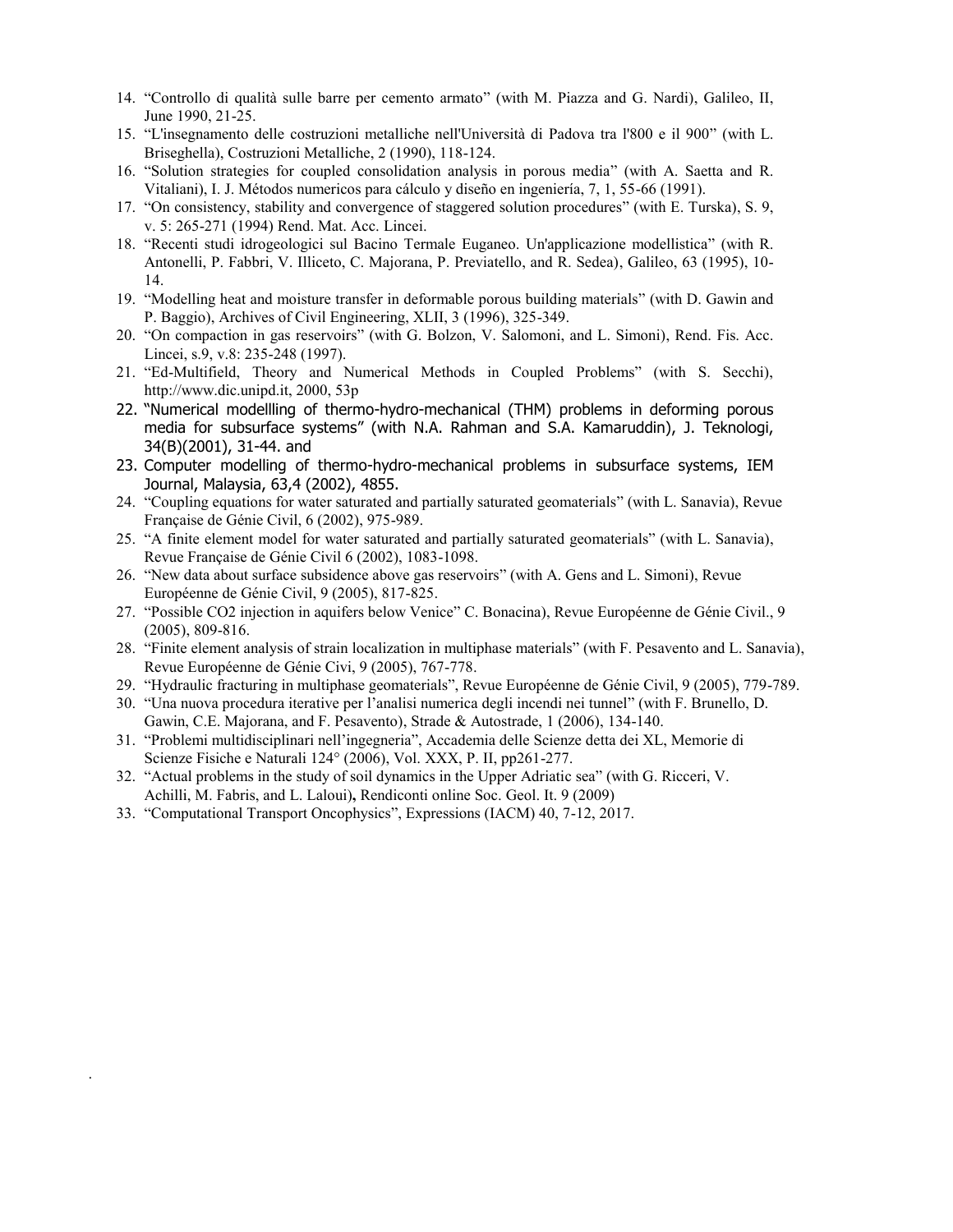14. "Controllo di qualità sulle barre per cemento armato" (with M. Piazza and G. Nardi), Galileo, II, June 1990, 21-25.
15. "L'insegnamento delle costruzioni metalliche nell'Università di Padova tra l'800 e il 900" (with L. Briseghella), Costruzioni Metalliche, 2 (1990), 118-124.
16. "Solution strategies for coupled consolidation analysis in porous media" (with A. Saetta and R. Vitaliani), I. J. Métodos numericos para cálculo y diseño en ingeniería, 7, 1, 55-66 (1991).
17. "On consistency, stability and convergence of staggered solution procedures" (with E. Turska), S. 9, v. 5: 265-271 (1994) Rend. Mat. Acc. Lincei.
18. "Recenti studi idrogeologici sul Bacino Termale Euganeo. Un'applicazione modellistica" (with R. Antonelli, P. Fabbri, V. Illiceto, C. Majorana, P. Previatello, and R. Sedea), Galileo, 63 (1995), 10-14.
19. "Modelling heat and moisture transfer in deformable porous building materials" (with D. Gawin and P. Baggio), Archives of Civil Engineering, XLII, 3 (1996), 325-349.
20. "On compaction in gas reservoirs" (with G. Bolzon, V. Salomoni, and L. Simoni), Rend. Fis. Acc. Lincei, s.9, v.8: 235-248 (1997).
21. "Ed-Multifield, Theory and Numerical Methods in Coupled Problems" (with S. Secchi), http://www.dic.unipd.it, 2000, 53p
22. "Numerical modellling of thermo-hydro-mechanical (THM) problems in deforming porous media for subsurface systems" (with N.A. Rahman and S.A. Kamaruddin), J. Teknologi, 34(B)(2001), 31-44. and
23. Computer modelling of thermo-hydro-mechanical problems in subsurface systems, IEM Journal, Malaysia, 63,4 (2002), 4855.
24. "Coupling equations for water saturated and partially saturated geomaterials" (with L. Sanavia), Revue Française de Génie Civil, 6 (2002), 975-989.
25. "A finite element model for water saturated and partially saturated geomaterials" (with L. Sanavia), Revue Française de Génie Civil 6 (2002), 1083-1098.
26. "New data about surface subsidence above gas reservoirs" (with A. Gens and L. Simoni), Revue Européenne de Génie Civil, 9 (2005), 817-825.
27. "Possible CO2 injection in aquifers below Venice" C. Bonacina), Revue Européenne de Génie Civil., 9 (2005), 809-816.
28. "Finite element analysis of strain localization in multiphase materials" (with F. Pesavento and L. Sanavia), Revue Européenne de Génie Civi, 9 (2005), 767-778.
29. "Hydraulic fracturing in multiphase geomaterials", Revue Européenne de Génie Civil, 9 (2005), 779-789.
30. "Una nuova procedura iterative per l'analisi numerica degli incendi nei tunnel" (with F. Brunello, D. Gawin, C.E. Majorana, and F. Pesavento), Strade & Autostrade, 1 (2006), 134-140.
31. "Problemi multidisciplinari nell'ingegneria", Accademia delle Scienze detta dei XL, Memorie di Scienze Fisiche e Naturali 124° (2006), Vol. XXX, P. II, pp261-277.
32. "Actual problems in the study of soil dynamics in the Upper Adriatic sea" (with G. Ricceri, V. Achilli, M. Fabris, and L. Laloui)**,** Rendiconti online Soc. Geol. It. 9 (2009)
33. "Computational Transport Oncophysics", Expressions (IACM) 40, 7-12, 2017.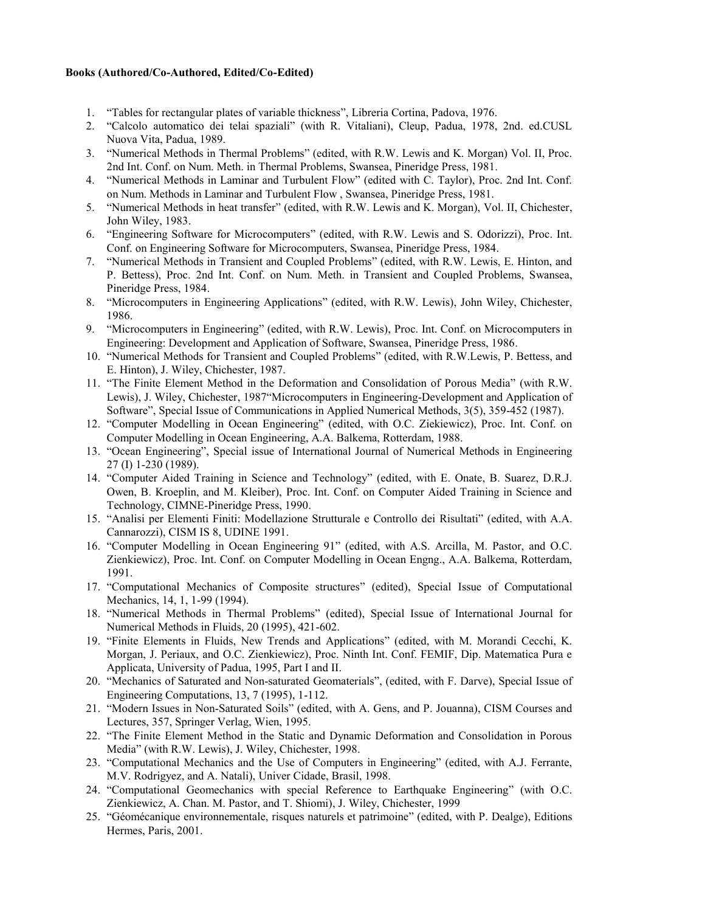**Books (Authored/Co-Authored, Edited/Co-Edited)**

1. "Tables for rectangular plates of variable thickness", Libreria Cortina, Padova, 1976.
2. "Calcolo automatico dei telai spaziali" (with R. Vitaliani), Cleup, Padua, 1978, 2nd. ed.CUSL Nuova Vita, Padua, 1989.
3. "Numerical Methods in Thermal Problems" (edited, with R.W. Lewis and K. Morgan) Vol. II, Proc. 2nd Int. Conf. on Num. Meth. in Thermal Problems, Swansea, Pineridge Press, 1981.
4. "Numerical Methods in Laminar and Turbulent Flow" (edited with C. Taylor), Proc. 2nd Int. Conf. on Num. Methods in Laminar and Turbulent Flow , Swansea, Pineridge Press, 1981.
5. "Numerical Methods in heat transfer" (edited, with R.W. Lewis and K. Morgan), Vol. II, Chichester, John Wiley, 1983.
6. "Engineering Software for Microcomputers" (edited, with R.W. Lewis and S. Odorizzi), Proc. Int. Conf. on Engineering Software for Microcomputers, Swansea, Pineridge Press, 1984.
7. "Numerical Methods in Transient and Coupled Problems" (edited, with R.W. Lewis, E. Hinton, and P. Bettess), Proc. 2nd Int. Conf. on Num. Meth. in Transient and Coupled Problems, Swansea, Pineridge Press, 1984.
8. "Microcomputers in Engineering Applications" (edited, with R.W. Lewis), John Wiley, Chichester, 1986.
9. "Microcomputers in Engineering" (edited, with R.W. Lewis), Proc. Int. Conf. on Microcomputers in Engineering: Development and Application of Software, Swansea, Pineridge Press, 1986.
10. "Numerical Methods for Transient and Coupled Problems" (edited, with R.W.Lewis, P. Bettess, and E. Hinton), J. Wiley, Chichester, 1987.
11. "The Finite Element Method in the Deformation and Consolidation of Porous Media" (with R.W. Lewis), J. Wiley, Chichester, 1987"Microcomputers in Engineering-Development and Application of Software", Special Issue of Communications in Applied Numerical Methods, 3(5), 359-452 (1987).
12. "Computer Modelling in Ocean Engineering" (edited, with O.C. Ziekiewicz), Proc. Int. Conf. on Computer Modelling in Ocean Engineering, A.A. Balkema, Rotterdam, 1988.
13. "Ocean Engineering", Special issue of International Journal of Numerical Methods in Engineering 27 (I) 1-230 (1989).
14. "Computer Aided Training in Science and Technology" (edited, with E. Onate, B. Suarez, D.R.J. Owen, B. Kroeplin, and M. Kleiber), Proc. Int. Conf. on Computer Aided Training in Science and Technology, CIMNE-Pineridge Press, 1990.
15. "Analisi per Elementi Finiti: Modellazione Strutturale e Controllo dei Risultati" (edited, with A.A. Cannarozzi), CISM IS 8, UDINE 1991.
16. "Computer Modelling in Ocean Engineering 91" (edited, with A.S. Arcilla, M. Pastor, and O.C. Zienkiewicz), Proc. Int. Conf. on Computer Modelling in Ocean Engng., A.A. Balkema, Rotterdam, 1991.
17. "Computational Mechanics of Composite structures" (edited), Special Issue of Computational Mechanics, 14, 1, 1-99 (1994).
18. "Numerical Methods in Thermal Problems" (edited), Special Issue of International Journal for Numerical Methods in Fluids, 20 (1995), 421-602.
19. "Finite Elements in Fluids, New Trends and Applications" (edited, with M. Morandi Cecchi, K. Morgan, J. Periaux, and O.C. Zienkiewicz), Proc. Ninth Int. Conf. FEMIF, Dip. Matematica Pura e Applicata, University of Padua, 1995, Part I and II.
20. "Mechanics of Saturated and Non-saturated Geomaterials", (edited, with F. Darve), Special Issue of Engineering Computations, 13, 7 (1995), 1-112.
21. "Modern Issues in Non-Saturated Soils" (edited, with A. Gens, and P. Jouanna), CISM Courses and Lectures, 357, Springer Verlag, Wien, 1995.
22. "The Finite Element Method in the Static and Dynamic Deformation and Consolidation in Porous Media" (with R.W. Lewis), J. Wiley, Chichester, 1998.
23. "Computational Mechanics and the Use of Computers in Engineering" (edited, with A.J. Ferrante, M.V. Rodrigyez, and A. Natali), Univer Cidade, Brasil, 1998.
24. "Computational Geomechanics with special Reference to Earthquake Engineering" (with O.C. Zienkiewicz, A. Chan. M. Pastor, and T. Shiomi), J. Wiley, Chichester, 1999
25. "Géomécanique environnementale, risques naturels et patrimoine" (edited, with P. Dealge), Editions Hermes, Paris, 2001.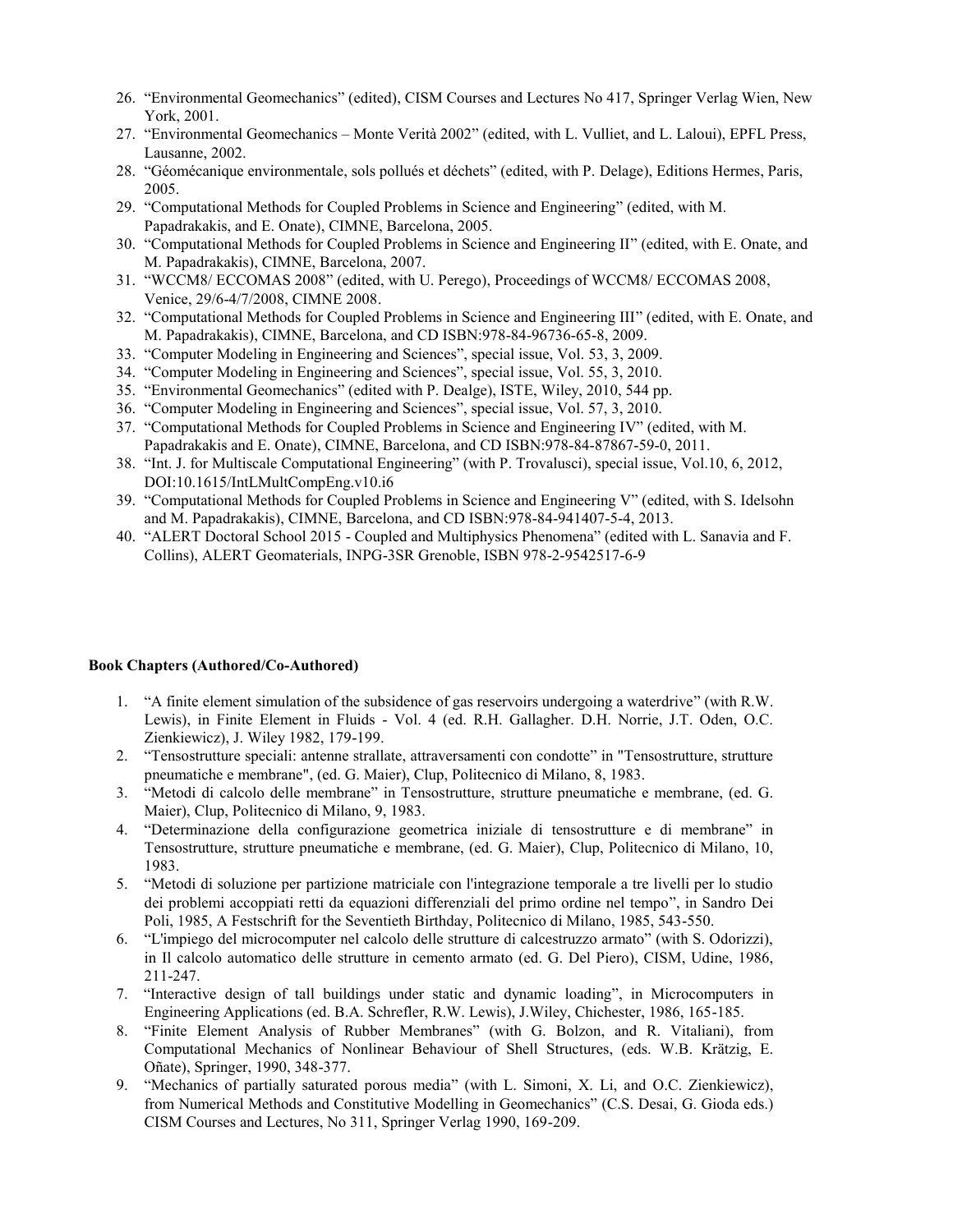26. "Environmental Geomechanics" (edited), CISM Courses and Lectures No 417, Springer Verlag Wien, New York, 2001.
27. "Environmental Geomechanics – Monte Verità 2002" (edited, with L. Vulliet, and L. Laloui), EPFL Press, Lausanne, 2002.
28. "Géomécanique environmentale, sols pollués et déchets" (edited, with P. Delage), Editions Hermes, Paris, 2005.
29. "Computational Methods for Coupled Problems in Science and Engineering" (edited, with M. Papadrakakis, and E. Onate), CIMNE, Barcelona, 2005.
30. "Computational Methods for Coupled Problems in Science and Engineering II" (edited, with E. Onate, and M. Papadrakakis), CIMNE, Barcelona, 2007.
31. "WCCM8/ ECCOMAS 2008" (edited, with U. Perego), Proceedings of WCCM8/ ECCOMAS 2008, Venice, 29/6-4/7/2008, CIMNE 2008.
32. "Computational Methods for Coupled Problems in Science and Engineering III" (edited, with E. Onate, and M. Papadrakakis), CIMNE, Barcelona, and CD ISBN:978-84-96736-65-8, 2009.
33. "Computer Modeling in Engineering and Sciences", special issue, Vol. 53, 3, 2009.
34. "Computer Modeling in Engineering and Sciences", special issue, Vol. 55, 3, 2010.
35. "Environmental Geomechanics" (edited with P. Dealge), ISTE, Wiley, 2010, 544 pp.
36. "Computer Modeling in Engineering and Sciences", special issue, Vol. 57, 3, 2010.
37. "Computational Methods for Coupled Problems in Science and Engineering IV" (edited, with M. Papadrakakis and E. Onate), CIMNE, Barcelona, and CD ISBN:978-84-87867-59-0, 2011.
38. "Int. J. for Multiscale Computational Engineering" (with P. Trovalusci), special issue, Vol.10, 6, 2012, DOI:10.1615/IntLMultCompEng.v10.i6
39. "Computational Methods for Coupled Problems in Science and Engineering V" (edited, with S. Idelsohn and M. Papadrakakis), CIMNE, Barcelona, and CD ISBN:978-84-941407-5-4, 2013.
40. "ALERT Doctoral School 2015 - Coupled and Multiphysics Phenomena" (edited with L. Sanavia and F. Collins), ALERT Geomaterials, INPG-3SR Grenoble, ISBN 978-2-9542517-6-9

**Book Chapters (Authored/Co-Authored)**

1. "A finite element simulation of the subsidence of gas reservoirs undergoing a waterdrive" (with R.W. Lewis), in Finite Element in Fluids - Vol. 4 (ed. R.H. Gallagher. D.H. Norrie, J.T. Oden, O.C. Zienkiewicz), J. Wiley 1982, 179-199.
2. "Tensostrutture speciali: antenne strallate, attraversamenti con condotte" in "Tensostrutture, strutture pneumatiche e membrane", (ed. G. Maier), Clup, Politecnico di Milano, 8, 1983.
3. "Metodi di calcolo delle membrane" in Tensostrutture, strutture pneumatiche e membrane, (ed. G. Maier), Clup, Politecnico di Milano, 9, 1983.
4. "Determinazione della configurazione geometrica iniziale di tensostrutture e di membrane" in Tensostrutture, strutture pneumatiche e membrane, (ed. G. Maier), Clup, Politecnico di Milano, 10, 1983.
5. "Metodi di soluzione per partizione matriciale con l'integrazione temporale a tre livelli per lo studio dei problemi accoppiati retti da equazioni differenziali del primo ordine nel tempo", in Sandro Dei Poli, 1985, A Festschrift for the Seventieth Birthday, Politecnico di Milano, 1985, 543-550.
6. "L'impiego del microcomputer nel calcolo delle strutture di calcestruzzo armato" (with S. Odorizzi), in Il calcolo automatico delle strutture in cemento armato (ed. G. Del Piero), CISM, Udine, 1986, 211-247.
7. "Interactive design of tall buildings under static and dynamic loading", in Microcomputers in Engineering Applications (ed. B.A. Schrefler, R.W. Lewis), J.Wiley, Chichester, 1986, 165-185.
8. "Finite Element Analysis of Rubber Membranes" (with G. Bolzon, and R. Vitaliani), from Computational Mechanics of Nonlinear Behaviour of Shell Structures, (eds. W.B. Krätzig, E. Oñate), Springer, 1990, 348-377.
9. "Mechanics of partially saturated porous media" (with L. Simoni, X. Li, and O.C. Zienkiewicz), from Numerical Methods and Constitutive Modelling in Geomechanics" (C.S. Desai, G. Gioda eds.) CISM Courses and Lectures, No 311, Springer Verlag 1990, 169-209.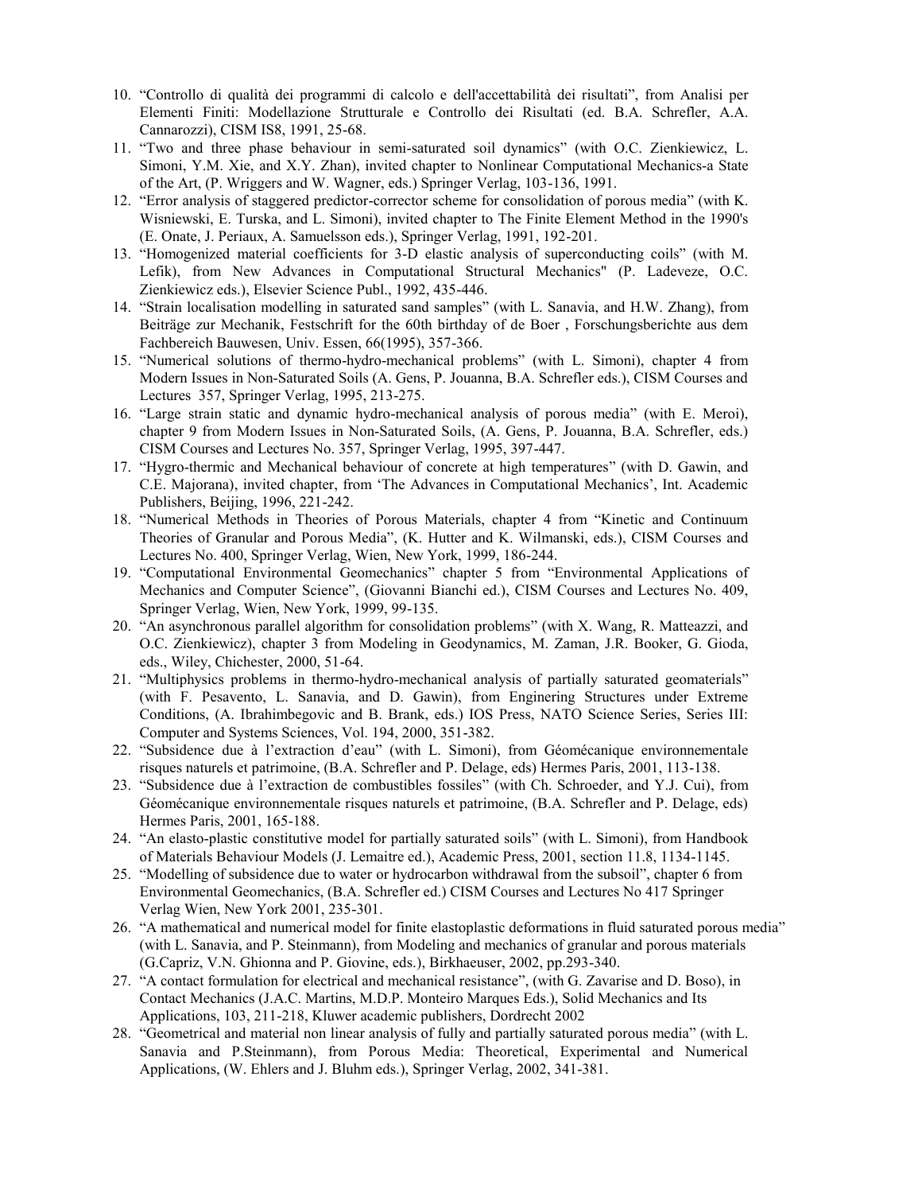10. "Controllo di qualità dei programmi di calcolo e dell'accettabilità dei risultati", from Analisi per Elementi Finiti: Modellazione Strutturale e Controllo dei Risultati (ed. B.A. Schrefler, A.A. Cannarozzi), CISM IS8, 1991, 25-68.
11. "Two and three phase behaviour in semi-saturated soil dynamics" (with O.C. Zienkiewicz, L. Simoni, Y.M. Xie, and X.Y. Zhan), invited chapter to Nonlinear Computational Mechanics-a State of the Art, (P. Wriggers and W. Wagner, eds.) Springer Verlag, 103-136, 1991.
12. "Error analysis of staggered predictor-corrector scheme for consolidation of porous media" (with K. Wisniewski, E. Turska, and L. Simoni), invited chapter to The Finite Element Method in the 1990's (E. Onate, J. Periaux, A. Samuelsson eds.), Springer Verlag, 1991, 192-201.
13. "Homogenized material coefficients for 3-D elastic analysis of superconducting coils" (with M. Lefik), from New Advances in Computational Structural Mechanics" (P. Ladeveze, O.C. Zienkiewicz eds.), Elsevier Science Publ., 1992, 435-446.
14. "Strain localisation modelling in saturated sand samples" (with L. Sanavia, and H.W. Zhang), from Beiträge zur Mechanik, Festschrift for the 60th birthday of de Boer , Forschungsberichte aus dem Fachbereich Bauwesen, Univ. Essen, 66(1995), 357-366.
15. "Numerical solutions of thermo-hydro-mechanical problems" (with L. Simoni), chapter 4 from Modern Issues in Non-Saturated Soils (A. Gens, P. Jouanna, B.A. Schrefler eds.), CISM Courses and Lectures 357, Springer Verlag, 1995, 213-275.
16. "Large strain static and dynamic hydro-mechanical analysis of porous media" (with E. Meroi), chapter 9 from Modern Issues in Non-Saturated Soils, (A. Gens, P. Jouanna, B.A. Schrefler, eds.) CISM Courses and Lectures No. 357, Springer Verlag, 1995, 397-447.
17. "Hygro-thermic and Mechanical behaviour of concrete at high temperatures" (with D. Gawin, and C.E. Majorana), invited chapter, from 'The Advances in Computational Mechanics', Int. Academic Publishers, Beijing, 1996, 221-242.
18. "Numerical Methods in Theories of Porous Materials, chapter 4 from "Kinetic and Continuum Theories of Granular and Porous Media", (K. Hutter and K. Wilmanski, eds.), CISM Courses and Lectures No. 400, Springer Verlag, Wien, New York, 1999, 186-244.
19. "Computational Environmental Geomechanics" chapter 5 from "Environmental Applications of Mechanics and Computer Science", (Giovanni Bianchi ed.), CISM Courses and Lectures No. 409, Springer Verlag, Wien, New York, 1999, 99-135.
20. "An asynchronous parallel algorithm for consolidation problems" (with X. Wang, R. Matteazzi, and O.C. Zienkiewicz), chapter 3 from Modeling in Geodynamics, M. Zaman, J.R. Booker, G. Gioda, eds., Wiley, Chichester, 2000, 51-64.
21. "Multiphysics problems in thermo-hydro-mechanical analysis of partially saturated geomaterials" (with F. Pesavento, L. Sanavia, and D. Gawin), from Enginering Structures under Extreme Conditions, (A. Ibrahimbegovic and B. Brank, eds.) IOS Press, NATO Science Series, Series III: Computer and Systems Sciences, Vol. 194, 2000, 351-382.
22. "Subsidence due à l'extraction d'eau" (with L. Simoni), from Géomécanique environnementale risques naturels et patrimoine, (B.A. Schrefler and P. Delage, eds) Hermes Paris, 2001, 113-138.
23. "Subsidence due à l'extraction de combustibles fossiles" (with Ch. Schroeder, and Y.J. Cui), from Géomécanique environnementale risques naturels et patrimoine, (B.A. Schrefler and P. Delage, eds) Hermes Paris, 2001, 165-188.
24. "An elasto-plastic constitutive model for partially saturated soils" (with L. Simoni), from Handbook of Materials Behaviour Models (J. Lemaitre ed.), Academic Press, 2001, section 11.8, 1134-1145.
25. "Modelling of subsidence due to water or hydrocarbon withdrawal from the subsoil", chapter 6 from Environmental Geomechanics, (B.A. Schrefler ed.) CISM Courses and Lectures No 417 Springer Verlag Wien, New York 2001, 235-301.
26. "A mathematical and numerical model for finite elastoplastic deformations in fluid saturated porous media" (with L. Sanavia, and P. Steinmann), from Modeling and mechanics of granular and porous materials (G.Capriz, V.N. Ghionna and P. Giovine, eds.), Birkhaeuser, 2002, pp.293-340.
27. "A contact formulation for electrical and mechanical resistance", (with G. Zavarise and D. Boso), in Contact Mechanics (J.A.C. Martins, M.D.P. Monteiro Marques Eds.), Solid Mechanics and Its Applications, 103, 211-218, Kluwer academic publishers, Dordrecht 2002
28. "Geometrical and material non linear analysis of fully and partially saturated porous media" (with L. Sanavia and P.Steinmann), from Porous Media: Theoretical, Experimental and Numerical Applications, (W. Ehlers and J. Bluhm eds.), Springer Verlag, 2002, 341-381.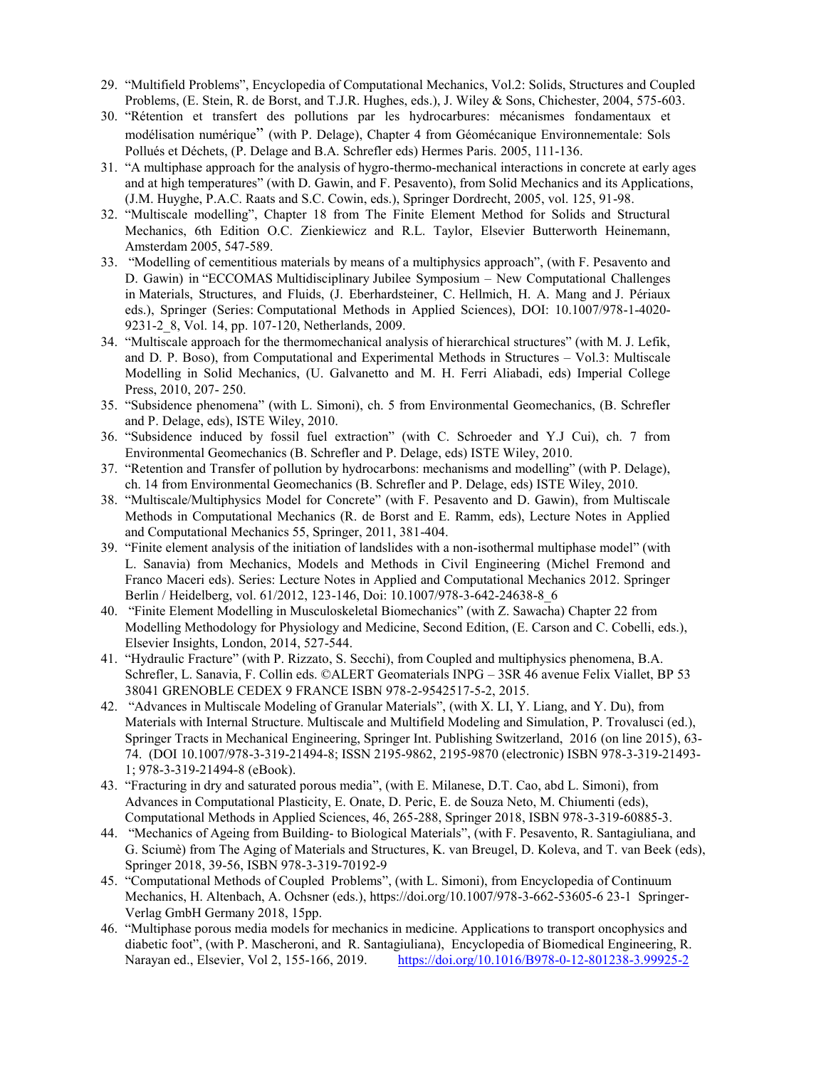29. "Multifield Problems", Encyclopedia of Computational Mechanics, Vol.2: Solids, Structures and Coupled Problems, (E. Stein, R. de Borst, and T.J.R. Hughes, eds.), J. Wiley & Sons, Chichester, 2004, 575-603.
30. "Rétention et transfert des pollutions par les hydrocarbures: mécanismes fondamentaux et modélisation numérique" (with P. Delage), Chapter 4 from Géomécanique Environnementale: Sols Pollués et Déchets, (P. Delage and B.A. Schrefler eds) Hermes Paris. 2005, 111-136.
31. "A multiphase approach for the analysis of hygro-thermo-mechanical interactions in concrete at early ages and at high temperatures" (with D. Gawin, and F. Pesavento), from Solid Mechanics and its Applications, (J.M. Huyghe, P.A.C. Raats and S.C. Cowin, eds.), Springer Dordrecht, 2005, vol. 125, 91-98.
32. "Multiscale modelling", Chapter 18 from The Finite Element Method for Solids and Structural Mechanics, 6th Edition O.C. Zienkiewicz and R.L. Taylor, Elsevier Butterworth Heinemann, Amsterdam 2005, 547-589.
33. "Modelling of cementitious materials by means of a multiphysics approach", (with F. Pesavento and D. Gawin) in "ECCOMAS Multidisciplinary Jubilee Symposium – New Computational Challenges in Materials, Structures, and Fluids, (J. Eberhardsteiner, C. Hellmich, H. A. Mang and J. Périaux eds.), Springer (Series: Computational Methods in Applied Sciences), DOI: 10.1007/978-1-4020-9231-2_8, Vol. 14, pp. 107-120, Netherlands, 2009.
34. "Multiscale approach for the thermomechanical analysis of hierarchical structures" (with M. J. Lefik, and D. P. Boso), from Computational and Experimental Methods in Structures – Vol.3: Multiscale Modelling in Solid Mechanics, (U. Galvanetto and M. H. Ferri Aliabadi, eds) Imperial College Press, 2010, 207- 250.
35. "Subsidence phenomena" (with L. Simoni), ch. 5 from Environmental Geomechanics, (B. Schrefler and P. Delage, eds), ISTE Wiley, 2010.
36. "Subsidence induced by fossil fuel extraction" (with C. Schroeder and Y.J Cui), ch. 7 from Environmental Geomechanics (B. Schrefler and P. Delage, eds) ISTE Wiley, 2010.
37. "Retention and Transfer of pollution by hydrocarbons: mechanisms and modelling" (with P. Delage), ch. 14 from Environmental Geomechanics (B. Schrefler and P. Delage, eds) ISTE Wiley, 2010.
38. "Multiscale/Multiphysics Model for Concrete" (with F. Pesavento and D. Gawin), from Multiscale Methods in Computational Mechanics (R. de Borst and E. Ramm, eds), Lecture Notes in Applied and Computational Mechanics 55, Springer, 2011, 381-404.
39. "Finite element analysis of the initiation of landslides with a non-isothermal multiphase model" (with L. Sanavia) from Mechanics, Models and Methods in Civil Engineering (Michel Fremond and Franco Maceri eds). Series: Lecture Notes in Applied and Computational Mechanics 2012. Springer Berlin / Heidelberg, vol. 61/2012, 123-146, Doi: 10.1007/978-3-642-24638-8_6
40. "Finite Element Modelling in Musculoskeletal Biomechanics" (with Z. Sawacha) Chapter 22 from Modelling Methodology for Physiology and Medicine, Second Edition, (E. Carson and C. Cobelli, eds.), Elsevier Insights, London, 2014, 527-544.
41. "Hydraulic Fracture" (with P. Rizzato, S. Secchi), from Coupled and multiphysics phenomena, B.A. Schrefler, L. Sanavia, F. Collin eds. ©ALERT Geomaterials INPG – 3SR 46 avenue Felix Viallet, BP 53 38041 GRENOBLE CEDEX 9 FRANCE ISBN 978-2-9542517-5-2, 2015.
42. "Advances in Multiscale Modeling of Granular Materials", (with X. LI, Y. Liang, and Y. Du), from Materials with Internal Structure. Multiscale and Multifield Modeling and Simulation, P. Trovalusci (ed.), Springer Tracts in Mechanical Engineering, Springer Int. Publishing Switzerland, 2016 (on line 2015), 63-74. (DOI 10.1007/978-3-319-21494-8; ISSN 2195-9862, 2195-9870 (electronic) ISBN 978-3-319-21493-1; 978-3-319-21494-8 (eBook).
43. "Fracturing in dry and saturated porous media", (with E. Milanese, D.T. Cao, abd L. Simoni), from Advances in Computational Plasticity, E. Onate, D. Peric, E. de Souza Neto, M. Chiumenti (eds), Computational Methods in Applied Sciences, 46, 265-288, Springer 2018, ISBN 978-3-319-60885-3.
44. "Mechanics of Ageing from Building- to Biological Materials", (with F. Pesavento, R. Santagiuliana, and G. Sciumè) from The Aging of Materials and Structures, K. van Breugel, D. Koleva, and T. van Beek (eds), Springer 2018, 39-56, ISBN 978-3-319-70192-9
45. "Computational Methods of Coupled Problems", (with L. Simoni), from Encyclopedia of Continuum Mechanics, H. Altenbach, A. Ochsner (eds.), https://doi.org/10.1007/978-3-662-53605-6 23-1 Springer-Verlag GmbH Germany 2018, 15pp.
46. "Multiphase porous media models for mechanics in medicine. Applications to transport oncophysics and diabetic foot", (with P. Mascheroni, and R. Santagiuliana), Encyclopedia of Biomedical Engineering, R. Narayan ed., Elsevier, Vol 2, 155-166, 2019. https://doi.org/10.1016/B978-0-12-801238-3.99925-2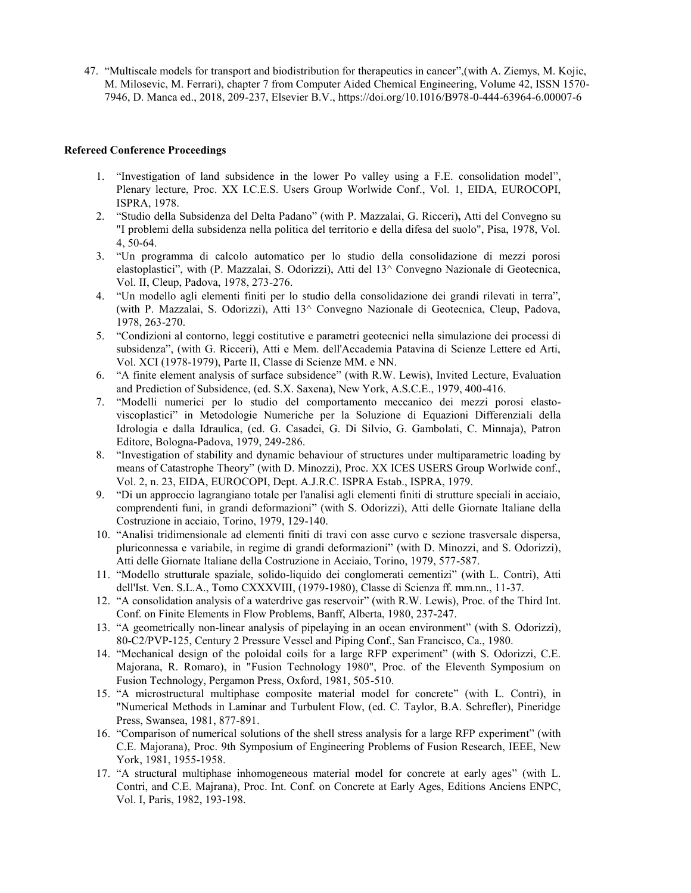47. "Multiscale models for transport and biodistribution for therapeutics in cancer",(with A. Ziemys, M. Kojic, M. Milosevic, M. Ferrari), chapter 7 from Computer Aided Chemical Engineering, Volume 42, ISSN 1570-7946, D. Manca ed., 2018, 209-237, Elsevier B.V., https://doi.org/10.1016/B978-0-444-63964-6.00007-6

**Refereed Conference Proceedings**

1. "Investigation of land subsidence in the lower Po valley using a F.E. consolidation model", Plenary lecture, Proc. XX I.C.E.S. Users Group Worlwide Conf., Vol. 1, EIDA, EUROCOPI, ISPRA, 1978.
2. "Studio della Subsidenza del Delta Padano" (with P. Mazzalai, G. Ricceri)**,** Atti del Convegno su "I problemi della subsidenza nella politica del territorio e della difesa del suolo", Pisa, 1978, Vol. 4, 50-64.
3. "Un programma di calcolo automatico per lo studio della consolidazione di mezzi porosi elastoplastici", with (P. Mazzalai, S. Odorizzi), Atti del 13^ Convegno Nazionale di Geotecnica, Vol. II, Cleup, Padova, 1978, 273-276.
4. "Un modello agli elementi finiti per lo studio della consolidazione dei grandi rilevati in terra", (with P. Mazzalai, S. Odorizzi), Atti 13^ Convegno Nazionale di Geotecnica, Cleup, Padova, 1978, 263-270.
5. "Condizioni al contorno, leggi costitutive e parametri geotecnici nella simulazione dei processi di subsidenza", (with G. Ricceri), Atti e Mem. dell'Accademia Patavina di Scienze Lettere ed Arti, Vol. XCI (1978-1979), Parte II, Classe de Scienze MM. e NN.
6. "A finite element analysis of surface subsidence" (with R.W. Lewis), Invited Lecture, Evaluation and Prediction of Subsidence, (ed. S.X. Saxena), New York, A.S.C.E., 1979, 400-416.
7. "Modelli numerici per lo studio del comportamento meccanico dei mezzi porosi elasto-viscoplastici" in Metodologie Numeriche per la Soluzione de Equazioni Differenziali della Idrologia e dalla Idraulica, (ed. G. Casadei, G. Di Silvio, G. Gambolati, C. Minnaja), Patron Editore, Bologna-Padova, 1979, 249-286.
8. "Investigation of stability and dynamic behaviour of structures under multiparametric loading by means of Catastrophe Theory" (with D. Minozzi), Proc. XX ICES USERS Group Worlwide conf., Vol. 2, n. 23, EIDA, EUROCOPI, Dept. A.J.R.C. ISPRA Estab., ISPRA, 1979.
9. "Di un approccio lagrangiano totale per l'analisi agli elementi finiti di strutture speciali in acciaio, comprendenti funi, in grandi deformazioni" (with S. Odorizzi), Atti delle Giornate Italiane della Costruzione in acciaio, Torino, 1979, 129-140.
10. "Analisi tridimensionale ad elementi finiti di travi con asse curvo e sezione trasversale dispersa, pluriconnessa e variabile, in regime di grandi deformazioni" (with D. Minozzi, and S. Odorizzi), Atti delle Giornate Italiane della Costruzione in Acciaio, Torino, 1979, 577-587.
11. "Modello strutturale spaziale, solido-liquido dei conglomerati cementizi" (with L. Contri), Atti dell'Ist. Ven. S.L.A., Tomo CXXXVIII, (1979-1980), Classe di Scienza ff. mm.nn., 11-37.
12. "A consolidation analysis of a waterdrive gas reservoir" (with R.W. Lewis), Proc. of the Third Int. Conf. on Finite Elements in Flow Problems, Banff, Alberta, 1980, 237-247.
13. "A geometrically non-linear analysis of pipelaying in an ocean environment" (with S. Odorizzi), 80-C2/PVP-125, Century 2 Pressure Vessel and Piping Conf., San Francisco, Ca., 1980.
14. "Mechanical design of the poloidal coils for a large RFP experiment" (with S. Odorizzi, C.E. Majorana, R. Romaro), in "Fusion Technology 1980", Proc. of the Eleventh Symposium on Fusion Technology, Pergamon Press, Oxford, 1981, 505-510.
15. "A microstructural multiphase composite material model for concrete" (with L. Contri), in "Numerical Methods in Laminar and Turbulent Flow, (ed. C. Taylor, B.A. Schrefler), Pineridge Press, Swansea, 1981, 877-891.
16. "Comparison of numerical solutions of the shell stress analysis for a large RFP experiment" (with C.E. Majorana), Proc. 9th Symposium of Engineering Problems of Fusion Research, IEEE, New York, 1981, 1955-1958.
17. "A structural multiphase inhomogeneous material model for concrete at early ages" (with L. Contri, and C.E. Majrana), Proc. Int. Conf. on Concrete at Early Ages, Editions Anciens ENPC, Vol. I, Paris, 1982, 193-198.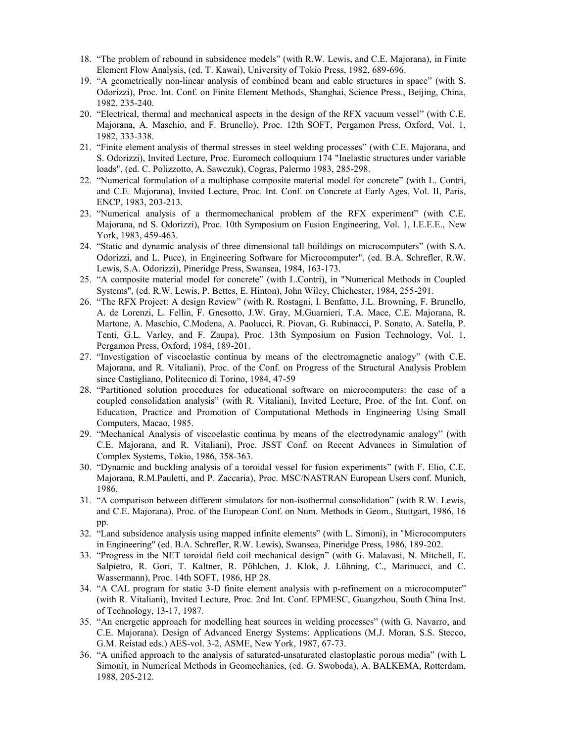18. "The problem of rebound in subsidence models" (with R.W. Lewis, and C.E. Majorana), in Finite Element Flow Analysis, (ed. T. Kawai), University of Tokio Press, 1982, 689-696.
19. "A geometrically non-linear analysis of combined beam and cable structures in space" (with S. Odorizzi), Proc. Int. Conf. on Finite Element Methods, Shanghai, Science Press., Beijing, China, 1982, 235-240.
20. "Electrical, thermal and mechanical aspects in the design of the RFX vacuum vessel" (with C.E. Majorana, A. Maschio, and F. Brunello), Proc. 12th SOFT, Pergamon Press, Oxford, Vol. 1, 1982, 333-338.
21. "Finite element analysis of thermal stresses in steel welding processes" (with C.E. Majorana, and S. Odorizzi), Invited Lecture, Proc. Euromech colloquium 174 "Inelastic structures under variable loads", (ed. C. Polizzotto, A. Sawczuk), Cogras, Palermo 1983, 285-298.
22. "Numerical formulation of a multiphase composite material model for concrete" (with L. Contri, and C.E. Majorana), Invited Lecture, Proc. Int. Conf. on Concrete at Early Ages, Vol. II, Paris, ENCP, 1983, 203-213.
23. "Numerical analysis of a thermomechanical problem of the RFX experiment" (with C.E. Majorana, nd S. Odorizzi), Proc. 10th Symposium on Fusion Engineering, Vol. 1, I.E.E.E., New York, 1983, 459-463.
24. "Static and dynamic analysis of three dimensional tall buildings on microcomputers" (with S.A. Odorizzi, and L. Puce), in Engineering Software for Microcomputer", (ed. B.A. Schrefler, R.W. Lewis, S.A. Odorizzi), Pineridge Press, Swansea, 1984, 163-173.
25. "A composite material model for concrete" (with L.Contri), in "Numerical Methods in Coupled Systems", (ed. R.W. Lewis, P. Bettes, E. Hinton), John Wiley, Chichester, 1984, 255-291.
26. "The RFX Project: A design Review" (with R. Rostagni, I. Benfatto, J.L. Browning, F. Brunello, A. de Lorenzi, L. Fellin, F. Gnesotto, J.W. Gray, M.Guarnieri, T.A. Mace, C.E. Majorana, R. Martone, A. Maschio, C.Modena, A. Paolucci, R. Piovan, G. Rubinacci, P. Sonato, A. Satella, P. Tenti, G.L. Varley, and F. Zaupa), Proc. 13th Symposium on Fusion Technology, Vol. 1, Pergamon Press, Oxford, 1984, 189-201.
27. "Investigation of viscoelastic continua by means of the electromagnetic analogy" (with C.E. Majorana, and R. Vitaliani), Proc. of the Conf. on Progress of the Structural Analysis Problem since Castigliano, Politecnico di Torino, 1984, 47-59
28. "Partitioned solution procedures for educational software on microcomputers: the case of a coupled consolidation analysis" (with R. Vitaliani), Invited Lecture, Proc. of the Int. Conf. on Education, Practice and Promotion of Computational Methods in Engineering Using Small Computers, Macao, 1985.
29. "Mechanical Analysis of viscoelastic continua by means of the electrodynamic analogy" (with C.E. Majorana, and R. Vitaliani), Proc. JSST Conf. on Recent Advances in Simulation of Complex Systems, Tokio, 1986, 358-363.
30. "Dynamic and buckling analysis of a toroidal vessel for fusion experiments" (with F. Elio, C.E. Majorana, R.M.Pauletti, and P. Zaccaria), Proc. MSC/NASTRAN European Users conf. Munich, 1986.
31. "A comparison between different simulators for non-isothermal consolidation" (with R.W. Lewis, and C.E. Majorana), Proc. of the European Conf. on Num. Methods in Geom., Stuttgart, 1986, 16 pp.
32. "Land subsidence analysis using mapped infinite elements" (with L. Simoni), in "Microcomputers in Engineering" (ed. B.A. Schrefler, R.W. Lewis), Swansea, Pineridge Press, 1986, 189-202.
33. "Progress in the NET toroidal field coil mechanical design" (with G. Malavasi, N. Mitchell, E. Salpietro, R. Gori, T. Kaltner, R. Pöhlchen, J. Klok, J. Lühning, C., Marinucci, and C. Wassermann), Proc. 14th SOFT, 1986, HP 28.
34. "A CAL program for static 3-D finite element analysis with p-refinement on a microcomputer" (with R. Vitaliani), Invited Lecture, Proc. 2nd Int. Conf. EPMESC, Guangzhou, South China Inst. of Technology, 13-17, 1987.
35. "An energetic approach for modelling heat sources in welding processes" (with G. Navarro, and C.E. Majorana). Design of Advanced Energy Systems: Applications (M.J. Moran, S.S. Stecco, G.M. Reistad eds.) AES-vol. 3-2, ASME, New York, 1987, 67-73.
36. "A unified approach to the analysis of saturated-unsaturated elastoplastic porous media" (with L Simoni), in Numerical Methods in Geomechanics, (ed. G. Swoboda), A. BALKEMA, Rotterdam, 1988, 205-212.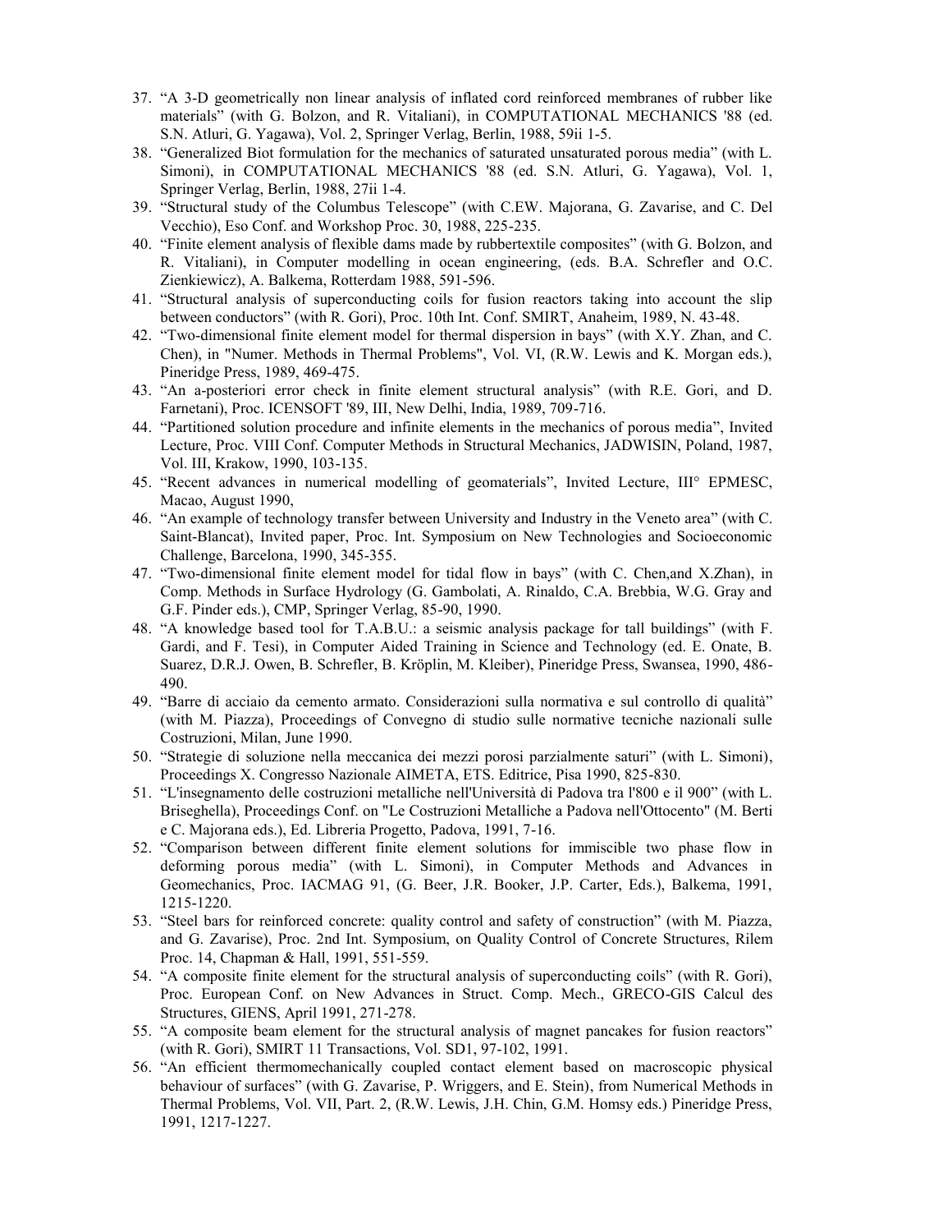37. "A 3-D geometrically non linear analysis of inflated cord reinforced membranes of rubber like materials" (with G. Bolzon, and R. Vitaliani), in COMPUTATIONAL MECHANICS '88 (ed. S.N. Atluri, G. Yagawa), Vol. 2, Springer Verlag, Berlin, 1988, 59ii 1-5.
38. "Generalized Biot formulation for the mechanics of saturated unsaturated porous media" (with L. Simoni), in COMPUTATIONAL MECHANICS '88 (ed. S.N. Atluri, G. Yagawa), Vol. 1, Springer Verlag, Berlin, 1988, 27ii 1-4.
39. "Structural study of the Columbus Telescope" (with C.EW. Majorana, G. Zavarise, and C. Del Vecchio), Eso Conf. and Workshop Proc. 30, 1988, 225-235.
40. "Finite element analysis of flexible dams made by rubbertextile composites" (with G. Bolzon, and R. Vitaliani), in Computer modelling in ocean engineering, (eds. B.A. Schrefler and O.C. Zienkiewicz), A. Balkema, Rotterdam 1988, 591-596.
41. "Structural analysis of superconducting coils for fusion reactors taking into account the slip between conductors" (with R. Gori), Proc. 10th Int. Conf. SMIRT, Anaheim, 1989, N. 43-48.
42. "Two-dimensional finite element model for thermal dispersion in bays" (with X.Y. Zhan, and C. Chen), in "Numer. Methods in Thermal Problems", Vol. VI, (R.W. Lewis and K. Morgan eds.), Pineridge Press, 1989, 469-475.
43. "An a-posteriori error check in finite element structural analysis" (with R.E. Gori, and D. Farnetani), Proc. ICENSOFT '89, III, New Delhi, India, 1989, 709-716.
44. "Partitioned solution procedure and infinite elements in the mechanics of porous media", Invited Lecture, Proc. VIII Conf. Computer Methods in Structural Mechanics, JADWISIN, Poland, 1987, Vol. III, Krakow, 1990, 103-135.
45. "Recent advances in numerical modelling of geomaterials", Invited Lecture, III° EPMESC, Macao, August 1990,
46. "An example of technology transfer between University and Industry in the Veneto area" (with C. Saint-Blancat), Invited paper, Proc. Int. Symposium on New Technologies and Socioeconomic Challenge, Barcelona, 1990, 345-355.
47. "Two-dimensional finite element model for tidal flow in bays" (with C. Chen,and X.Zhan), in Comp. Methods in Surface Hydrology (G. Gambolati, A. Rinaldo, C.A. Brebbia, W.G. Gray and G.F. Pinder eds.), CMP, Springer Verlag, 85-90, 1990.
48. "A knowledge based tool for T.A.B.U.: a seismic analysis package for tall buildings" (with F. Gardi, and F. Tesi), in Computer Aided Training in Science and Technology (ed. E. Onate, B. Suarez, D.R.J. Owen, B. Schrefler, B. Kröplin, M. Kleiber), Pineridge Press, Swansea, 1990, 486-490.
49. "Barre di acciaio da cemento armato. Considerazioni sulla normativa e sul controllo di qualità" (with M. Piazza), Proceedings of Convegno di studio sulle normative tecniche nazionali sulle Costruzioni, Milan, June 1990.
50. "Strategie di soluzione nella meccanica dei mezzi porosi parzialmente saturi" (with L. Simoni), Proceedings X. Congresso Nazionale AIMETA, ETS. Editrice, Pisa 1990, 825-830.
51. "L'insegnamento delle costruzioni metalliche nell'Università di Padova tra l'800 e il 900" (with L. Briseghella), Proceedings Conf. on "Le Costruzioni Metalliche a Padova nell'Ottocento" (M. Berti e C. Majorana eds.), Ed. Libreria Progetto, Padova, 1991, 7-16.
52. "Comparison between different finite element solutions for immiscible two phase flow in deforming porous media" (with L. Simoni), in Computer Methods and Advances in Geomechanics, Proc. IACMAG 91, (G. Beer, J.R. Booker, J.P. Carter, Eds.), Balkema, 1991, 1215-1220.
53. "Steel bars for reinforced concrete: quality control and safety of construction" (with M. Piazza, and G. Zavarise), Proc. 2nd Int. Symposium, on Quality Control of Concrete Structures, Rilem Proc. 14, Chapman & Hall, 1991, 551-559.
54. "A composite finite element for the structural analysis of superconducting coils" (with R. Gori), Proc. European Conf. on New Advances in Struct. Comp. Mech., GRECO-GIS Calcul des Structures, GIENS, April 1991, 271-278.
55. "A composite beam element for the structural analysis of magnet pancakes for fusion reactors" (with R. Gori), SMIRT 11 Transactions, Vol. SD1, 97-102, 1991.
56. "An efficient thermomechanically coupled contact element based on macroscopic physical behaviour of surfaces" (with G. Zavarise, P. Wriggers, and E. Stein), from Numerical Methods in Thermal Problems, Vol. VII, Part. 2, (R.W. Lewis, J.H. Chin, G.M. Homsy eds.) Pineridge Press, 1991, 1217-1227.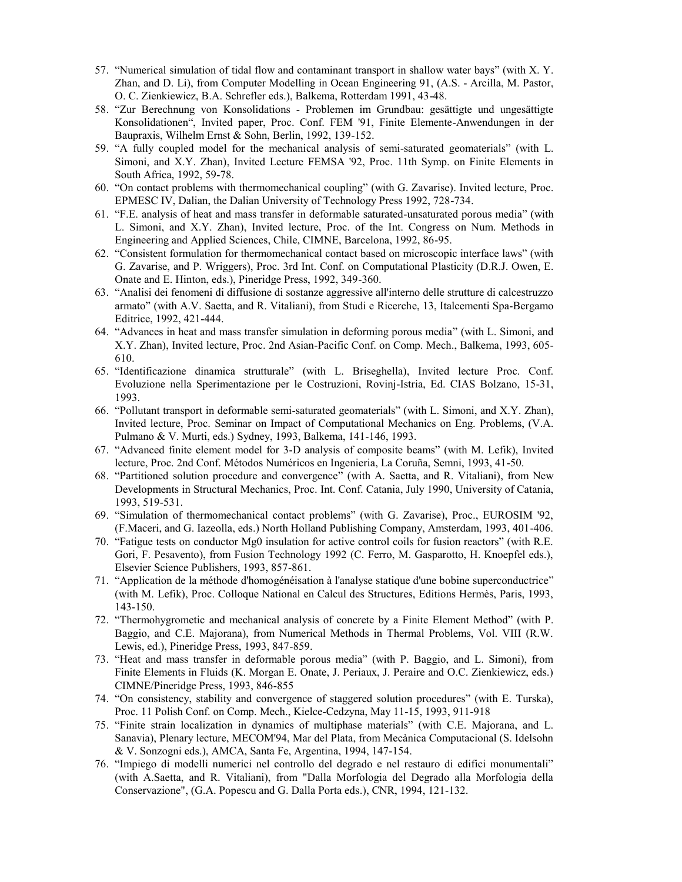57. "Numerical simulation of tidal flow and contaminant transport in shallow water bays" (with X. Y. Zhan, and D. Li), from Computer Modelling in Ocean Engineering 91, (A.S. - Arcilla, M. Pastor, O. C. Zienkiewicz, B.A. Schrefler eds.), Balkema, Rotterdam 1991, 43-48.
58. "Zur Berechnung von Konsolidations - Problemen im Grundbau: gesättigte und ungesättigte Konsolidationen", Invited paper, Proc. Conf. FEM '91, Finite Elemente-Anwendungen in der Baupraxis, Wilhelm Ernst & Sohn, Berlin, 1992, 139-152.
59. "A fully coupled model for the mechanical analysis of semi-saturated geomaterials" (with L. Simoni, and X.Y. Zhan), Invited Lecture FEMSA '92, Proc. 11th Symp. on Finite Elements in South Africa, 1992, 59-78.
60. "On contact problems with thermomechanical coupling" (with G. Zavarise). Invited lecture, Proc. EPMESC IV, Dalian, the Dalian University of Technology Press 1992, 728-734.
61. "F.E. analysis of heat and mass transfer in deformable saturated-unsaturated porous media" (with L. Simoni, and X.Y. Zhan), Invited lecture, Proc. of the Int. Congress on Num. Methods in Engineering and Applied Sciences, Chile, CIMNE, Barcelona, 1992, 86-95.
62. "Consistent formulation for thermomechanical contact based on microscopic interface laws" (with G. Zavarise, and P. Wriggers), Proc. 3rd Int. Conf. on Computational Plasticity (D.R.J. Owen, E. Onate and E. Hinton, eds.), Pineridge Press, 1992, 349-360.
63. "Analisi dei fenomeni di diffusione di sostanze aggressive all'interno delle strutture di calcestruzzo armato" (with A.V. Saetta, and R. Vitaliani), from Studi e Ricerche, 13, Italcementi Spa-Bergamo Editrice, 1992, 421-444.
64. "Advances in heat and mass transfer simulation in deforming porous media" (with L. Simoni, and X.Y. Zhan), Invited lecture, Proc. 2nd Asian-Pacific Conf. on Comp. Mech., Balkema, 1993, 605-610.
65. "Identificazione dinamica strutturale" (with L. Briseghella), Invited lecture Proc. Conf. Evoluzione nella Sperimentazione per le Costruzioni, Rovinj-Istria, Ed. CIAS Bolzano, 15-31, 1993.
66. "Pollutant transport in deformable semi-saturated geomaterials" (with L. Simoni, and X.Y. Zhan), Invited lecture, Proc. Seminar on Impact of Computational Mechanics on Eng. Problems, (V.A. Pulmano & V. Murti, eds.) Sydney, 1993, Balkema, 141-146, 1993.
67. "Advanced finite element model for 3-D analysis of composite beams" (with M. Lefik), Invited lecture, Proc. 2nd Conf. Métodos Numéricos en Ingenieria, La Coruña, Semni, 1993, 41-50.
68. "Partitioned solution procedure and convergence" (with A. Saetta, and R. Vitaliani), from New Developments in Structural Mechanics, Proc. Int. Conf. Catania, July 1990, University of Catania, 1993, 519-531.
69. "Simulation of thermomechanical contact problems" (with G. Zavarise), Proc., EUROSIM '92, (F.Maceri, and G. Iazeolla, eds.) North Holland Publishing Company, Amsterdam, 1993, 401-406.
70. "Fatigue tests on conductor Mg0 insulation for active control coils for fusion reactors" (with R.E. Gori, F. Pesavento), from Fusion Technology 1992 (C. Ferro, M. Gasparotto, H. Knoepfel eds.), Elsevier Science Publishers, 1993, 857-861.
71. "Application de la méthode d'homogénéisation à l'analyse statique d'une bobine superconductrice" (with M. Lefik), Proc. Colloque National en Calcul des Structures, Editions Hermès, Paris, 1993, 143-150.
72. "Thermohygrometic and mechanical analysis of concrete by a Finite Element Method" (with P. Baggio, and C.E. Majorana), from Numerical Methods in Thermal Problems, Vol. VIII (R.W. Lewis, ed.), Pineridge Press, 1993, 847-859.
73. "Heat and mass transfer in deformable porous media" (with P. Baggio, and L. Simoni), from Finite Elements in Fluids (K. Morgan E. Onate, J. Periaux, J. Peraire and O.C. Zienkiewicz, eds.) CIMNE/Pineridge Press, 1993, 846-855
74. "On consistency, stability and convergence of staggered solution procedures" (with E. Turska), Proc. 11 Polish Conf. on Comp. Mech., Kielce-Cedzyna, May 11-15, 1993, 911-918
75. "Finite strain localization in dynamics of multiphase materials" (with C.E. Majorana, and L. Sanavia), Plenary lecture, MECOM'94, Mar del Plata, from Mecànica Computacional (S. Idelsohn & V. Sonzogni eds.), AMCA, Santa Fe, Argentina, 1994, 147-154.
76. "Impiego di modelli numerici nel controllo del degrado e nel restauro di edifici monumentali" (with A.Saetta, and R. Vitaliani), from "Dalla Morfologia del Degrado alla Morfologia della Conservazione", (G.A. Popescu and G. Dalla Porta eds.), CNR, 1994, 121-132.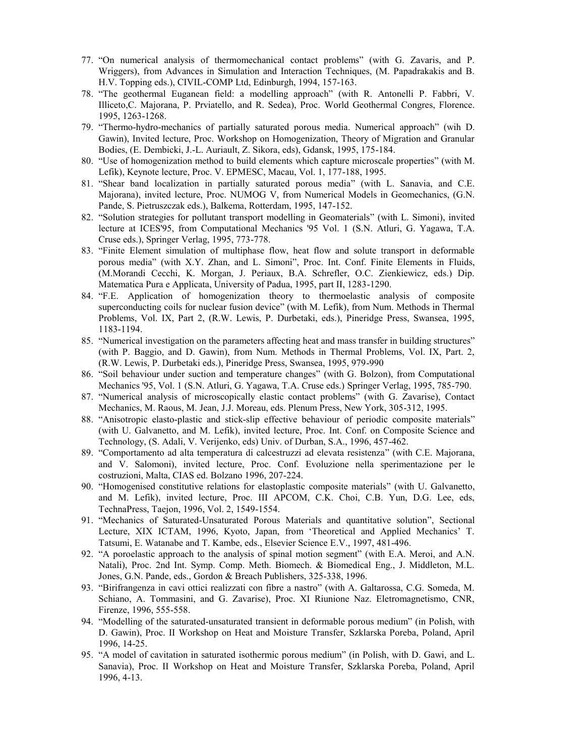77. "On numerical analysis of thermomechanical contact problems" (with G. Zavaris, and P. Wriggers), from Advances in Simulation and Interaction Techniques, (M. Papadrakakis and B. H.V. Topping eds.), CIVIL-COMP Ltd, Edinburgh, 1994, 157-163.
78. "The geothermal Euganean field: a modelling approach" (with R. Antonelli P. Fabbri, V. Illiceto,C. Majorana, P. Prviatello, and R. Sedea), Proc. World Geothermal Congres, Florence. 1995, 1263-1268.
79. "Thermo-hydro-mechanics of partially saturated porous media. Numerical approach" (wih D. Gawin), Invited lecture, Proc. Workshop on Homogenization, Theory of Migration and Granular Bodies, (E. Dembicki, J.-L. Auriault, Z. Sikora, eds), Gdansk, 1995, 175-184.
80. "Use of homogenization method to build elements which capture microscale properties" (with M. Lefik), Keynote lecture, Proc. V. EPMESC, Macau, Vol. 1, 177-188, 1995.
81. "Shear band localization in partially saturated porous media" (with L. Sanavia, and C.E. Majorana), invited lecture, Proc. NUMOG V, from Numerical Models in Geomechanics, (G.N. Pande, S. Pietruszczak eds.), Balkema, Rotterdam, 1995, 147-152.
82. "Solution strategies for pollutant transport modelling in Geomaterials" (with L. Simoni), invited lecture at ICES'95, from Computational Mechanics '95 Vol. 1 (S.N. Atluri, G. Yagawa, T.A. Cruse eds.), Springer Verlag, 1995, 773-778.
83. "Finite Element simulation of multiphase flow, heat flow and solute transport in deformable porous media" (with X.Y. Zhan, and L. Simoni", Proc. Int. Conf. Finite Elements in Fluids, (M.Morandi Cecchi, K. Morgan, J. Periaux, B.A. Schrefler, O.C. Zienkiewicz, eds.) Dip. Matematica Pura e Applicata, University of Padua, 1995, part II, 1283-1290.
84. "F.E. Application of homogenization theory to thermoelastic analysis of composite superconducting coils for nuclear fusion device" (with M. Lefik), from Num. Methods in Thermal Problems, Vol. IX, Part 2, (R.W. Lewis, P. Durbetaki, eds.), Pineridge Press, Swansea, 1995, 1183-1194.
85. "Numerical investigation on the parameters affecting heat and mass transfer in building structures" (with P. Baggio, and D. Gawin), from Num. Methods in Thermal Problems, Vol. IX, Part. 2, (R.W. Lewis, P. Durbetaki eds.), Pineridge Press, Swansea, 1995, 979-990
86. "Soil behaviour under suction and temperature changes" (with G. Bolzon), from Computational Mechanics '95, Vol. 1 (S.N. Atluri, G. Yagawa, T.A. Cruse eds.) Springer Verlag, 1995, 785-790.
87. "Numerical analysis of microscopically elastic contact problems" (with G. Zavarise), Contact Mechanics, M. Raous, M. Jean, J.J. Moreau, eds. Plenum Press, New York, 305-312, 1995.
88. "Anisotropic elasto-plastic and stick-slip effective behaviour of periodic composite materials" (with U. Galvanetto, and M. Lefik), invited lecture, Proc. Int. Conf. on Composite Science and Technology, (S. Adali, V. Verijenko, eds) Univ. of Durban, S.A., 1996, 457-462.
89. "Comportamento ad alta temperatura di calcestruzzi ad elevata resistenza" (with C.E. Majorana, and V. Salomoni), invited lecture, Proc. Conf. Evoluzione nella sperimentazione per le costruzioni, Malta, CIAS ed. Bolzano 1996, 207-224.
90. "Homogenised constitutive relations for elastoplastic composite materials" (with U. Galvanetto, and M. Lefik), invited lecture, Proc. III APCOM, C.K. Choi, C.B. Yun, D.G. Lee, eds, TechnaPress, Taejon, 1996, Vol. 2, 1549-1554.
91. "Mechanics of Saturated-Unsaturated Porous Materials and quantitative solution", Sectional Lecture, XIX ICTAM, 1996, Kyoto, Japan, from 'Theoretical and Applied Mechanics' T. Tatsumi, E. Watanabe and T. Kambe, eds., Elsevier Science E.V., 1997, 481-496.
92. "A poroelastic approach to the analysis of spinal motion segment" (with E.A. Meroi, and A.N. Natali), Proc. 2nd Int. Symp. Comp. Meth. Biomech. & Biomedical Eng., J. Middleton, M.L. Jones, G.N. Pande, eds., Gordon & Breach Publishers, 325-338, 1996.
93. "Birifrangenza in cavi ottici realizzati con fibre a nastro" (with A. Galtarossa, C.G. Someda, M. Schiano, A. Tommasini, and G. Zavarise), Proc. XI Riunione Naz. Eletromagnetismo, CNR, Firenze, 1996, 555-558.
94. "Modelling of the saturated-unsaturated transient in deformable porous medium" (in Polish, with D. Gawin), Proc. II Workshop on Heat and Moisture Transfer, Szklarska Poreba, Poland, April 1996, 14-25.
95. "A model of cavitation in saturated isothermic porous medium" (in Polish, with D. Gawi, and L. Sanavia), Proc. II Workshop on Heat and Moisture Transfer, Szklarska Poreba, Poland, April 1996, 4-13.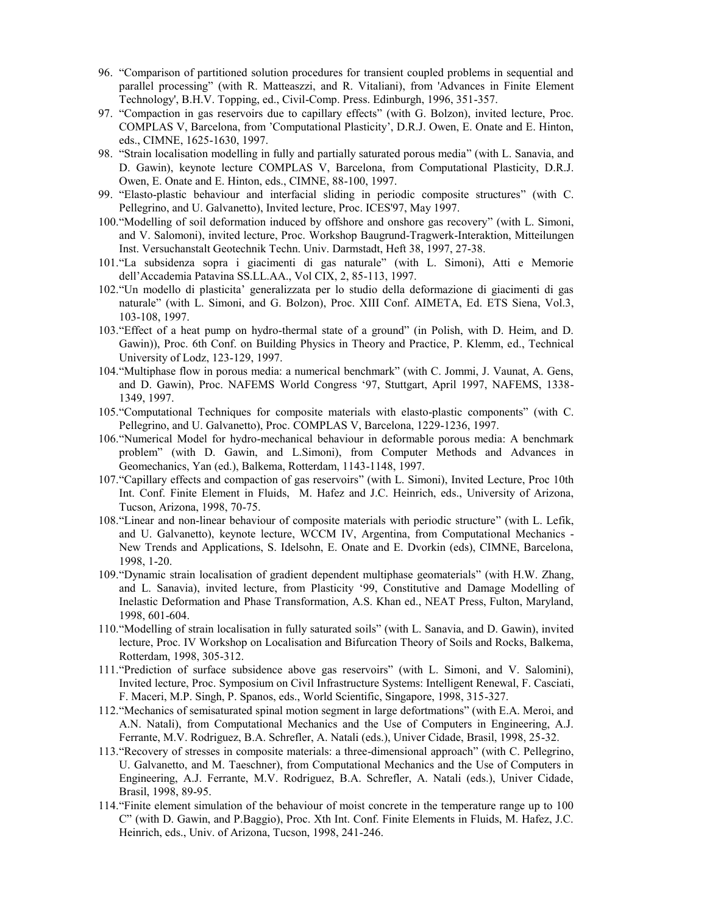96. "Comparison of partitioned solution procedures for transient coupled problems in sequential and parallel processing" (with R. Matteaszzi, and R. Vitaliani), from 'Advances in Finite Element Technology', B.H.V. Topping, ed., Civil-Comp. Press. Edinburgh, 1996, 351-357.
97. "Compaction in gas reservoirs due to capillary effects" (with G. Bolzon), invited lecture, Proc. COMPLAS V, Barcelona, from 'Computational Plasticity', D.R.J. Owen, E. Onate and E. Hinton, eds., CIMNE, 1625-1630, 1997.
98. "Strain localisation modelling in fully and partially saturated porous media" (with L. Sanavia, and D. Gawin), keynote lecture COMPLAS V, Barcelona, from Computational Plasticity, D.R.J. Owen, E. Onate and E. Hinton, eds., CIMNE, 88-100, 1997.
99. "Elasto-plastic behaviour and interfacial sliding in periodic composite structures" (with C. Pellegrino, and U. Galvanetto), Invited lecture, Proc. ICES'97, May 1997.
100. "Modelling of soil deformation induced by offshore and onshore gas recovery" (with L. Simoni, and V. Salomoni), invited lecture, Proc. Workshop Baugrund-Tragwerk-Interaktion, Mitteilungen Inst. Versuchanstalt Geotechnik Techn. Univ. Darmstadt, Heft 38, 1997, 27-38.
101. "La subsidenza sopra i giacimenti di gas naturale" (with L. Simoni), Atti e Memorie dell'Accademia Patavina SS.LL.AA., Vol CIX, 2, 85-113, 1997.
102. "Un modello di plasticita' generalizzata per lo studio della deformazione di giacimenti di gas naturale" (with L. Simoni, and G. Bolzon), Proc. XIII Conf. AIMETA, Ed. ETS Siena, Vol.3, 103-108, 1997.
103. "Effect of a heat pump on hydro-thermal state of a ground" (in Polish, with D. Heim, and D. Gawin)), Proc. 6th Conf. on Building Physics in Theory and Practice, P. Klemm, ed., Technical University of Lodz, 123-129, 1997.
104. "Multiphase flow in porous media: a numerical benchmark" (with C. Jommi, J. Vaunat, A. Gens, and D. Gawin), Proc. NAFEMS World Congress '97, Stuttgart, April 1997, NAFEMS, 1338-1349, 1997.
105. "Computational Techniques for composite materials with elasto-plastic components" (with C. Pellegrino, and U. Galvanetto), Proc. COMPLAS V, Barcelona, 1229-1236, 1997.
106. "Numerical Model for hydro-mechanical behaviour in deformable porous media: A benchmark problem" (with D. Gawin, and L.Simoni), from Computer Methods and Advances in Geomechanics, Yan (ed.), Balkema, Rotterdam, 1143-1148, 1997.
107. "Capillary effects and compaction of gas reservoirs" (with L. Simoni), Invited Lecture, Proc 10th Int. Conf. Finite Element in Fluids, M. Hafez and J.C. Heinrich, eds., University of Arizona, Tucson, Arizona, 1998, 70-75.
108. "Linear and non-linear behaviour of composite materials with periodic structure" (with L. Lefik, and U. Galvanetto), keynote lecture, WCCM IV, Argentina, from Computational Mechanics - New Trends and Applications, S. Idelsohn, E. Onate and E. Dvorkin (eds), CIMNE, Barcelona, 1998, 1-20.
109. "Dynamic strain localisation of gradient dependent multiphase geomaterials" (with H.W. Zhang, and L. Sanavia), invited lecture, from Plasticity '99, Constitutive and Damage Modelling of Inelastic Deformation and Phase Transformation, A.S. Khan ed., NEAT Press, Fulton, Maryland, 1998, 601-604.
110. "Modelling of strain localisation in fully saturated soils" (with L. Sanavia, and D. Gawin), invited lecture, Proc. IV Workshop on Localisation and Bifurcation Theory of Soils and Rocks, Balkema, Rotterdam, 1998, 305-312.
111. "Prediction of surface subsidence above gas reservoirs" (with L. Simoni, and V. Salomini), Invited lecture, Proc. Symposium on Civil Infrastructure Systems: Intelligent Renewal, F. Casciati, F. Maceri, M.P. Singh, P. Spanos, eds., World Scientific, Singapore, 1998, 315-327.
112. "Mechanics of semisaturated spinal motion segment in large defortmations" (with E.A. Meroi, and A.N. Natali), from Computational Mechanics and the Use of Computers in Engineering, A.J. Ferrante, M.V. Rodriguez, B.A. Schrefler, A. Natali (eds.), Univer Cidade, Brasil, 1998, 25-32.
113. "Recovery of stresses in composite materials: a three-dimensional approach" (with C. Pellegrino, U. Galvanetto, and M. Taeschner), from Computational Mechanics and the Use of Computers in Engineering, A.J. Ferrante, M.V. Rodriguez, B.A. Schrefler, A. Natali (eds.), Univer Cidade, Brasil, 1998, 89-95.
114. "Finite element simulation of the behaviour of moist concrete in the temperature range up to 100 C" (with D. Gawin, and P.Baggio), Proc. Xth Int. Conf. Finite Elements in Fluids, M. Hafez, J.C. Heinrich, eds., Univ. of Arizona, Tucson, 1998, 241-246.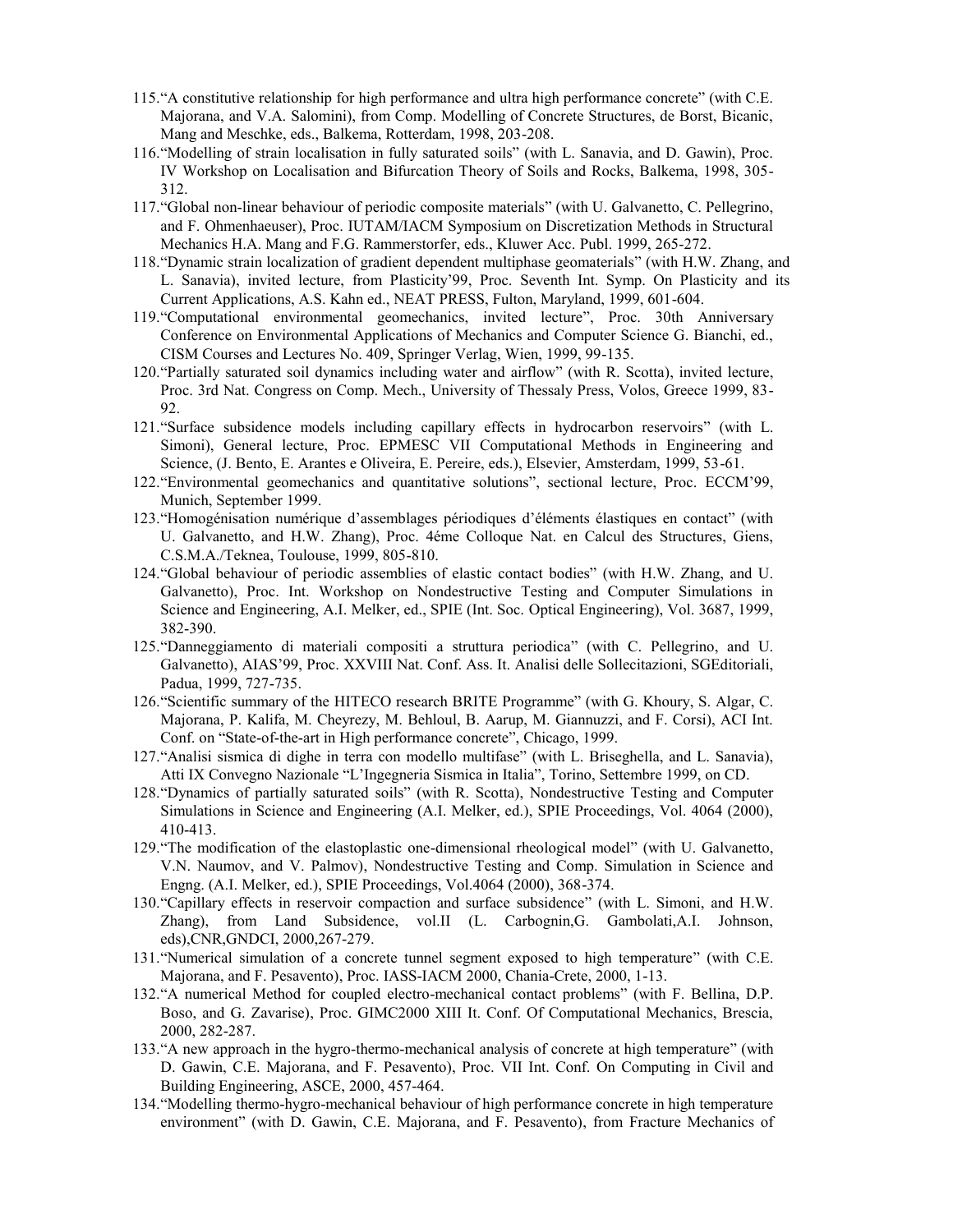115. "A constitutive relationship for high performance and ultra high performance concrete" (with C.E. Majorana, and V.A. Salomini), from Comp. Modelling of Concrete Structures, de Borst, Bicanic, Mang and Meschke, eds., Balkema, Rotterdam, 1998, 203-208.
116. "Modelling of strain localisation in fully saturated soils" (with L. Sanavia, and D. Gawin), Proc. IV Workshop on Localisation and Bifurcation Theory of Soils and Rocks, Balkema, 1998, 305-312.
117. "Global non-linear behaviour of periodic composite materials" (with U. Galvanetto, C. Pellegrino, and F. Ohmenhaeuser), Proc. IUTAM/IACM Symposium on Discretization Methods in Structural Mechanics H.A. Mang and F.G. Rammerstorfer, eds., Kluwer Acc. Publ. 1999, 265-272.
118. "Dynamic strain localization of gradient dependent multiphase geomaterials" (with H.W. Zhang, and L. Sanavia), invited lecture, from Plasticity'99, Proc. Seventh Int. Symp. On Plasticity and its Current Applications, A.S. Kahn ed., NEAT PRESS, Fulton, Maryland, 1999, 601-604.
119. "Computational environmental geomechanics, invited lecture", Proc. 30th Anniversary Conference on Environmental Applications of Mechanics and Computer Science G. Bianchi, ed., CISM Courses and Lectures No. 409, Springer Verlag, Wien, 1999, 99-135.
120. "Partially saturated soil dynamics including water and airflow" (with R. Scotta), invited lecture, Proc. 3rd Nat. Congress on Comp. Mech., University of Thessaly Press, Volos, Greece 1999, 83-92.
121. "Surface subsidence models including capillary effects in hydrocarbon reservoirs" (with L. Simoni), General lecture, Proc. EPMESC VII Computational Methods in Engineering and Science, (J. Bento, E. Arantes e Oliveira, E. Pereire, eds.), Elsevier, Amsterdam, 1999, 53-61.
122. "Environmental geomechanics and quantitative solutions", sectional lecture, Proc. ECCM'99, Munich, September 1999.
123. "Homogénisation numérique d'assemblages périodiques d'éléments élastiques en contact" (with U. Galvanetto, and H.W. Zhang), Proc. 4éme Colloque Nat. en Calcul des Structures, Giens, C.S.M.A./Teknea, Toulouse, 1999, 805-810.
124. "Global behaviour of periodic assemblies of elastic contact bodies" (with H.W. Zhang, and U. Galvanetto), Proc. Int. Workshop on Nondestructive Testing and Computer Simulations in Science and Engineering, A.I. Melker, ed., SPIE (Int. Soc. Optical Engineering), Vol. 3687, 1999, 382-390.
125. "Danneggiamento di materiali compositi a struttura periodica" (with C. Pellegrino, and U. Galvanetto), AIAS'99, Proc. XXVIII Nat. Conf. Ass. It. Analisi delle Sollecitazioni, SGEditoriali, Padua, 1999, 727-735.
126. "Scientific summary of the HITECO research BRITE Programme" (with G. Khoury, S. Algar, C. Majorana, P. Kalifa, M. Cheyrezy, M. Behloul, B. Aarup, M. Giannuzzi, and F. Corsi), ACI Int. Conf. on "State-of-the-art in High performance concrete", Chicago, 1999.
127. "Analisi sismica di dighe in terra con modello multifase" (with L. Briseghella, and L. Sanavia), Atti IX Convegno Nazionale "L'Ingegneria Sismica in Italia", Torino, Settembre 1999, on CD.
128. "Dynamics of partially saturated soils" (with R. Scotta), Nondestructive Testing and Computer Simulations in Science and Engineering (A.I. Melker, ed.), SPIE Proceedings, Vol. 4064 (2000), 410-413.
129. "The modification of the elastoplastic one-dimensional rheological model" (with U. Galvanetto, V.N. Naumov, and V. Palmov), Nondestructive Testing and Comp. Simulation in Science and Engng. (A.I. Melker, ed.), SPIE Proceedings, Vol.4064 (2000), 368-374.
130. "Capillary effects in reservoir compaction and surface subsidence" (with L. Simoni, and H.W. Zhang), from Land Subsidence, vol.II (L. Carbognin,G. Gambolati,A.I. Johnson, eds),CNR,GNDCI, 2000,267-279.
131. "Numerical simulation of a concrete tunnel segment exposed to high temperature" (with C.E. Majorana, and F. Pesavento), Proc. IASS-IACM 2000, Chania-Crete, 2000, 1-13.
132. "A numerical Method for coupled electro-mechanical contact problems" (with F. Bellina, D.P. Boso, and G. Zavarise), Proc. GIMC2000 XIII It. Conf. Of Computational Mechanics, Brescia, 2000, 282-287.
133. "A new approach in the hygro-thermo-mechanical analysis of concrete at high temperature" (with D. Gawin, C.E. Majorana, and F. Pesavento), Proc. VII Int. Conf. On Computing in Civil and Building Engineering, ASCE, 2000, 457-464.
134. "Modelling thermo-hygro-mechanical behaviour of high performance concrete in high temperature environment" (with D. Gawin, C.E. Majorana, and F. Pesavento), from Fracture Mechanics of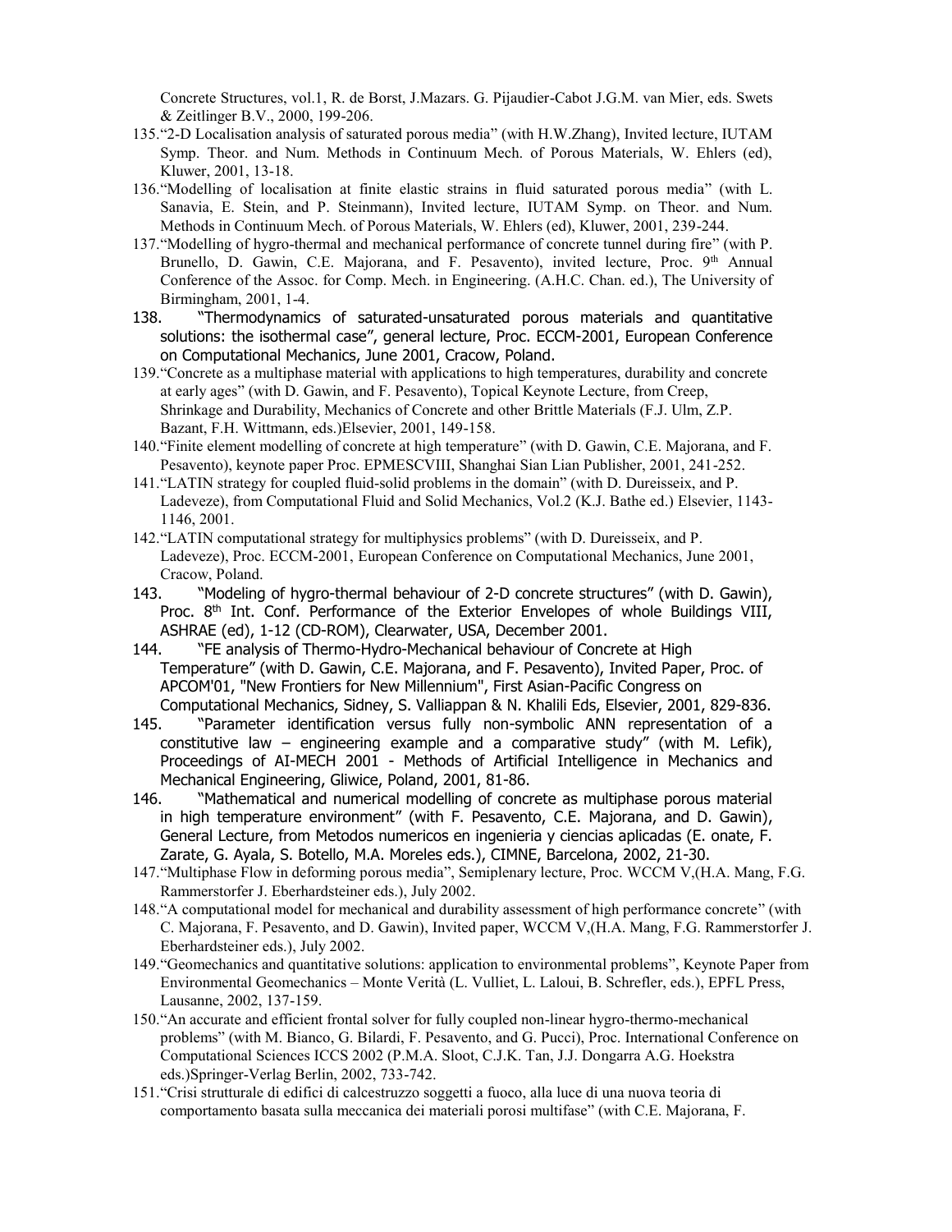Concrete Structures, vol.1, R. de Borst, J.Mazars. G. Pijaudier-Cabot J.G.M. van Mier, eds. Swets & Zeitlinger B.V., 2000, 199-206.

135. "2-D Localisation analysis of saturated porous media" (with H.W.Zhang), Invited lecture, IUTAM Symp. Theor. and Num. Methods in Continuum Mech. of Porous Materials, W. Ehlers (ed), Kluwer, 2001, 13-18.
136. "Modelling of localisation at finite elastic strains in fluid saturated porous media" (with L. Sanavia, E. Stein, and P. Steinmann), Invited lecture, IUTAM Symp. on Theor. and Num. Methods in Continuum Mech. of Porous Materials, W. Ehlers (ed), Kluwer, 2001, 239-244.
137. "Modelling of hygro-thermal and mechanical performance of concrete tunnel during fire" (with P. Brunello, D. Gawin, C.E. Majorana, and F. Pesavento), invited lecture, Proc. 9th Annual Conference of the Assoc. for Comp. Mech. in Engineering. (A.H.C. Chan. ed.), The University of Birmingham, 2001, 1-4.
138. "Thermodynamics of saturated-unsaturated porous materials and quantitative solutions: the isothermal case", general lecture, Proc. ECCM-2001, European Conference on Computational Mechanics, June 2001, Cracow, Poland.
139. "Concrete as a multiphase material with applications to high temperatures, durability and concrete at early ages" (with D. Gawin, and F. Pesavento), Topical Keynote Lecture, from Creep, Shrinkage and Durability, Mechanics of Concrete and other Brittle Materials (F.J. Ulm, Z.P. Bazant, F.H. Wittmann, eds.)Elsevier, 2001, 149-158.
140. "Finite element modelling of concrete at high temperature" (with D. Gawin, C.E. Majorana, and F. Pesavento), keynote paper Proc. EPMESCVIII, Shanghai Sian Lian Publisher, 2001, 241-252.
141. "LATIN strategy for coupled fluid-solid problems in the domain" (with D. Dureisseix, and P. Ladeveze), from Computational Fluid and Solid Mechanics, Vol.2 (K.J. Bathe ed.) Elsevier, 1143-1146, 2001.
142. "LATIN computational strategy for multiphysics problems" (with D. Dureisseix, and P. Ladeveze), Proc. ECCM-2001, European Conference on Computational Mechanics, June 2001, Cracow, Poland.
143. "Modeling of hygro-thermal behaviour of 2-D concrete structures" (with D. Gawin), Proc. 8th Int. Conf. Performance of the Exterior Envelopes of whole Buildings VIII, ASHRAE (ed), 1-12 (CD-ROM), Clearwater, USA, December 2001.
144. "FE analysis of Thermo-Hydro-Mechanical behaviour of Concrete at High Temperature" (with D. Gawin, C.E. Majorana, and F. Pesavento), Invited Paper, Proc. of APCOM'01, "New Frontiers for New Millennium", First Asian-Pacific Congress on Computational Mechanics, Sidney, S. Valliappan & N. Khalili Eds, Elsevier, 2001, 829-836.
145. "Parameter identification versus fully non-symbolic ANN representation of a constitutive law – engineering example and a comparative study" (with M. Lefik), Proceedings of AI-MECH 2001 - Methods of Artificial Intelligence in Mechanics and Mechanical Engineering, Gliwice, Poland, 2001, 81-86.
146. "Mathematical and numerical modelling of concrete as multiphase porous material in high temperature environment" (with F. Pesavento, C.E. Majorana, and D. Gawin), General Lecture, from Metodos numericos en ingenieria y ciencias aplicadas (E. onate, F. Zarate, G. Ayala, S. Botello, M.A. Moreles eds.), CIMNE, Barcelona, 2002, 21-30.
147. "Multiphase Flow in deforming porous media", Semiplenary lecture, Proc. WCCM V,(H.A. Mang, F.G. Rammerstorfer J. Eberhardsteiner eds.), July 2002.
148. "A computational model for mechanical and durability assessment of high performance concrete" (with C. Majorana, F. Pesavento, and D. Gawin), Invited paper, WCCM V,(H.A. Mang, F.G. Rammerstorfer J. Eberhardsteiner eds.), July 2002.
149. "Geomechanics and quantitative solutions: application to environmental problems", Keynote Paper from Environmental Geomechanics – Monte Verità (L. Vulliet, L. Laloui, B. Schrefler, eds.), EPFL Press, Lausanne, 2002, 137-159.
150. "An accurate and efficient frontal solver for fully coupled non-linear hygro-thermo-mechanical problems" (with M. Bianco, G. Bilardi, F. Pesavento, and G. Pucci), Proc. International Conference on Computational Sciences ICCS 2002 (P.M.A. Sloot, C.J.K. Tan, J.J. Dongarra A.G. Hoekstra eds.)Springer-Verlag Berlin, 2002, 733-742.
151. "Crisi strutturale di edifici di calcestruzzo soggetti a fuoco, alla luce di una nuova teoria di comportamento basata sulla meccanica dei materiali porosi multifase" (with C.E. Majorana, F.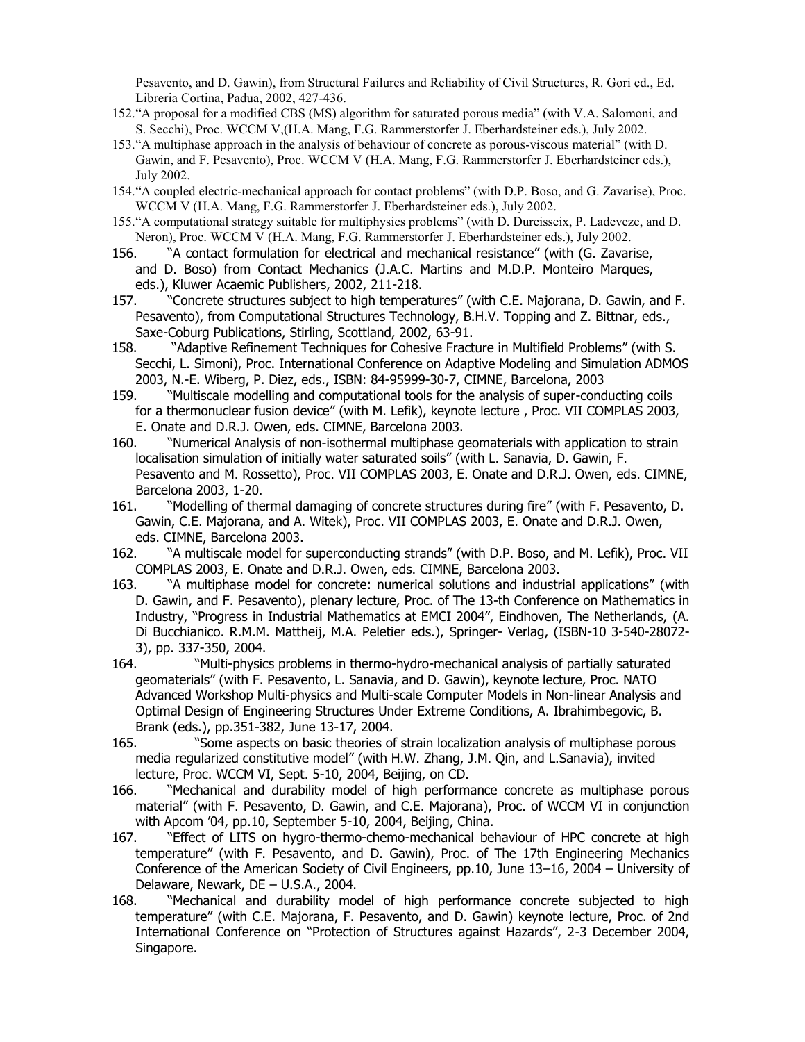Pesavento, and D. Gawin), from Structural Failures and Reliability of Civil Structures, R. Gori ed., Ed. Libreria Cortina, Padua, 2002, 427-436.

152. "A proposal for a modified CBS (MS) algorithm for saturated porous media" (with V.A. Salomoni, and S. Secchi), Proc. WCCM V,(H.A. Mang, F.G. Rammerstorfer J. Eberhardsteiner eds.), July 2002.

153. "A multiphase approach in the analysis of behaviour of concrete as porous-viscous material" (with D. Gawin, and F. Pesavento), Proc. WCCM V (H.A. Mang, F.G. Rammerstorfer J. Eberhardsteiner eds.), July 2002.

154. "A coupled electric-mechanical approach for contact problems" (with D.P. Boso, and G. Zavarise), Proc. WCCM V (H.A. Mang, F.G. Rammerstorfer J. Eberhardsteiner eds.), July 2002.

155. "A computational strategy suitable for multiphysics problems" (with D. Dureisseix, P. Ladeveze, and D. Neron), Proc. WCCM V (H.A. Mang, F.G. Rammerstorfer J. Eberhardsteiner eds.), July 2002.

156. "A contact formulation for electrical and mechanical resistance" (with (G. Zavarise, and D. Boso) from Contact Mechanics (J.A.C. Martins and M.D.P. Monteiro Marques, eds.), Kluwer Acaemic Publishers, 2002, 211-218.

157. "Concrete structures subject to high temperatures" (with C.E. Majorana, D. Gawin, and F. Pesavento), from Computational Structures Technology, B.H.V. Topping and Z. Bittnar, eds., Saxe-Coburg Publications, Stirling, Scottland, 2002, 63-91.

158. "Adaptive Refinement Techniques for Cohesive Fracture in Multifield Problems" (with S. Secchi, L. Simoni), Proc. International Conference on Adaptive Modeling and Simulation ADMOS 2003, N.-E. Wiberg, P. Diez, eds., ISBN: 84-95999-30-7, CIMNE, Barcelona, 2003

159. "Multiscale modelling and computational tools for the analysis of super-conducting coils for a thermonuclear fusion device" (with M. Lefik), keynote lecture , Proc. VII COMPLAS 2003, E. Onate and D.R.J. Owen, eds. CIMNE, Barcelona 2003.

160. "Numerical Analysis of non-isothermal multiphase geomaterials with application to strain localisation simulation of initially water saturated soils" (with L. Sanavia, D. Gawin, F. Pesavento and M. Rossetto), Proc. VII COMPLAS 2003, E. Onate and D.R.J. Owen, eds. CIMNE, Barcelona 2003, 1-20.

161. "Modelling of thermal damaging of concrete structures during fire" (with F. Pesavento, D. Gawin, C.E. Majorana, and A. Witek), Proc. VII COMPLAS 2003, E. Onate and D.R.J. Owen, eds. CIMNE, Barcelona 2003.

162. "A multiscale model for superconducting strands" (with D.P. Boso, and M. Lefik), Proc. VII COMPLAS 2003, E. Onate and D.R.J. Owen, eds. CIMNE, Barcelona 2003.

163. "A multiphase model for concrete: numerical solutions and industrial applications" (with D. Gawin, and F. Pesavento), plenary lecture, Proc. of The 13-th Conference on Mathematics in Industry, "Progress in Industrial Mathematics at EMCI 2004", Eindhoven, The Netherlands, (A. Di Bucchianico. R.M.M. Mattheij, M.A. Peletier eds.), Springer- Verlag, (ISBN-10 3-540-28072-3), pp. 337-350, 2004.

164. "Multi-physics problems in thermo-hydro-mechanical analysis of partially saturated geomaterials" (with F. Pesavento, L. Sanavia, and D. Gawin), keynote lecture, Proc. NATO Advanced Workshop Multi-physics and Multi-scale Computer Models in Non-linear Analysis and Optimal Design of Engineering Structures Under Extreme Conditions, A. Ibrahimbegovic, B. Brank (eds.), pp.351-382, June 13-17, 2004.

165. "Some aspects on basic theories of strain localization analysis of multiphase porous media regularized constitutive model" (with H.W. Zhang, J.M. Qin, and L.Sanavia), invited lecture, Proc. WCCM VI, Sept. 5-10, 2004, Beijing, on CD.

166. "Mechanical and durability model of high performance concrete as multiphase porous material" (with F. Pesavento, D. Gawin, and C.E. Majorana), Proc. of WCCM VI in conjunction with Apcom '04, pp.10, September 5-10, 2004, Beijing, China.

167. "Effect of LITS on hygro-thermo-chemo-mechanical behaviour of HPC concrete at high temperature" (with F. Pesavento, and D. Gawin), Proc. of The 17th Engineering Mechanics Conference of the American Society of Civil Engineers, pp.10, June 13–16, 2004 – University of Delaware, Newark, DE – U.S.A., 2004.

168. "Mechanical and durability model of high performance concrete subjected to high temperature" (with C.E. Majorana, F. Pesavento, and D. Gawin) keynote lecture, Proc. of 2nd International Conference on "Protection of Structures against Hazards", 2-3 December 2004, Singapore.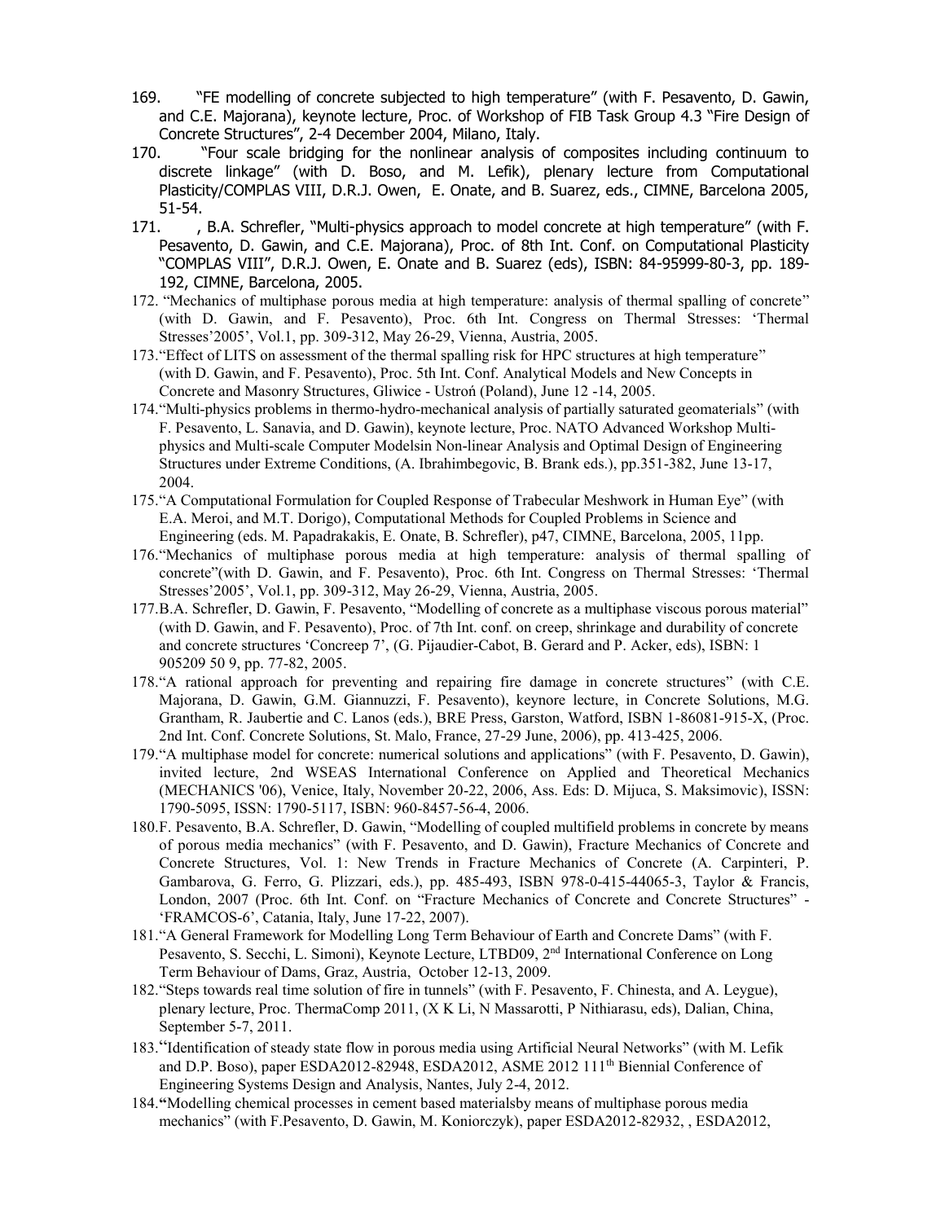169. "FE modelling of concrete subjected to high temperature" (with F. Pesavento, D. Gawin, and C.E. Majorana), keynote lecture, Proc. of Workshop of FIB Task Group 4.3 "Fire Design of Concrete Structures", 2-4 December 2004, Milano, Italy.
170. "Four scale bridging for the nonlinear analysis of composites including continuum to discrete linkage" (with D. Boso, and M. Lefik), plenary lecture from Computational Plasticity/COMPLAS VIII, D.R.J. Owen, E. Onate, and B. Suarez, eds., CIMNE, Barcelona 2005, 51-54.
171. , B.A. Schrefler, "Multi-physics approach to model concrete at high temperature" (with F. Pesavento, D. Gawin, and C.E. Majorana), Proc. of 8th Int. Conf. on Computational Plasticity "COMPLAS VIII", D.R.J. Owen, E. Onate and B. Suarez (eds), ISBN: 84-95999-80-3, pp. 189-192, CIMNE, Barcelona, 2005.
172. "Mechanics of multiphase porous media at high temperature: analysis of thermal spalling of concrete" (with D. Gawin, and F. Pesavento), Proc. 6th Int. Congress on Thermal Stresses: 'Thermal Stresses'2005', Vol.1, pp. 309-312, May 26-29, Vienna, Austria, 2005.
173. "Effect of LITS on assessment of the thermal spalling risk for HPC structures at high temperature" (with D. Gawin, and F. Pesavento), Proc. 5th Int. Conf. Analytical Models and New Concepts in Concrete and Masonry Structures, Gliwice - Ustroń (Poland), June 12 -14, 2005.
174. "Multi-physics problems in thermo-hydro-mechanical analysis of partially saturated geomaterials" (with F. Pesavento, L. Sanavia, and D. Gawin), keynote lecture, Proc. NATO Advanced Workshop Multi-physics and Multi-scale Computer Modelsin Non-linear Analysis and Optimal Design of Engineering Structures under Extreme Conditions, (A. Ibrahimbegovic, B. Brank eds.), pp.351-382, June 13-17, 2004.
175. "A Computational Formulation for Coupled Response of Trabecular Meshwork in Human Eye" (with E.A. Meroi, and M.T. Dorigo), Computational Methods for Coupled Problems in Science and Engineering (eds. M. Papadrakakis, E. Onate, B. Schrefler), p47, CIMNE, Barcelona, 2005, 11pp.
176. "Mechanics of multiphase porous media at high temperature: analysis of thermal spalling of concrete"(with D. Gawin, and F. Pesavento), Proc. 6th Int. Congress on Thermal Stresses: 'Thermal Stresses'2005', Vol.1, pp. 309-312, May 26-29, Vienna, Austria, 2005.
177. B.A. Schrefler, D. Gawin, F. Pesavento, "Modelling of concrete as a multiphase viscous porous material" (with D. Gawin, and F. Pesavento), Proc. of 7th Int. conf. on creep, shrinkage and durability of concrete and concrete structures 'Concreep 7', (G. Pijaudier-Cabot, B. Gerard and P. Acker, eds), ISBN: 1 905209 50 9, pp. 77-82, 2005.
178. "A rational approach for preventing and repairing fire damage in concrete structures" (with C.E. Majorana, D. Gawin, G.M. Giannuzzi, F. Pesavento), keynore lecture, in Concrete Solutions, M.G. Grantham, R. Jaubertie and C. Lanos (eds.), BRE Press, Garston, Watford, ISBN 1-86081-915-X, (Proc. 2nd Int. Conf. Concrete Solutions, St. Malo, France, 27-29 June, 2006), pp. 413-425, 2006.
179. "A multiphase model for concrete: numerical solutions and applications" (with F. Pesavento, D. Gawin), invited lecture, 2nd WSEAS International Conference on Applied and Theoretical Mechanics (MECHANICS '06), Venice, Italy, November 20-22, 2006, Ass. Eds: D. Mijuca, S. Maksimovic), ISSN: 1790-5095, ISSN: 1790-5117, ISBN: 960-8457-56-4, 2006.
180. F. Pesavento, B.A. Schrefler, D. Gawin, "Modelling of coupled multifield problems in concrete by means of porous media mechanics" (with F. Pesavento, and D. Gawin), Fracture Mechanics of Concrete and Concrete Structures, Vol. 1: New Trends in Fracture Mechanics of Concrete (A. Carpinteri, P. Gambarova, G. Ferro, G. Plizzari, eds.), pp. 485-493, ISBN 978-0-415-44065-3, Taylor & Francis, London, 2007 (Proc. 6th Int. Conf. on "Fracture Mechanics of Concrete and Concrete Structures" - 'FRAMCOS-6', Catania, Italy, June 17-22, 2007).
181. "A General Framework for Modelling Long Term Behaviour of Earth and Concrete Dams" (with F. Pesavento, S. Secchi, L. Simoni), Keynote Lecture, LTBD09, 2nd International Conference on Long Term Behaviour of Dams, Graz, Austria, October 12-13, 2009.
182. "Steps towards real time solution of fire in tunnels" (with F. Pesavento, F. Chinesta, and A. Leygue), plenary lecture, Proc. ThermaComp 2011, (X K Li, N Massarotti, P Nithiarasu, eds), Dalian, China, September 5-7, 2011.
183. "Identification of steady state flow in porous media using Artificial Neural Networks" (with M. Lefik and D.P. Boso), paper ESDA2012-82948, ESDA2012, ASME 2012 111th Biennial Conference of Engineering Systems Design and Analysis, Nantes, July 2-4, 2012.
184. "Modelling chemical processes in cement based materialsby means of multiphase porous media mechanics" (with F.Pesavento, D. Gawin, M. Koniorczyk), paper ESDA2012-82932, , ESDA2012,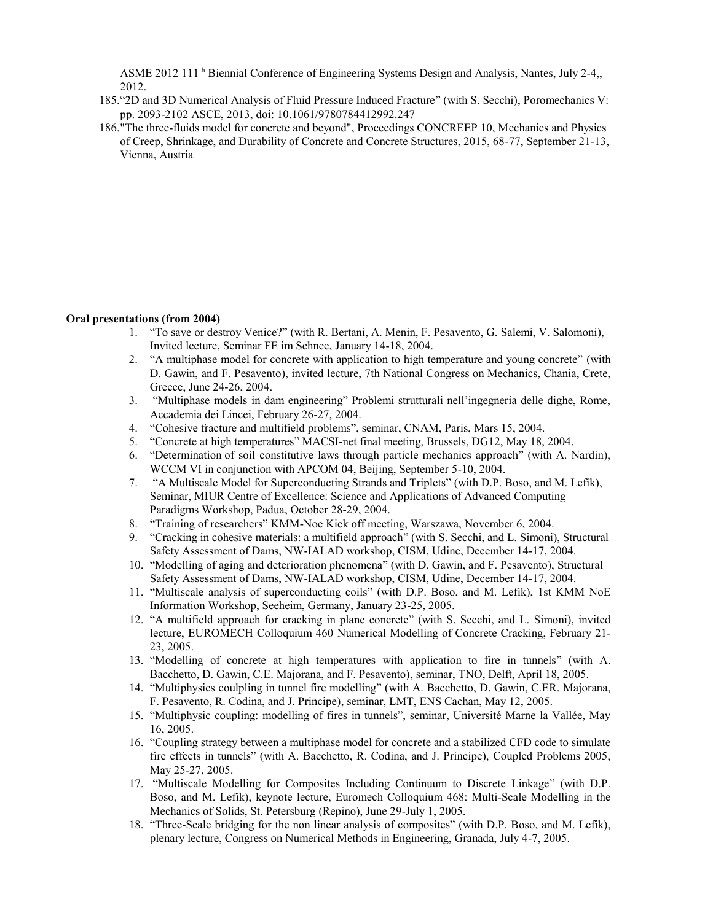ASME 2012 111th Biennial Conference of Engineering Systems Design and Analysis, Nantes, July 2-4,, 2012.

185. “2D and 3D Numerical Analysis of Fluid Pressure Induced Fracture” (with S. Secchi), Poromechanics V: pp. 2093-2102 ASCE, 2013, doi: 10.1061/9780784412992.247
186. "The three-fluids model for concrete and beyond", Proceedings CONCREEP 10, Mechanics and Physics of Creep, Shrinkage, and Durability of Concrete and Concrete Structures, 2015, 68-77, September 21-13, Vienna, Austria

**Oral presentations (from 2004)**

1. “To save or destroy Venice?” (with R. Bertani, A. Menin, F. Pesavento, G. Salemi, V. Salomoni), Invited lecture, Seminar FE im Schnee, January 14-18, 2004.
2. “A multiphase model for concrete with application to high temperature and young concrete” (with D. Gawin, and F. Pesavento), invited lecture, 7th National Congress on Mechanics, Chania, Crete, Greece, June 24-26, 2004.
3. “Multiphase models in dam engineering” Problemi strutturali nell’ingegneria delle dighe, Rome, Accademia dei Lincei, February 26-27, 2004.
4. “Cohesive fracture and multifield problems”, seminar, CNAM, Paris, Mars 15, 2004.
5. “Concrete at high temperatures” MACSI-net final meeting, Brussels, DG12, May 18, 2004.
6. “Determination of soil constitutive laws through particle mechanics approach” (with A. Nardin), WCCM VI in conjunction with APCOM 04, Beijing, September 5-10, 2004.
7. “A Multiscale Model for Superconducting Strands and Triplets” (with D.P. Boso, and M. Lefik), Seminar, MIUR Centre of Excellence: Science and Applications of Advanced Computing Paradigms Workshop, Padua, October 28-29, 2004.
8. “Training of researchers” KMM-Noe Kick off meeting, Warszawa, November 6, 2004.
9. “Cracking in cohesive materials: a multifield approach” (with S. Secchi, and L. Simoni), Structural Safety Assessment of Dams, NW-IALAD workshop, CISM, Udine, December 14-17, 2004.
10. “Modelling of aging and deterioration phenomena” (with D. Gawin, and F. Pesavento), Structural Safety Assessment of Dams, NW-IALAD workshop, CISM, Udine, December 14-17, 2004.
11. “Multiscale analysis of superconducting coils” (with D.P. Boso, and M. Lefik), 1st KMM NoE Information Workshop, Seeheim, Germany, January 23-25, 2005.
12. “A multifield approach for cracking in plane concrete” (with S. Secchi, and L. Simoni), invited lecture, EUROMECH Colloquium 460 Numerical Modelling of Concrete Cracking, February 21-23, 2005.
13. “Modelling of concrete at high temperatures with application to fire in tunnels” (with A. Bacchetto, D. Gawin, C.E. Majorana, and F. Pesavento), seminar, TNO, Delft, April 18, 2005.
14. “Multiphysics coulpling in tunnel fire modelling” (with A. Bacchetto, D. Gawin, C.ER. Majorana, F. Pesavento, R. Codina, and J. Principe), seminar, LMT, ENS Cachan, May 12, 2005.
15. “Multiphysic coupling: modelling of fires in tunnels”, seminar, Université Marne la Vallée, May 16, 2005.
16. “Coupling strategy between a multiphase model for concrete and a stabilized CFD code to simulate fire effects in tunnels” (with A. Bacchetto, R. Codina, and J. Principe), Coupled Problems 2005, May 25-27, 2005.
17. “Multiscale Modelling for Composites Including Continuum to Discrete Linkage” (with D.P. Boso, and M. Lefik), keynote lecture, Euromech Colloquium 468: Multi-Scale Modelling in the Mechanics of Solids, St. Petersburg (Repino), June 29-July 1, 2005.
18. “Three-Scale bridging for the non linear analysis of composites” (with D.P. Boso, and M. Lefik), plenary lecture, Congress on Numerical Methods in Engineering, Granada, July 4-7, 2005.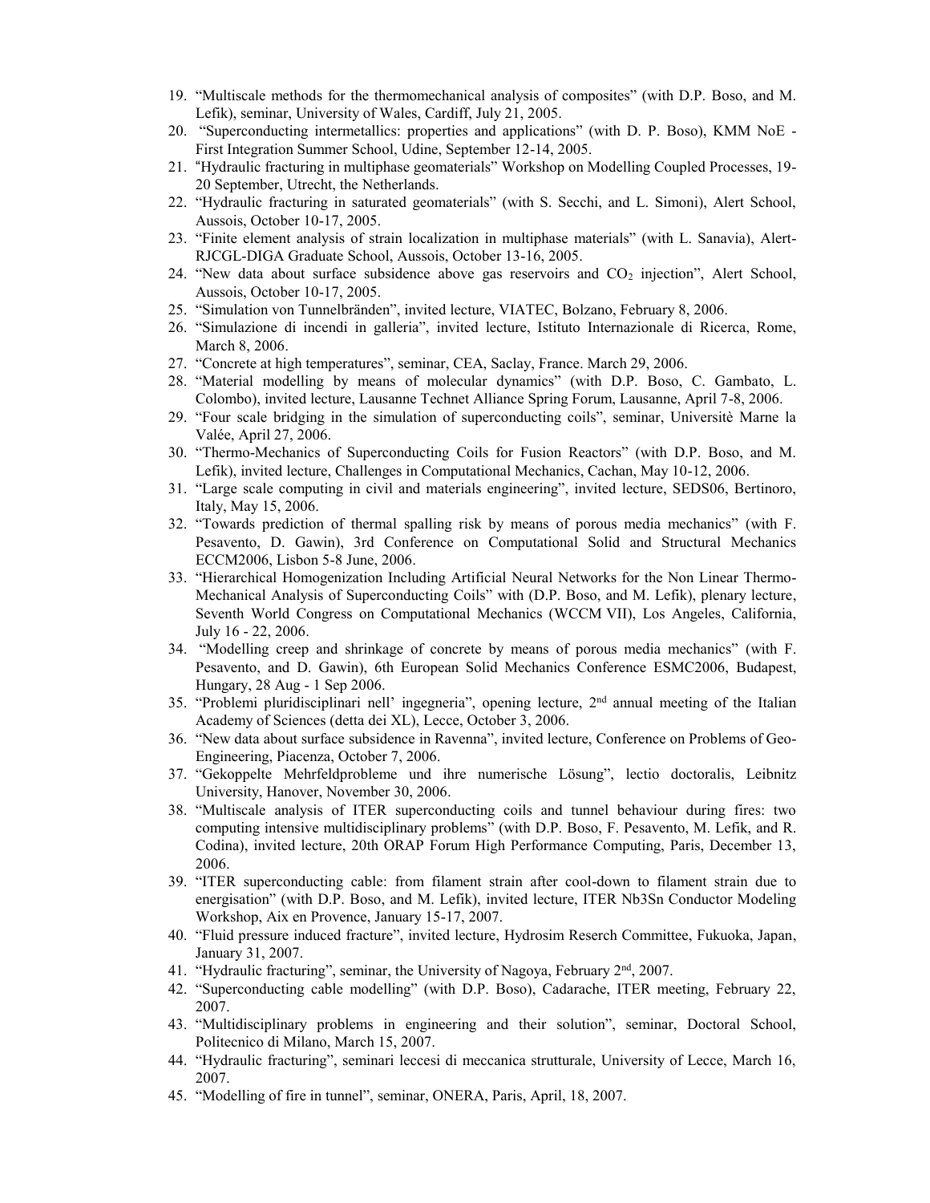19. "Multiscale methods for the thermomechanical analysis of composites" (with D.P. Boso, and M. Lefik), seminar, University of Wales, Cardiff, July 21, 2005.
20. "Superconducting intermetallics: properties and applications" (with D. P. Boso), KMM NoE - First Integration Summer School, Udine, September 12-14, 2005.
21. "Hydraulic fracturing in multiphase geomaterials" Workshop on Modelling Coupled Processes, 19-20 September, Utrecht, the Netherlands.
22. "Hydraulic fracturing in saturated geomaterials" (with S. Secchi, and L. Simoni), Alert School, Aussois, October 10-17, 2005.
23. "Finite element analysis of strain localization in multiphase materials" (with L. Sanavia), Alert-RJCGL-DIGA Graduate School, Aussois, October 13-16, 2005.
24. "New data about surface subsidence above gas reservoirs and $CO_2$ injection", Alert School, Aussois, October 10-17, 2005.
25. "Simulation von Tunnelbränden", invited lecture, VIATEC, Bolzano, February 8, 2006.
26. "Simulazione di incendi in galleria", invited lecture, Istituto Internazionale di Ricerca, Rome, March 8, 2006.
27. "Concrete at high temperatures", seminar, CEA, Saclay, France. March 29, 2006.
28. "Material modelling by means of molecular dynamics" (with D.P. Boso, C. Gambato, L. Colombo), invited lecture, Lausanne Technet Alliance Spring Forum, Lausanne, April 7-8, 2006.
29. "Four scale bridging in the simulation of superconducting coils", seminar, Universitè Marne la Valée, April 27, 2006.
30. "Thermo-Mechanics of Superconducting Coils for Fusion Reactors" (with D.P. Boso, and M. Lefik), invited lecture, Challenges in Computational Mechanics, Cachan, May 10-12, 2006.
31. "Large scale computing in civil and materials engineering", invited lecture, SEDS06, Bertinoro, Italy, May 15, 2006.
32. "Towards prediction of thermal spalling risk by means of porous media mechanics" (with F. Pesavento, D. Gawin), 3rd Conference on Computational Solid and Structural Mechanics ECCM2006, Lisbon 5-8 June, 2006.
33. "Hierarchical Homogenization Including Artificial Neural Networks for the Non Linear Thermo-Mechanical Analysis of Superconducting Coils" with (D.P. Boso, and M. Lefik), plenary lecture, Seventh World Congress on Computational Mechanics (WCCM VII), Los Angeles, California, July 16 - 22, 2006.
34. "Modelling creep and shrinkage of concrete by means of porous media mechanics" (with F. Pesavento, and D. Gawin), 6th European Solid Mechanics Conference ESMC2006, Budapest, Hungary, 28 Aug - 1 Sep 2006.
35. "Problemi pluridisciplinari nell' ingegneria", opening lecture, 2nd annual meeting of the Italian Academy of Sciences (detta dei XL), Lecce, October 3, 2006.
36. "New data about surface subsidence in Ravenna", invited lecture, Conference on Problems of Geo-Engineering, Piacenza, October 7, 2006.
37. "Gekoppelte Mehrfeldprobleme und ihre numerische Lösung", lectio doctoralis, Leibnitz University, Hanover, November 30, 2006.
38. "Multiscale analysis of ITER superconducting coils and tunnel behaviour during fires: two computing intensive multidisciplinary problems" (with D.P. Boso, F. Pesavento, M. Lefik, and R. Codina), invited lecture, 20th ORAP Forum High Performance Computing, Paris, December 13, 2006.
39. "ITER superconducting cable: from filament strain after cool-down to filament strain due to energisation" (with D.P. Boso, and M. Lefik), invited lecture, ITER Nb3Sn Conductor Modeling Workshop, Aix en Provence, January 15-17, 2007.
40. "Fluid pressure induced fracture", invited lecture, Hydrosim Reserch Committee, Fukuoka, Japan, January 31, 2007.
41. "Hydraulic fracturing", seminar, the University of Nagoya, February 2nd, 2007.
42. "Superconducting cable modelling" (with D.P. Boso), Cadarache, ITER meeting, February 22, 2007.
43. "Multidisciplinary problems in engineering and their solution", seminar, Doctoral School, Politecnico di Milano, March 15, 2007.
44. "Hydraulic fracturing", seminari leccesi di meccanica strutturale, University of Lecce, March 16, 2007.
45. "Modelling of fire in tunnel", seminar, ONERA, Paris, April, 18, 2007.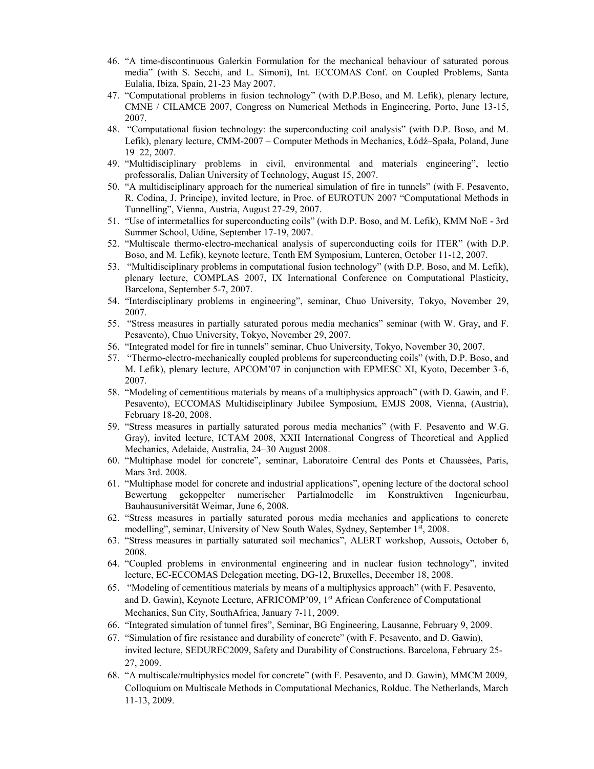46. "A time-discontinuous Galerkin Formulation for the mechanical behaviour of saturated porous media" (with S. Secchi, and L. Simoni), Int. ECCOMAS Conf. on Coupled Problems, Santa Eulalia, Ibiza, Spain, 21-23 May 2007.
47. "Computational problems in fusion technology" (with D.P.Boso, and M. Lefik), plenary lecture, CMNE / CILAMCE 2007, Congress on Numerical Methods in Engineering, Porto, June 13-15, 2007.
48. "Computational fusion technology: the superconducting coil analysis" (with D.P. Boso, and M. Lefik), plenary lecture, CMM-2007 – Computer Methods in Mechanics, Łódź–Spała, Poland, June 19–22, 2007.
49. "Multidisciplinary problems in civil, environmental and materials engineering", lectio professoralis, Dalian University of Technology, August 15, 2007.
50. "A multidisciplinary approach for the numerical simulation of fire in tunnels" (with F. Pesavento, R. Codina, J. Principe), invited lecture, in Proc. of EUROTUN 2007 "Computational Methods in Tunnelling", Vienna, Austria, August 27-29, 2007.
51. "Use of intermetallics for superconducting coils" (with D.P. Boso, and M. Lefik), KMM NoE - 3rd Summer School, Udine, September 17-19, 2007.
52. "Multiscale thermo-electro-mechanical analysis of superconducting coils for ITER" (with D.P. Boso, and M. Lefik), keynote lecture, Tenth EM Symposium, Lunteren, October 11-12, 2007.
53. "Multidisciplinary problems in computational fusion technology" (with D.P. Boso, and M. Lefik), plenary lecture, COMPLAS 2007, IX International Conference on Computational Plasticity, Barcelona, September 5-7, 2007.
54. "Interdisciplinary problems in engineering", seminar, Chuo University, Tokyo, November 29, 2007.
55. "Stress measures in partially saturated porous media mechanics" seminar (with W. Gray, and F. Pesavento), Chuo University, Tokyo, November 29, 2007.
56. "Integrated model for fire in tunnels" seminar, Chuo University, Tokyo, November 30, 2007.
57. "Thermo-electro-mechanically coupled problems for superconducting coils" (with, D.P. Boso, and M. Lefik), plenary lecture, APCOM'07 in conjunction with EPMESC XI, Kyoto, December 3-6, 2007.
58. "Modeling of cementitious materials by means of a multiphysics approach" (with D. Gawin, and F. Pesavento), ECCOMAS Multidisciplinary Jubilee Symposium, EMJS 2008, Vienna, (Austria), February 18-20, 2008.
59. "Stress measures in partially saturated porous media mechanics" (with F. Pesavento and W.G. Gray), invited lecture, ICTAM 2008, XXII International Congress of Theoretical and Applied Mechanics, Adelaide, Australia, 24–30 August 2008.
60. "Multiphase model for concrete", seminar, Laboratoire Central des Ponts et Chaussées, Paris, Mars 3rd. 2008.
61. "Multiphase model for concrete and industrial applications", opening lecture of the doctoral school Bewertung gekoppelter numerischer Partialmodelle im Konstruktiven Ingenieurbau, Bauhausuniversität Weimar, June 6, 2008.
62. "Stress measures in partially saturated porous media mechanics and applications to concrete modelling", seminar, University of New South Wales, Sydney, September 1st, 2008.
63. "Stress measures in partially saturated soil mechanics", ALERT workshop, Aussois, October 6, 2008.
64. "Coupled problems in environmental engineering and in nuclear fusion technology", invited lecture, EC-ECCOMAS Delegation meeting, DG-12, Bruxelles, December 18, 2008.
65. "Modeling of cementitious materials by means of a multiphysics approach" (with F. Pesavento, and D. Gawin), Keynote Lecture, AFRICOMP'09, 1st African Conference of Computational Mechanics, Sun City, SouthAfrica, January 7-11, 2009.
66. "Integrated simulation of tunnel fires", Seminar, BG Engineering, Lausanne, February 9, 2009.
67. "Simulation of fire resistance and durability of concrete" (with F. Pesavento, and D. Gawin), invited lecture, SEDUREC2009, Safety and Durability of Constructions. Barcelona, February 25-27, 2009.
68. "A multiscale/multiphysics model for concrete" (with F. Pesavento, and D. Gawin), MMCM 2009, Colloquium on Multiscale Methods in Computational Mechanics, Rolduc. The Netherlands, March 11-13, 2009.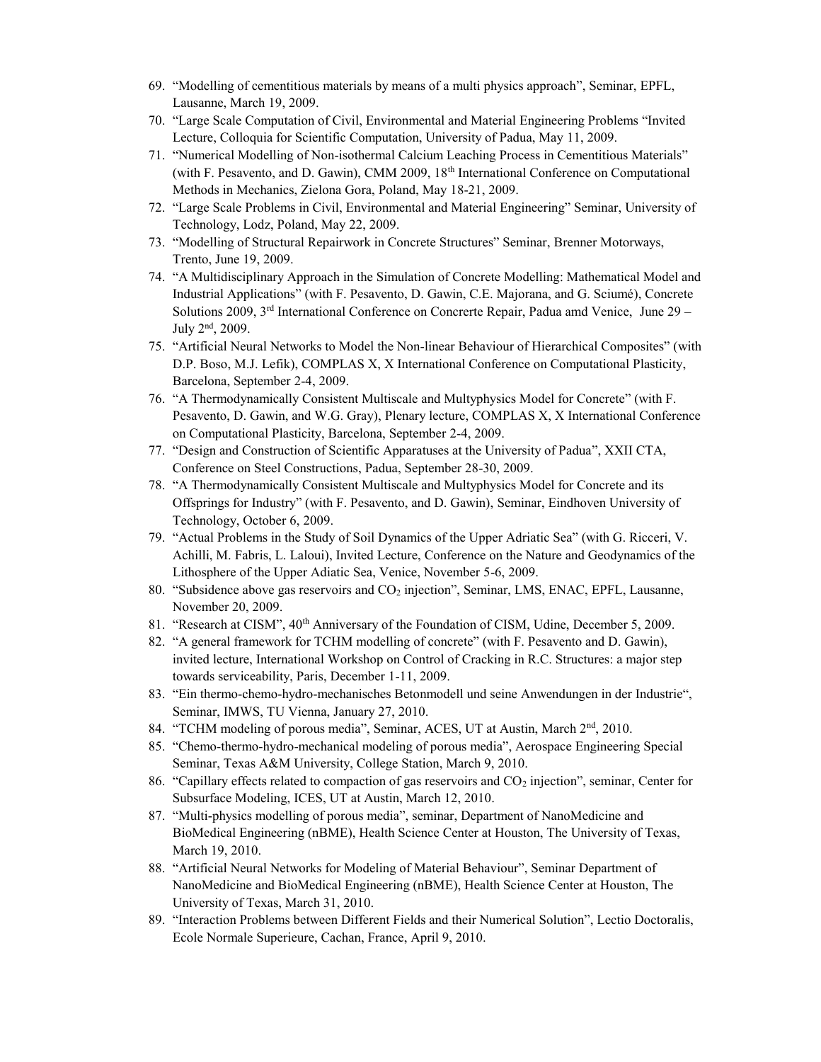69. "Modelling of cementitious materials by means of a multi physics approach", Seminar, EPFL, Lausanne, March 19, 2009.
70. "Large Scale Computation of Civil, Environmental and Material Engineering Problems "Invited Lecture, Colloquia for Scientific Computation, University of Padua, May 11, 2009.
71. "Numerical Modelling of Non-isothermal Calcium Leaching Process in Cementitious Materials" (with F. Pesavento, and D. Gawin), CMM 2009, 18th International Conference on Computational Methods in Mechanics, Zielona Gora, Poland, May 18-21, 2009.
72. "Large Scale Problems in Civil, Environmental and Material Engineering" Seminar, University of Technology, Lodz, Poland, May 22, 2009.
73. "Modelling of Structural Repairwork in Concrete Structures" Seminar, Brenner Motorways, Trento, June 19, 2009.
74. "A Multidisciplinary Approach in the Simulation of Concrete Modelling: Mathematical Model and Industrial Applications" (with F. Pesavento, D. Gawin, C.E. Majorana, and G. Sciumé), Concrete Solutions 2009, 3rd International Conference on Concrerte Repair, Padua amd Venice, June 29 – July 2nd, 2009.
75. "Artificial Neural Networks to Model the Non-linear Behaviour of Hierarchical Composites" (with D.P. Boso, M.J. Lefik), COMPLAS X, X International Conference on Computational Plasticity, Barcelona, September 2-4, 2009.
76. "A Thermodynamically Consistent Multiscale and Multyphysics Model for Concrete" (with F. Pesavento, D. Gawin, and W.G. Gray), Plenary lecture, COMPLAS X, X International Conference on Computational Plasticity, Barcelona, September 2-4, 2009.
77. "Design and Construction of Scientific Apparatuses at the University of Padua", XXII CTA, Conference on Steel Constructions, Padua, September 28-30, 2009.
78. "A Thermodynamically Consistent Multiscale and Multyphysics Model for Concrete and its Offsprings for Industry" (with F. Pesavento, and D. Gawin), Seminar, Eindhoven University of Technology, October 6, 2009.
79. "Actual Problems in the Study of Soil Dynamics of the Upper Adriatic Sea" (with G. Ricceri, V. Achilli, M. Fabris, L. Laloui), Invited Lecture, Conference on the Nature and Geodynamics of the Lithosphere of the Upper Adiatic Sea, Venice, November 5-6, 2009.
80. "Subsidence above gas reservoirs and $CO_2$ injection", Seminar, LMS, ENAC, EPFL, Lausanne, November 20, 2009.
81. "Research at CISM", 40th Anniversary of the Foundation of CISM, Udine, December 5, 2009.
82. "A general framework for TCHM modelling of concrete" (with F. Pesavento and D. Gawin), invited lecture, International Workshop on Control of Cracking in R.C. Structures: a major step towards serviceability, Paris, December 1-11, 2009.
83. "Ein thermo-chemo-hydro-mechanisches Betonmodell und seine Anwendungen in der Industrie", Seminar, IMWS, TU Vienna, January 27, 2010.
84. "TCHM modeling of porous media", Seminar, ACES, UT at Austin, March 2nd, 2010.
85. "Chemo-thermo-hydro-mechanical modeling of porous media", Aerospace Engineering Special Seminar, Texas A&M University, College Station, March 9, 2010.
86. "Capillary effects related to compaction of gas reservoirs and $CO_2$ injection", seminar, Center for Subsurface Modeling, ICES, UT at Austin, March 12, 2010.
87. "Multi-physics modelling of porous media", seminar, Department of NanoMedicine and BioMedical Engineering (nBME), Health Science Center at Houston, The University of Texas, March 19, 2010.
88. "Artificial Neural Networks for Modeling of Material Behaviour", Seminar Department of NanoMedicine and BioMedical Engineering (nBME), Health Science Center at Houston, The University of Texas, March 31, 2010.
89. "Interaction Problems between Different Fields and their Numerical Solution", Lectio Doctoralis, Ecole Normale Superieure, Cachan, France, April 9, 2010.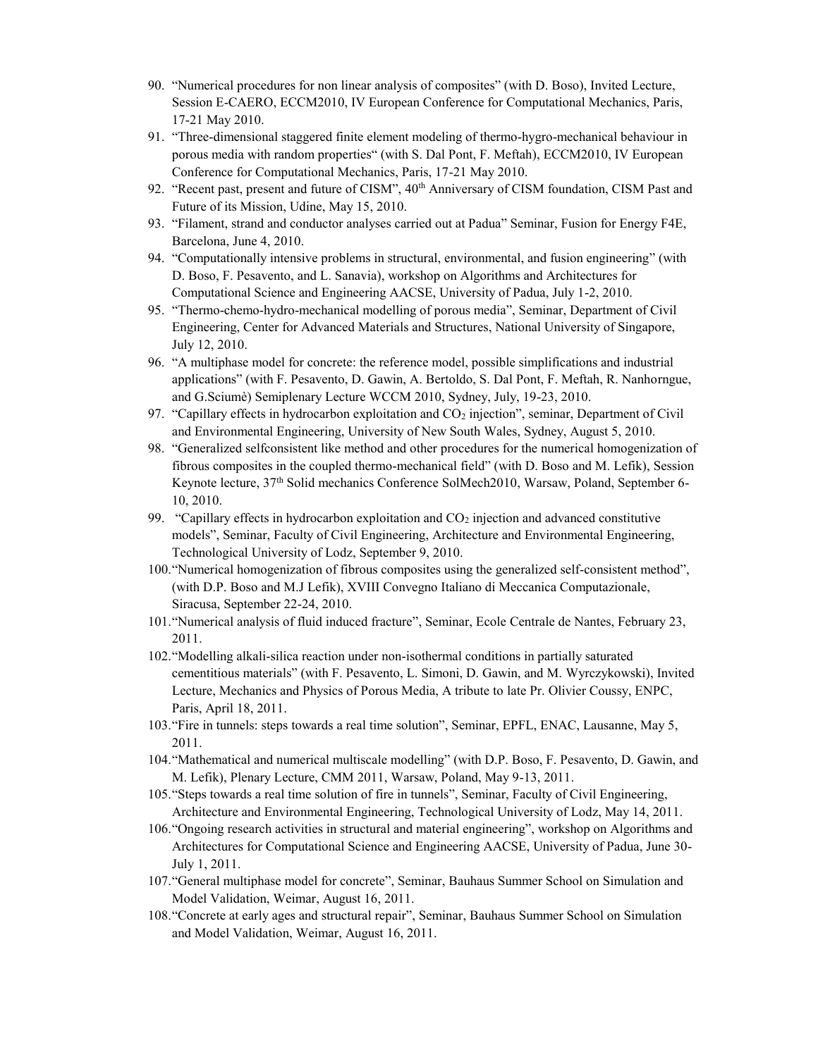90. "Numerical procedures for non linear analysis of composites" (with D. Boso), Invited Lecture, Session E-CAERO, ECCM2010, IV European Conference for Computational Mechanics, Paris, 17-21 May 2010.
91. "Three-dimensional staggered finite element modeling of thermo-hygro-mechanical behaviour in porous media with random properties" (with S. Dal Pont, F. Meftah), ECCM2010, IV European Conference for Computational Mechanics, Paris, 17-21 May 2010.
92. "Recent past, present and future of CISM", 40th Anniversary of CISM foundation, CISM Past and Future of its Mission, Udine, May 15, 2010.
93. "Filament, strand and conductor analyses carried out at Padua" Seminar, Fusion for Energy F4E, Barcelona, June 4, 2010.
94. "Computationally intensive problems in structural, environmental, and fusion engineering" (with D. Boso, F. Pesavento, and L. Sanavia), workshop on Algorithms and Architectures for Computational Science and Engineering AACSE, University of Padua, July 1-2, 2010.
95. "Thermo-chemo-hydro-mechanical modelling of porous media", Seminar, Department of Civil Engineering, Center for Advanced Materials and Structures, National University of Singapore, July 12, 2010.
96. "A multiphase model for concrete: the reference model, possible simplifications and industrial applications" (with F. Pesavento, D. Gawin, A. Bertoldo, S. Dal Pont, F. Meftah, R. Nanhorngue, and G.Sciumè) Semiplenary Lecture WCCM 2010, Sydney, July, 19-23, 2010.
97. "Capillary effects in hydrocarbon exploitation and $CO_2$ injection", seminar, Department of Civil and Environmental Engineering, University of New South Wales, Sydney, August 5, 2010.
98. "Generalized selfconsistent like method and other procedures for the numerical homogenization of fibrous composites in the coupled thermo-mechanical field" (with D. Boso and M. Lefik), Session Keynote lecture, 37th Solid mechanics Conference SolMech2010, Warsaw, Poland, September 6-10, 2010.
99. "Capillary effects in hydrocarbon exploitation and $CO_2$ injection and advanced constitutive models", Seminar, Faculty of Civil Engineering, Architecture and Environmental Engineering, Technological University of Lodz, September 9, 2010.
100. "Numerical homogenization of fibrous composites using the generalized self-consistent method", (with D.P. Boso and M.J Lefik), XVIII Convegno Italiano di Meccanica Computazionale, Siracusa, September 22-24, 2010.
101. "Numerical analysis of fluid induced fracture", Seminar, Ecole Centrale de Nantes, February 23, 2011.
102. "Modelling alkali-silica reaction under non-isothermal conditions in partially saturated cementitious materials" (with F. Pesavento, L. Simoni, D. Gawin, and M. Wyrczykowski), Invited Lecture, Mechanics and Physics of Porous Media, A tribute to late Pr. Olivier Coussy, ENPC, Paris, April 18, 2011.
103. "Fire in tunnels: steps towards a real time solution", Seminar, EPFL, ENAC, Lausanne, May 5, 2011.
104. "Mathematical and numerical multiscale modelling" (with D.P. Boso, F. Pesavento, D. Gawin, and M. Lefik), Plenary Lecture, CMM 2011, Warsaw, Poland, May 9-13, 2011.
105. "Steps towards a real time solution of fire in tunnels", Seminar, Faculty of Civil Engineering, Architecture and Environmental Engineering, Technological University of Lodz, May 14, 2011.
106. "Ongoing research activities in structural and material engineering", workshop on Algorithms and Architectures for Computational Science and Engineering AACSE, University of Padua, June 30-July 1, 2011.
107. "General multiphase model for concrete", Seminar, Bauhaus Summer School on Simulation and Model Validation, Weimar, August 16, 2011.
108. "Concrete at early ages and structural repair", Seminar, Bauhaus Summer School on Simulation and Model Validation, Weimar, August 16, 2011.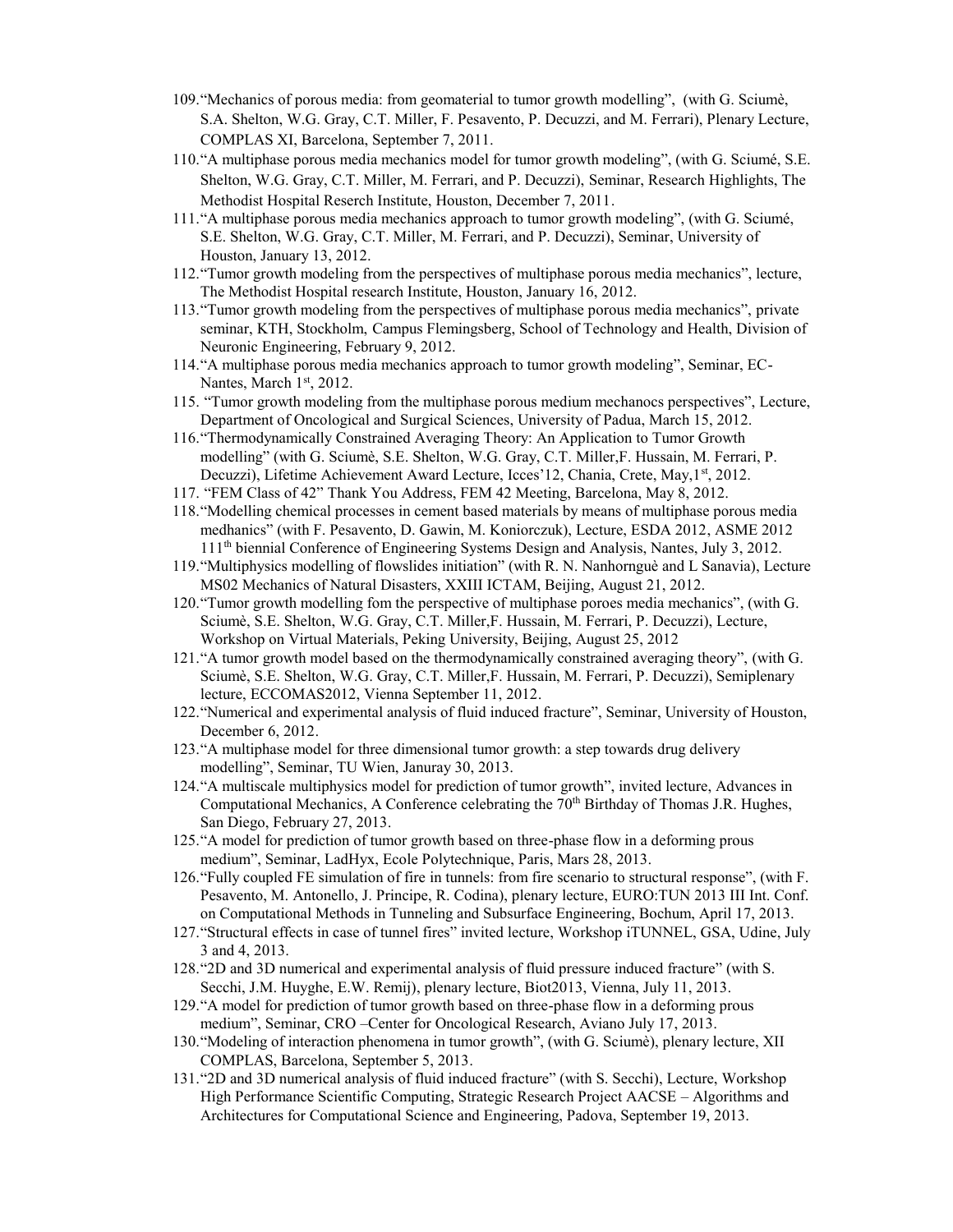109. "Mechanics of porous media: from geomaterial to tumor growth modelling", (with G. Sciumè, S.A. Shelton, W.G. Gray, C.T. Miller, F. Pesavento, P. Decuzzi, and M. Ferrari), Plenary Lecture, COMPLAS XI, Barcelona, September 7, 2011.
110. "A multiphase porous media mechanics model for tumor growth modeling", (with G. Sciumé, S.E. Shelton, W.G. Gray, C.T. Miller, M. Ferrari, and P. Decuzzi), Seminar, Research Highlights, The Methodist Hospital Reserch Institute, Houston, December 7, 2011.
111. "A multiphase porous media mechanics approach to tumor growth modeling", (with G. Sciumé, S.E. Shelton, W.G. Gray, C.T. Miller, M. Ferrari, and P. Decuzzi), Seminar, University of Houston, January 13, 2012.
112. "Tumor growth modeling from the perspectives of multiphase porous media mechanics", lecture, The Methodist Hospital research Institute, Houston, January 16, 2012.
113. "Tumor growth modeling from the perspectives of multiphase porous media mechanics", private seminar, KTH, Stockholm, Campus Flemingsberg, School of Technology and Health, Division of Neuronic Engineering, February 9, 2012.
114. "A multiphase porous media mechanics approach to tumor growth modeling", Seminar, EC-Nantes, March 1st, 2012.
115. "Tumor growth modeling from the multiphase porous medium mechanocs perspectives", Lecture, Department of Oncological and Surgical Sciences, University of Padua, March 15, 2012.
116. "Thermodynamically Constrained Averaging Theory: An Application to Tumor Growth modelling" (with G. Sciumè, S.E. Shelton, W.G. Gray, C.T. Miller,F. Hussain, M. Ferrari, P. Decuzzi), Lifetime Achievement Award Lecture, Icces'12, Chania, Crete, May,1st, 2012.
117. "FEM Class of 42" Thank You Address, FEM 42 Meeting, Barcelona, May 8, 2012.
118. "Modelling chemical processes in cement based materials by means of multiphase porous media medhanics" (with F. Pesavento, D. Gawin, M. Koniorczuk), Lecture, ESDA 2012, ASME 2012 111th biennial Conference of Engineering Systems Design and Analysis, Nantes, July 3, 2012.
119. "Multiphysics modelling of flowslides initiation" (with R. N. Nanhornguè and L Sanavia), Lecture MS02 Mechanics of Natural Disasters, XXIII ICTAM, Beijing, August 21, 2012.
120. "Tumor growth modelling fom the perspective of multiphase poroes media mechanics", (with G. Sciumè, S.E. Shelton, W.G. Gray, C.T. Miller,F. Hussain, M. Ferrari, P. Decuzzi), Lecture, Workshop on Virtual Materials, Peking University, Beijing, August 25, 2012
121. "A tumor growth model based on the thermodynamically constrained averaging theory", (with G. Sciumè, S.E. Shelton, W.G. Gray, C.T. Miller,F. Hussain, M. Ferrari, P. Decuzzi), Semiplenary lecture, ECCOMAS2012, Vienna September 11, 2012.
122. "Numerical and experimental analysis of fluid induced fracture", Seminar, University of Houston, December 6, 2012.
123. "A multiphase model for three dimensional tumor growth: a step towards drug delivery modelling", Seminar, TU Wien, Januray 30, 2013.
124. "A multiscale multiphysics model for prediction of tumor growth", invited lecture, Advances in Computational Mechanics, A Conference celebrating the 70th Birthday of Thomas J.R. Hughes, San Diego, February 27, 2013.
125. "A model for prediction of tumor growth based on three-phase flow in a deforming prous medium", Seminar, LadHyx, Ecole Polytechnique, Paris, Mars 28, 2013.
126. "Fully coupled FE simulation of fire in tunnels: from fire scenario to structural response", (with F. Pesavento, M. Antonello, J. Principe, R. Codina), plenary lecture, EURO:TUN 2013 III Int. Conf. on Computational Methods in Tunneling and Subsurface Engineering, Bochum, April 17, 2013.
127. "Structural effects in case of tunnel fires" invited lecture, Workshop iTUNNEL, GSA, Udine, July 3 and 4, 2013.
128. "2D and 3D numerical and experimental analysis of fluid pressure induced fracture" (with S. Secchi, J.M. Huyghe, E.W. Remij), plenary lecture, Biot2013, Vienna, July 11, 2013.
129. "A model for prediction of tumor growth based on three-phase flow in a deforming prous medium", Seminar, CRO –Center for Oncological Research, Aviano July 17, 2013.
130. "Modeling of interaction phenomena in tumor growth", (with G. Sciumè), plenary lecture, XII COMPLAS, Barcelona, September 5, 2013.
131. "2D and 3D numerical analysis of fluid induced fracture" (with S. Secchi), Lecture, Workshop High Performance Scientific Computing, Strategic Research Project AACSE – Algorithms and Architectures for Computational Science and Engineering, Padova, September 19, 2013.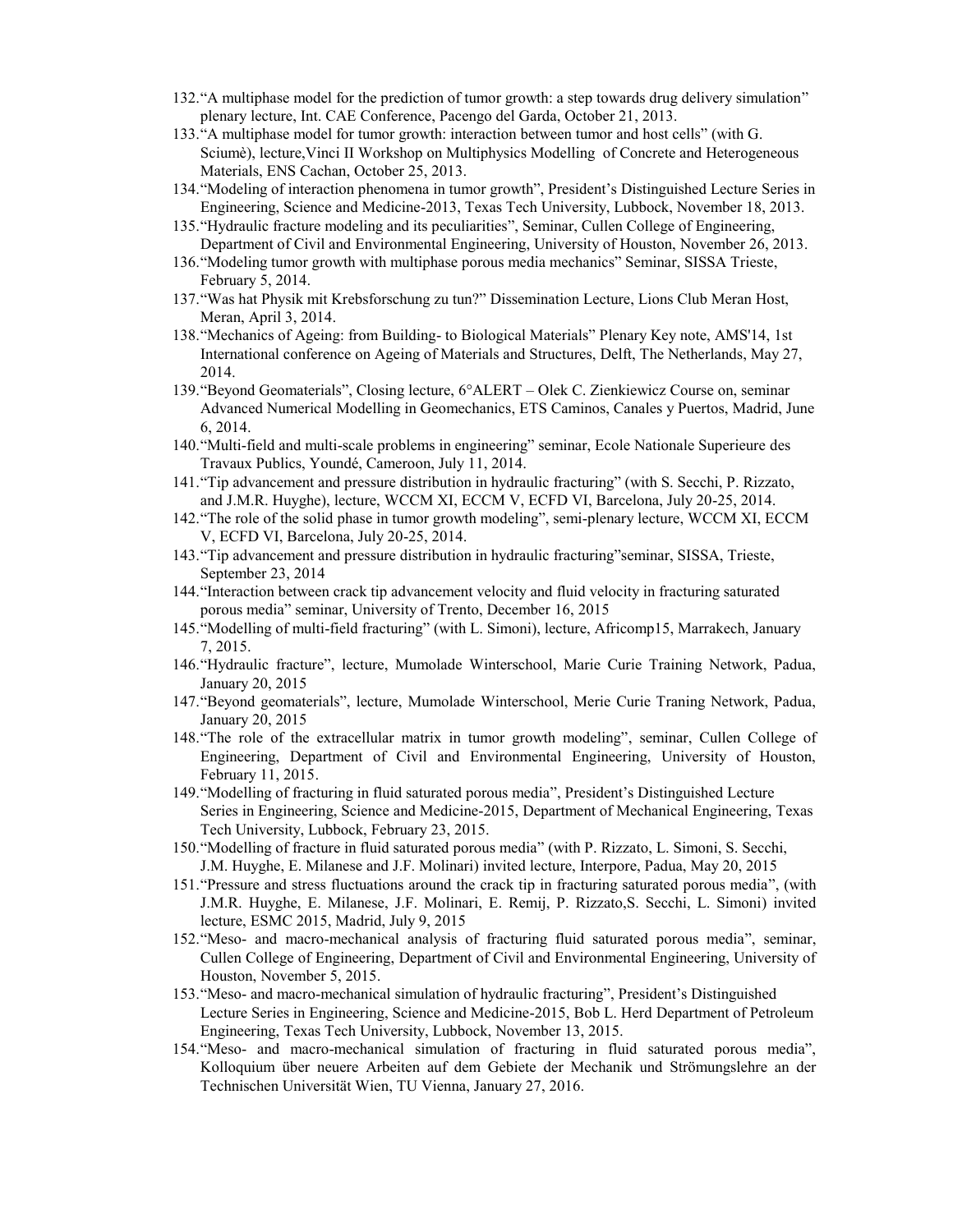132. "A multiphase model for the prediction of tumor growth: a step towards drug delivery simulation" plenary lecture, Int. CAE Conference, Pacengo del Garda, October 21, 2013.
133. "A multiphase model for tumor growth: interaction between tumor and host cells" (with G. Sciumè), lecture,Vinci II Workshop on Multiphysics Modelling of Concrete and Heterogeneous Materials, ENS Cachan, October 25, 2013.
134. "Modeling of interaction phenomena in tumor growth", President's Distinguished Lecture Series in Engineering, Science and Medicine-2013, Texas Tech University, Lubbock, November 18, 2013.
135. "Hydraulic fracture modeling and its peculiarities", Seminar, Cullen College of Engineering, Department of Civil and Environmental Engineering, University of Houston, November 26, 2013.
136. "Modeling tumor growth with multiphase porous media mechanics" Seminar, SISSA Trieste, February 5, 2014.
137. "Was hat Physik mit Krebsforschung zu tun?" Dissemination Lecture, Lions Club Meran Host, Meran, April 3, 2014.
138. "Mechanics of Ageing: from Building- to Biological Materials" Plenary Key note, AMS'14, 1st International conference on Ageing of Materials and Structures, Delft, The Netherlands, May 27, 2014.
139. "Beyond Geomaterials", Closing lecture, 6°ALERT – Olek C. Zienkiewicz Course on, seminar Advanced Numerical Modelling in Geomechanics, ETS Caminos, Canales y Puertos, Madrid, June 6, 2014.
140. "Multi-field and multi-scale problems in engineering" seminar, Ecole Nationale Superieure des Travaux Publics, Youndé, Cameroun, July 11, 2014.
141. "Tip advancement and pressure distribution in hydraulic fracturing" (with S. Secchi, P. Rizzato, and J.M.R. Huyghe), lecture, WCCM XI, ECCM V, ECFD VI, Barcelona, July 20-25, 2014.
142. "The role of the solid phase in tumor growth modeling", semi-plenary lecture, WCCM XI, ECCM V, ECFD VI, Barcelona, July 20-25, 2014.
143. "Tip advancement and pressure distribution in hydraulic fracturing"seminar, SISSA, Trieste, September 23, 2014
144. "Interaction between crack tip advancement velocity and fluid velocity in fracturing saturated porous media" seminar, University of Trento, December 16, 2015
145. "Modelling of multi-field fracturing" (with L. Simoni), lecture, Africomp15, Marrakech, January 7, 2015.
146. "Hydraulic fracture", lecture, Mumolade Winterschool, Marie Curie Training Network, Padua, January 20, 2015
147. "Beyond geomaterials", lecture, Mumolade Winterschool, Merie Curie Traning Network, Padua, January 20, 2015
148. "The role of the extracellular matrix in tumor growth modeling", seminar, Cullen College of Engineering, Department of Civil and Environmental Engineering, University of Houston, February 11, 2015.
149. "Modelling of fracturing in fluid saturated porous media", President's Distinguished Lecture Series in Engineering, Science and Medicine-2015, Department of Mechanical Engineering, Texas Tech University, Lubbock, February 23, 2015.
150. "Modelling of fracture in fluid saturated porous media" (with P. Rizzato, L. Simoni, S. Secchi, J.M. Huyghe, E. Milanese and J.F. Molinari) invited lecture, Interpore, Padua, May 20, 2015
151. "Pressure and stress fluctuations around the crack tip in fracturing saturated porous media", (with J.M.R. Huyghe, E. Milanese, J.F. Molinari, E. Remij, P. Rizzato,S. Secchi, L. Simoni) invited lecture, ESMC 2015, Madrid, July 9, 2015
152. "Meso- and macro-mechanical analysis of fracturing fluid saturated porous media", seminar, Cullen College of Engineering, Department of Civil and Environmental Engineering, University of Houston, November 5, 2015.
153. "Meso- and macro-mechanical simulation of hydraulic fracturing", President's Distinguished Lecture Series in Engineering, Science and Medicine-2015, Bob L. Herd Department of Petroleum Engineering, Texas Tech University, Lubbock, November 13, 2015.
154. "Meso- and macro-mechanical simulation of fracturing in fluid saturated porous media", Kolloquium über neuere Arbeiten auf dem Gebiete der Mechanik und Strömungslehre an der Technischen Universität Wien, TU Vienna, January 27, 2016.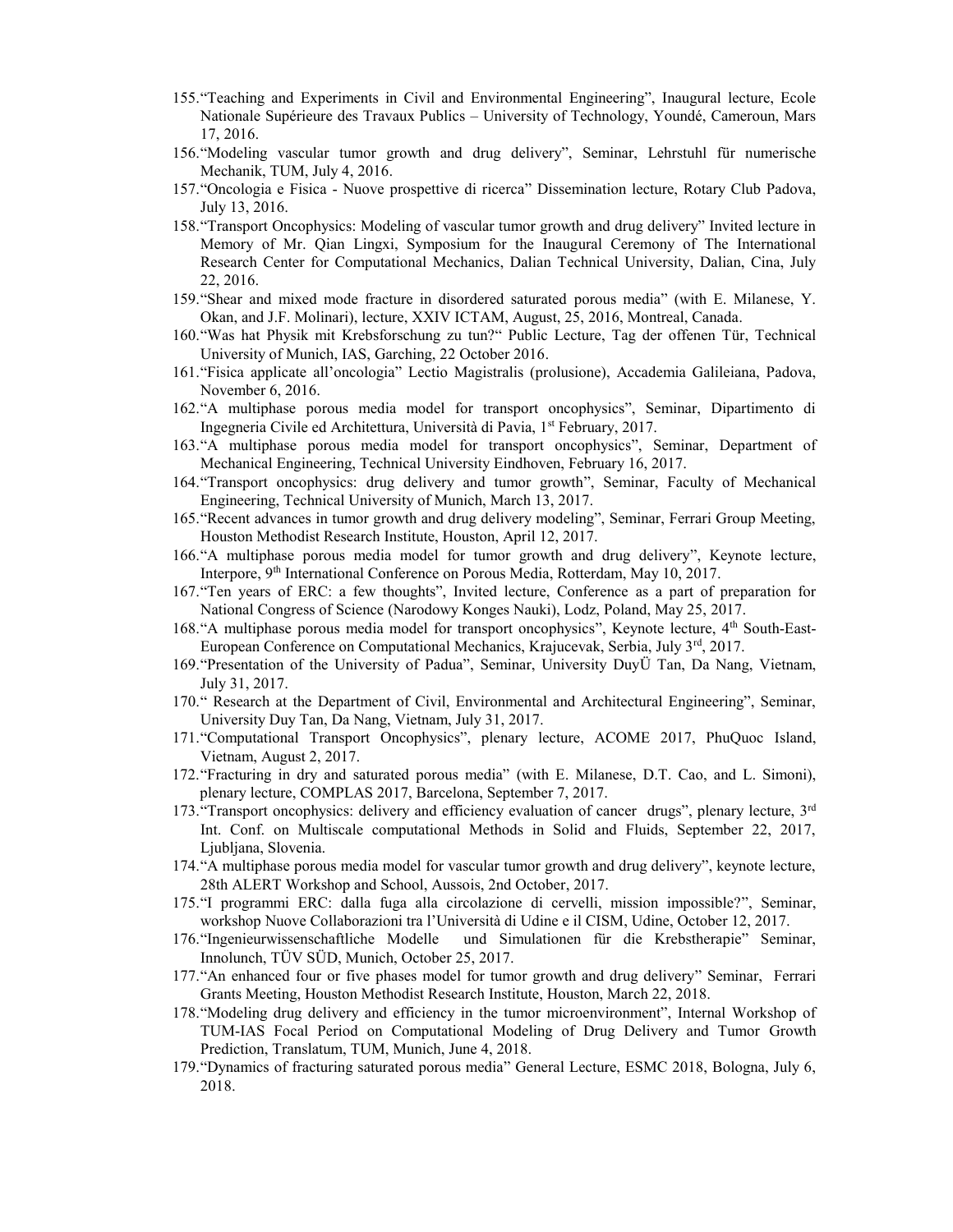155. "Teaching and Experiments in Civil and Environmental Engineering", Inaugural lecture, Ecole Nationale Supérieure des Travaux Publics – University of Technology, Youndé, Cameroun, Mars 17, 2016.
156. "Modeling vascular tumor growth and drug delivery", Seminar, Lehrstuhl für numerische Mechanik, TUM, July 4, 2016.
157. "Oncologia e Fisica - Nuove prospettive di ricerca" Dissemination lecture, Rotary Club Padova, July 13, 2016.
158. "Transport Oncophysics: Modeling of vascular tumor growth and drug delivery" Invited lecture in Memory of Mr. Qian Lingxi, Symposium for the Inaugural Ceremony of The International Research Center for Computational Mechanics, Dalian Technical University, Dalian, Cina, July 22, 2016.
159. "Shear and mixed mode fracture in disordered saturated porous media" (with E. Milanese, Y. Okan, and J.F. Molinari), lecture, XXIV ICTAM, August, 25, 2016, Montreal, Canada.
160. "Was hat Physik mit Krebsforschung zu tun?" Public Lecture, Tag der offenen Tür, Technical University of Munich, IAS, Garching, 22 October 2016.
161. "Fisica applicate all'oncologia" Lectio Magistralis (prolusione), Accademia Galileiana, Padova, November 6, 2016.
162. "A multiphase porous media model for transport oncophysics", Seminar, Dipartimento di Ingegneria Civile ed Architettura, Università di Pavia, 1st February, 2017.
163. "A multiphase porous media model for transport oncophysics", Seminar, Department of Mechanical Engineering, Technical University Eindhoven, February 16, 2017.
164. "Transport oncophysics: drug delivery and tumor growth", Seminar, Faculty of Mechanical Engineering, Technical University of Munich, March 13, 2017.
165. "Recent advances in tumor growth and drug delivery modeling", Seminar, Ferrari Group Meeting, Houston Methodist Research Institute, Houston, April 12, 2017.
166. "A multiphase porous media model for tumor growth and drug delivery", Keynote lecture, Interpore, 9th International Conference on Porous Media, Rotterdam, May 10, 2017.
167. "Ten years of ERC: a few thoughts", Invited lecture, Conference as a part of preparation for National Congress of Science (Narodowy Konges Nauki), Lodz, Poland, May 25, 2017.
168. "A multiphase porous media model for transport oncophysics", Keynote lecture, 4th South-East-European Conference on Computational Mechanics, Krajucevak, Serbia, July 3rd, 2017.
169. "Presentation of the University of Padua", Seminar, University DuyÜ Tan, Da Nang, Vietnam, July 31, 2017.
170. " Research at the Department of Civil, Environmental and Architectural Engineering", Seminar, University Duy Tan, Da Nang, Vietnam, July 31, 2017.
171. "Computational Transport Oncophysics", plenary lecture, ACOME 2017, PhuQuoc Island, Vietnam, August 2, 2017.
172. "Fracturing in dry and saturated porous media" (with E. Milanese, D.T. Cao, and L. Simoni), plenary lecture, COMPLAS 2017, Barcelona, September 7, 2017.
173. "Transport oncophysics: delivery and efficiency evaluation of cancer drugs", plenary lecture, 3rd Int. Conf. on Multiscale computational Methods in Solid and Fluids, September 22, 2017, Ljubljana, Slovenia.
174. "A multiphase porous media model for vascular tumor growth and drug delivery", keynote lecture, 28th ALERT Workshop and School, Aussois, 2nd October, 2017.
175. "I programmi ERC: dalla fuga alla circolazione di cervelli, mission impossible?", Seminar, workshop Nuove Collaborazioni tra l'Università di Udine e il CISM, Udine, October 12, 2017.
176. "Ingenieurwissenschaftliche Modelle und Simulationen für die Krebstherapie" Seminar, Innolunch, TÜV SÜD, Munich, October 25, 2017.
177. "An enhanced four or five phases model for tumor growth and drug delivery" Seminar, Ferrari Grants Meeting, Houston Methodist Research Institute, Houston, March 22, 2018.
178. "Modeling drug delivery and efficiency in the tumor microenvironment", Internal Workshop of TUM-IAS Focal Period on Computational Modeling of Drug Delivery and Tumor Growth Prediction, Translatum, TUM, Munich, June 4, 2018.
179. "Dynamics of fracturing saturated porous media" General Lecture, ESMC 2018, Bologna, July 6, 2018.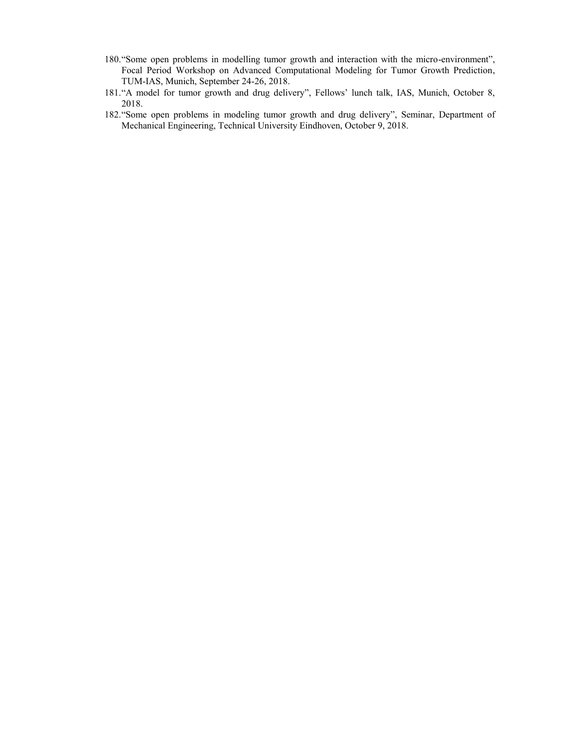180. "Some open problems in modelling tumor growth and interaction with the micro-environment", Focal Period Workshop on Advanced Computational Modeling for Tumor Growth Prediction, TUM-IAS, Munich, September 24-26, 2018.
181. "A model for tumor growth and drug delivery", Fellows' lunch talk, IAS, Munich, October 8, 2018.
182. "Some open problems in modeling tumor growth and drug delivery", Seminar, Department of Mechanical Engineering, Technical University Eindhoven, October 9, 2018.